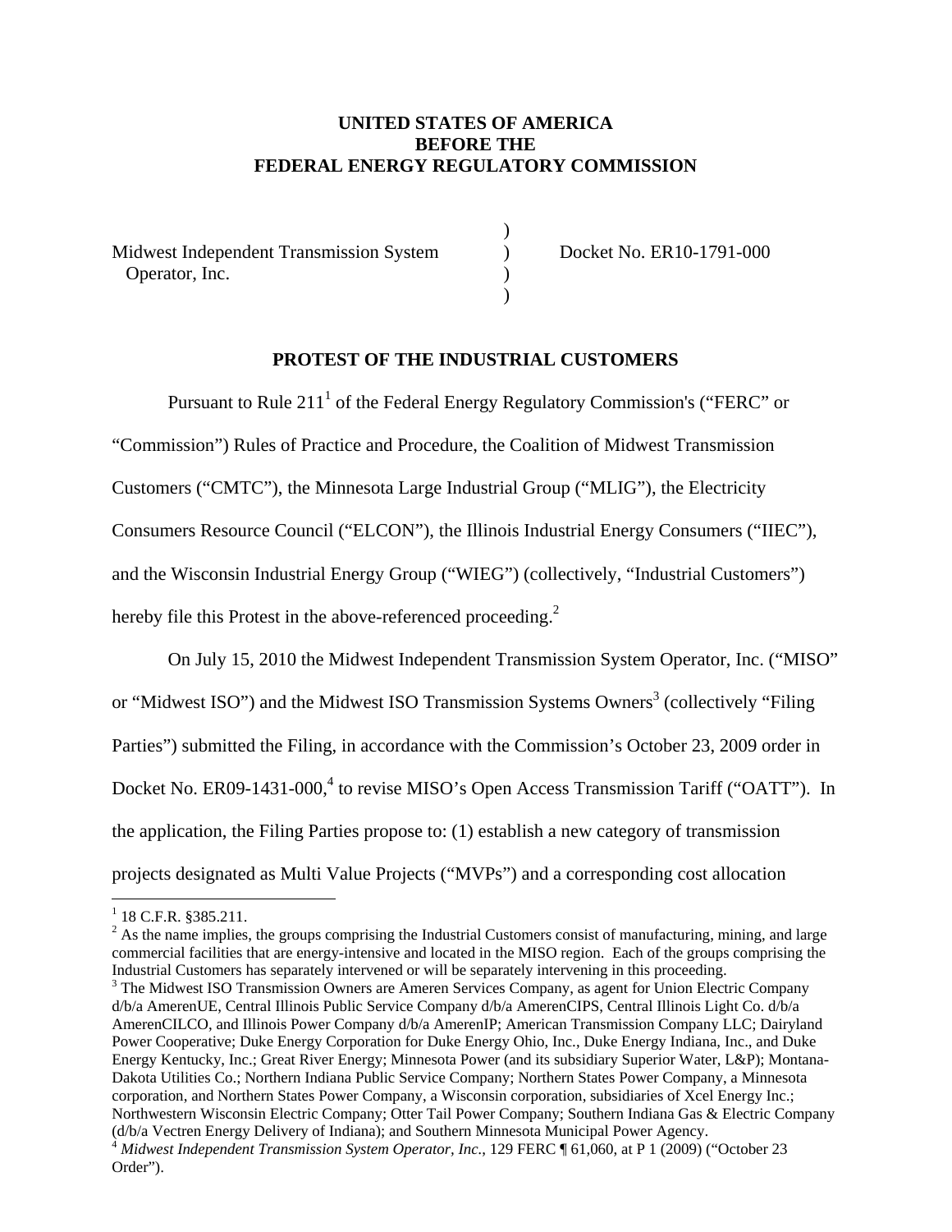**UNITED STATES OF AMERICA**
**BEFORE THE**
**FEDERAL ENERGY REGULATORY COMMISSION**

| | | |
|---|---|---|
| Midwest Independent Transmission System Operator, Inc. | ) | Docket No. ER10-1791-000 |

**PROTEST OF THE INDUSTRIAL CUSTOMERS**

Pursuant to Rule 211[1] of the Federal Energy Regulatory Commission's ("FERC" or "Commission") Rules of Practice and Procedure, the Coalition of Midwest Transmission Customers ("CMTC"), the Minnesota Large Industrial Group ("MLIG"), the Electricity Consumers Resource Council ("ELCON"), the Illinois Industrial Energy Consumers ("IIEC"), and the Wisconsin Industrial Energy Group ("WIEG") (collectively, "Industrial Customers") hereby file this Protest in the above-referenced proceeding.[2]

On July 15, 2010 the Midwest Independent Transmission System Operator, Inc. ("MISO" or "Midwest ISO") and the Midwest ISO Transmission Systems Owners[3] (collectively "Filing Parties") submitted the Filing, in accordance with the Commission's October 23, 2009 order in Docket No. ER09-1431-000,[4] to revise MISO's Open Access Transmission Tariff ("OATT"). In the application, the Filing Parties propose to: (1) establish a new category of transmission projects designated as Multi Value Projects ("MVPs") and a corresponding cost allocation

---

[1] 18 C.F.R. §385.211.

[2] As the name implies, the groups comprising the Industrial Customers consist of manufacturing, mining, and large commercial facilities that are energy-intensive and located in the MISO region. Each of the groups comprising the Industrial Customers has separately intervened or will be separately intervening in this proceeding.

[3] The Midwest ISO Transmission Owners are Ameren Services Company, as agent for Union Electric Company d/b/a AmerenUE, Central Illinois Public Service Company d/b/a AmerenCIPS, Central Illinois Light Co. d/b/a AmerenCILCO, and Illinois Power Company d/b/a AmerenIP; American Transmission Company LLC; Dairyland Power Cooperative; Duke Energy Corporation for Duke Energy Ohio, Inc., Duke Energy Indiana, Inc., and Duke Energy Kentucky, Inc.; Great River Energy; Minnesota Power (and its subsidiary Superior Water, L&P); Montana-Dakota Utilities Co.; Northern Indiana Public Service Company; Northern States Power Company, a Minnesota corporation, and Northern States Power Company, a Wisconsin corporation, subsidiaries of Xcel Energy Inc.; Northwestern Wisconsin Electric Company; Otter Tail Power Company; Southern Indiana Gas & Electric Company (d/b/a Vectren Energy Delivery of Indiana); and Southern Minnesota Municipal Power Agency.

[4] *Midwest Independent Transmission System Operator, Inc.*, 129 FERC ¶ 61,060, at P 1 (2009) ("October 23 Order").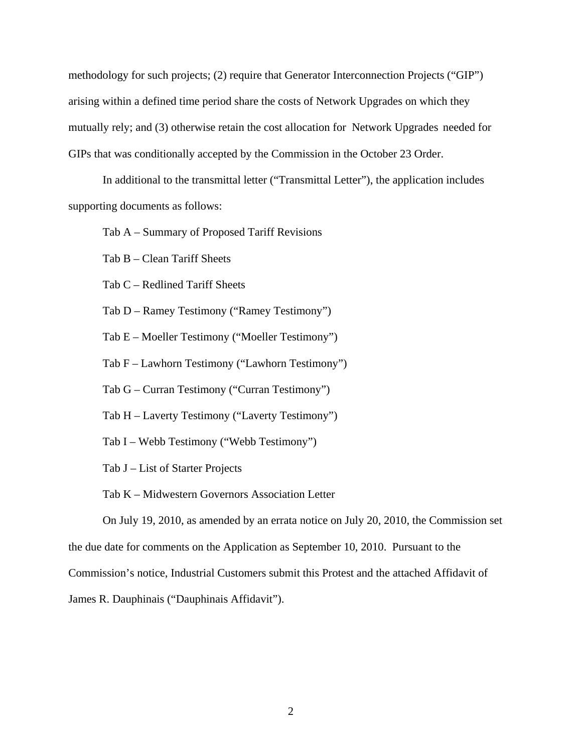methodology for such projects; (2) require that Generator Interconnection Projects ("GIP") arising within a defined time period share the costs of Network Upgrades on which they mutually rely; and (3) otherwise retain the cost allocation for Network Upgrades needed for GIPs that was conditionally accepted by the Commission in the October 23 Order.

In additional to the transmittal letter ("Transmittal Letter"), the application includes supporting documents as follows:

Tab A – Summary of Proposed Tariff Revisions

Tab B – Clean Tariff Sheets

Tab C – Redlined Tariff Sheets

Tab D – Ramey Testimony ("Ramey Testimony")

Tab E – Moeller Testimony ("Moeller Testimony")

Tab F – Lawhorn Testimony ("Lawhorn Testimony")

Tab G – Curran Testimony ("Curran Testimony")

Tab H – Laverty Testimony ("Laverty Testimony")

Tab I – Webb Testimony ("Webb Testimony")

Tab J – List of Starter Projects

Tab K – Midwestern Governors Association Letter

On July 19, 2010, as amended by an errata notice on July 20, 2010, the Commission set the due date for comments on the Application as September 10, 2010. Pursuant to the Commission's notice, Industrial Customers submit this Protest and the attached Affidavit of James R. Dauphinais ("Dauphinais Affidavit").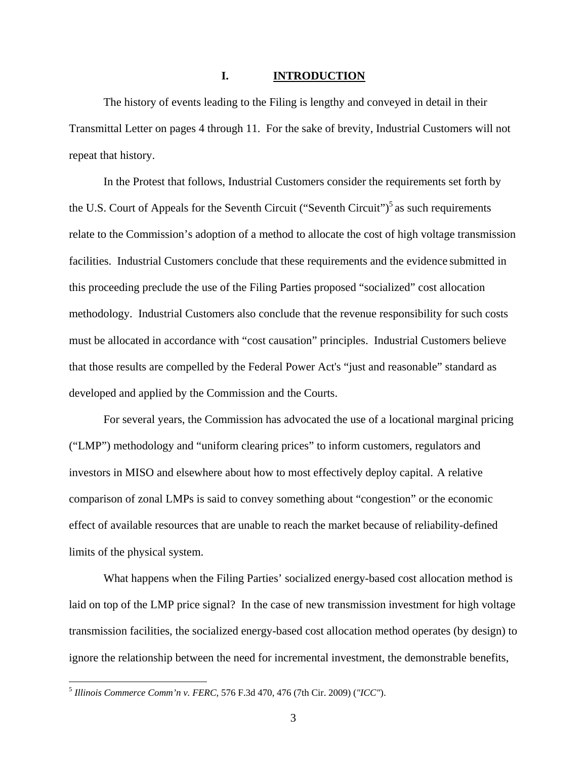# I. INTRODUCTION

The history of events leading to the Filing is lengthy and conveyed in detail in their Transmittal Letter on pages 4 through 11. For the sake of brevity, Industrial Customers will not repeat that history.

In the Protest that follows, Industrial Customers consider the requirements set forth by the U.S. Court of Appeals for the Seventh Circuit ("Seventh Circuit")[5] as such requirements relate to the Commission's adoption of a method to allocate the cost of high voltage transmission facilities. Industrial Customers conclude that these requirements and the evidence submitted in this proceeding preclude the use of the Filing Parties proposed "socialized" cost allocation methodology. Industrial Customers also conclude that the revenue responsibility for such costs must be allocated in accordance with "cost causation" principles. Industrial Customers believe that those results are compelled by the Federal Power Act's "just and reasonable" standard as developed and applied by the Commission and the Courts.

For several years, the Commission has advocated the use of a locational marginal pricing ("LMP") methodology and "uniform clearing prices" to inform customers, regulators and investors in MISO and elsewhere about how to most effectively deploy capital. A relative comparison of zonal LMPs is said to convey something about "congestion" or the economic effect of available resources that are unable to reach the market because of reliability-defined limits of the physical system.

What happens when the Filing Parties' socialized energy-based cost allocation method is laid on top of the LMP price signal? In the case of new transmission investment for high voltage transmission facilities, the socialized energy-based cost allocation method operates (by design) to ignore the relationship between the need for incremental investment, the demonstrable benefits,

---

[5] *Illinois Commerce Comm'n v. FERC,* 576 F.3d 470, 476 (7th Cir. 2009) (*"ICC"*).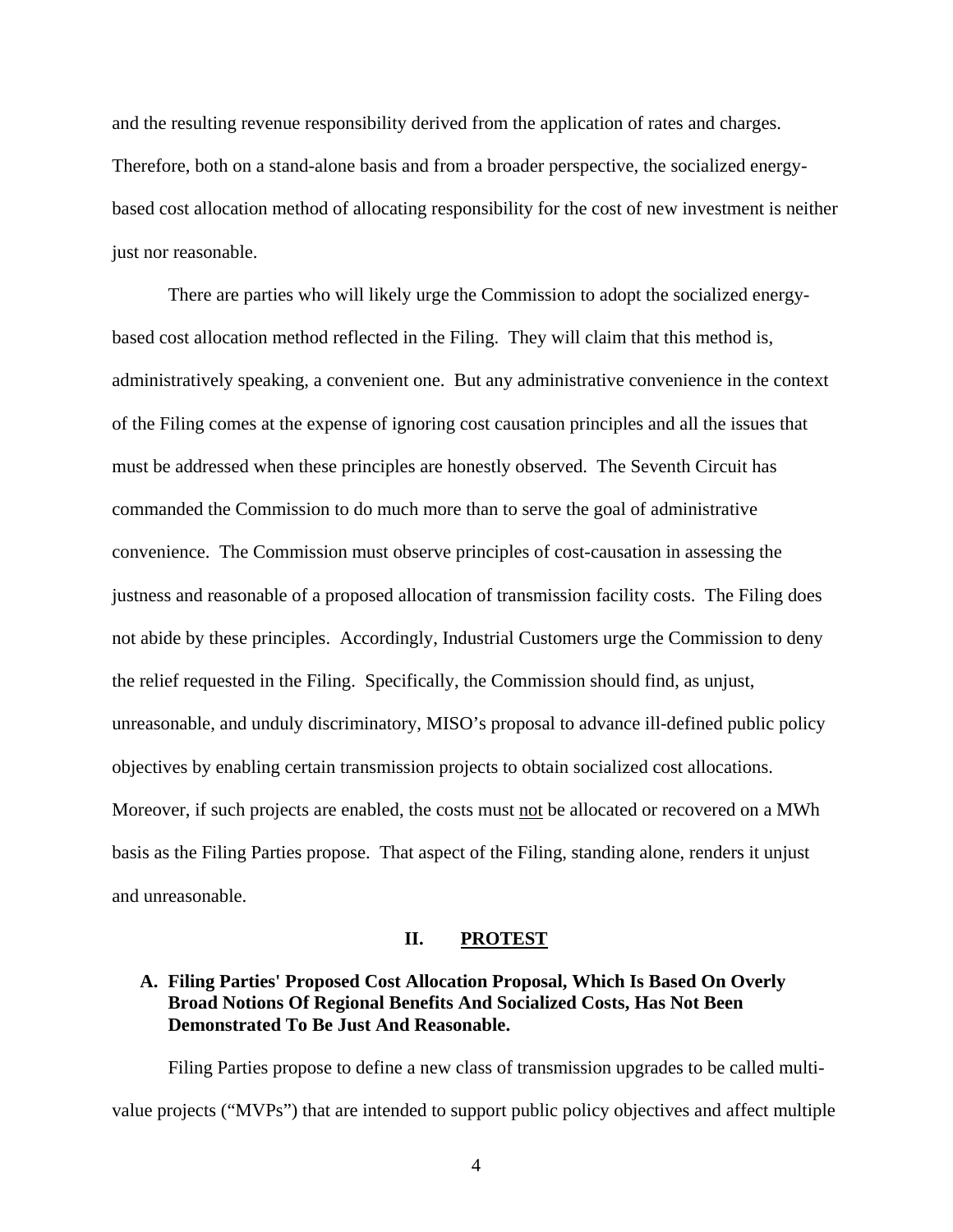and the resulting revenue responsibility derived from the application of rates and charges. Therefore, both on a stand-alone basis and from a broader perspective, the socialized energy-based cost allocation method of allocating responsibility for the cost of new investment is neither just nor reasonable.

There are parties who will likely urge the Commission to adopt the socialized energy-based cost allocation method reflected in the Filing. They will claim that this method is, administratively speaking, a convenient one. But any administrative convenience in the context of the Filing comes at the expense of ignoring cost causation principles and all the issues that must be addressed when these principles are honestly observed. The Seventh Circuit has commanded the Commission to do much more than to serve the goal of administrative convenience. The Commission must observe principles of cost-causation in assessing the justness and reasonable of a proposed allocation of transmission facility costs. The Filing does not abide by these principles. Accordingly, Industrial Customers urge the Commission to deny the relief requested in the Filing. Specifically, the Commission should find, as unjust, unreasonable, and unduly discriminatory, MISO's proposal to advance ill-defined public policy objectives by enabling certain transmission projects to obtain socialized cost allocations. Moreover, if such projects are enabled, the costs must <u>not</u> be allocated or recovered on a MWh basis as the Filing Parties propose. That aspect of the Filing, standing alone, renders it unjust and unreasonable.

## II. <u>PROTEST</u>

### A. Filing Parties' Proposed Cost Allocation Proposal, Which Is Based On Overly Broad Notions Of Regional Benefits And Socialized Costs, Has Not Been Demonstrated To Be Just And Reasonable.

Filing Parties propose to define a new class of transmission upgrades to be called multi-value projects ("MVPs") that are intended to support public policy objectives and affect multiple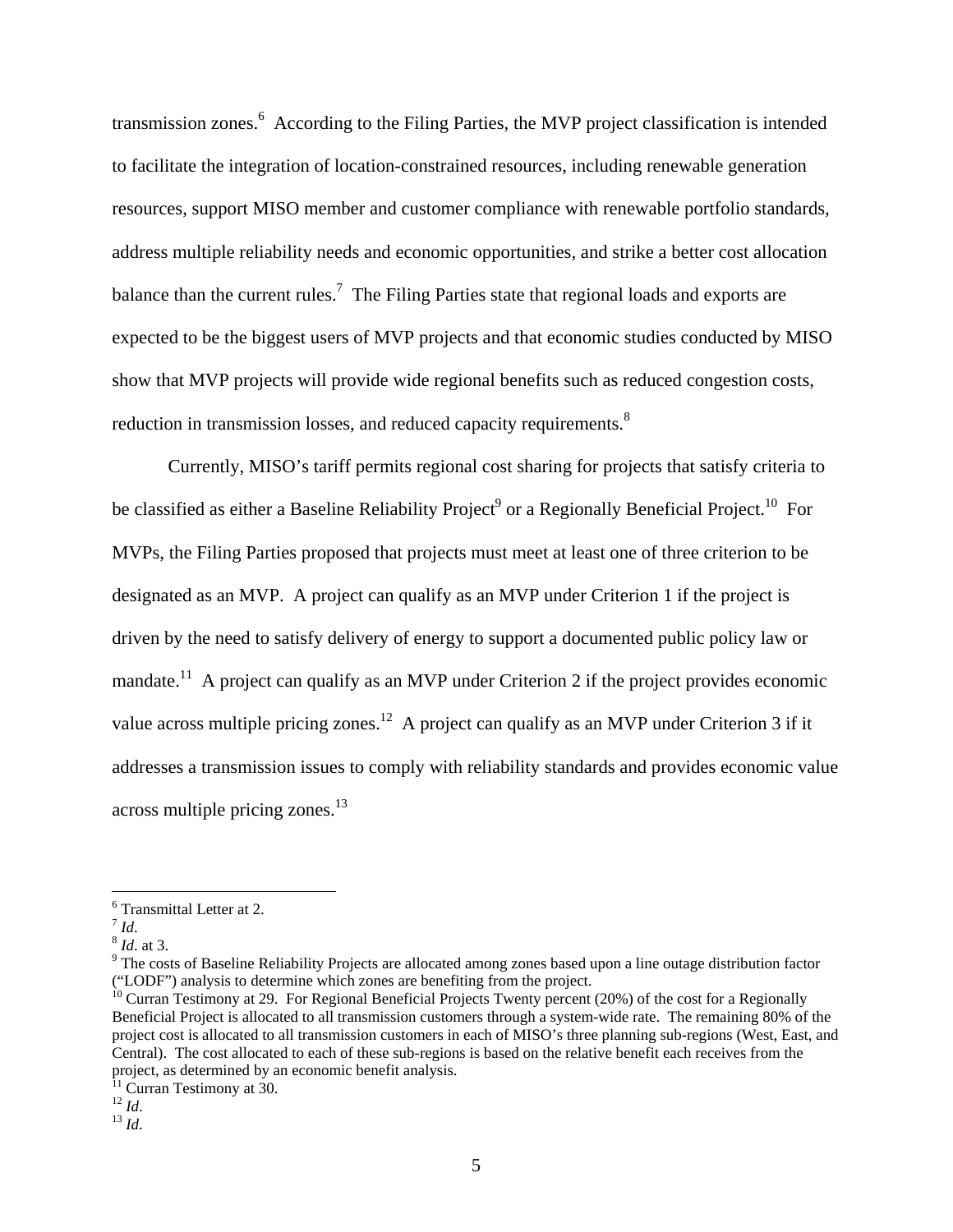transmission zones.[6] According to the Filing Parties, the MVP project classification is intended to facilitate the integration of location-constrained resources, including renewable generation resources, support MISO member and customer compliance with renewable portfolio standards, address multiple reliability needs and economic opportunities, and strike a better cost allocation balance than the current rules.[7] The Filing Parties state that regional loads and exports are expected to be the biggest users of MVP projects and that economic studies conducted by MISO show that MVP projects will provide wide regional benefits such as reduced congestion costs, reduction in transmission losses, and reduced capacity requirements.[8]

Currently, MISO's tariff permits regional cost sharing for projects that satisfy criteria to be classified as either a Baseline Reliability Project[9] or a Regionally Beneficial Project.[10] For MVPs, the Filing Parties proposed that projects must meet at least one of three criterion to be designated as an MVP. A project can qualify as an MVP under Criterion 1 if the project is driven by the need to satisfy delivery of energy to support a documented public policy law or mandate.[11] A project can qualify as an MVP under Criterion 2 if the project provides economic value across multiple pricing zones.[12] A project can qualify as an MVP under Criterion 3 if it addresses a transmission issues to comply with reliability standards and provides economic value across multiple pricing zones.[13]

---

[6] Transmittal Letter at 2.

[7] *Id*.

[8] *Id*. at 3.

[9] The costs of Baseline Reliability Projects are allocated among zones based upon a line outage distribution factor ("LODF") analysis to determine which zones are benefiting from the project.

[10] Curran Testimony at 29. For Regional Beneficial Projects Twenty percent (20%) of the cost for a Regionally Beneficial Project is allocated to all transmission customers through a system-wide rate. The remaining 80% of the project cost is allocated to all transmission customers in each of MISO's three planning sub-regions (West, East, and Central). The cost allocated to each of these sub-regions is based on the relative benefit each receives from the project, as determined by an economic benefit analysis.

[11] Curran Testimony at 30.

[12] *Id*.

[13] *Id*.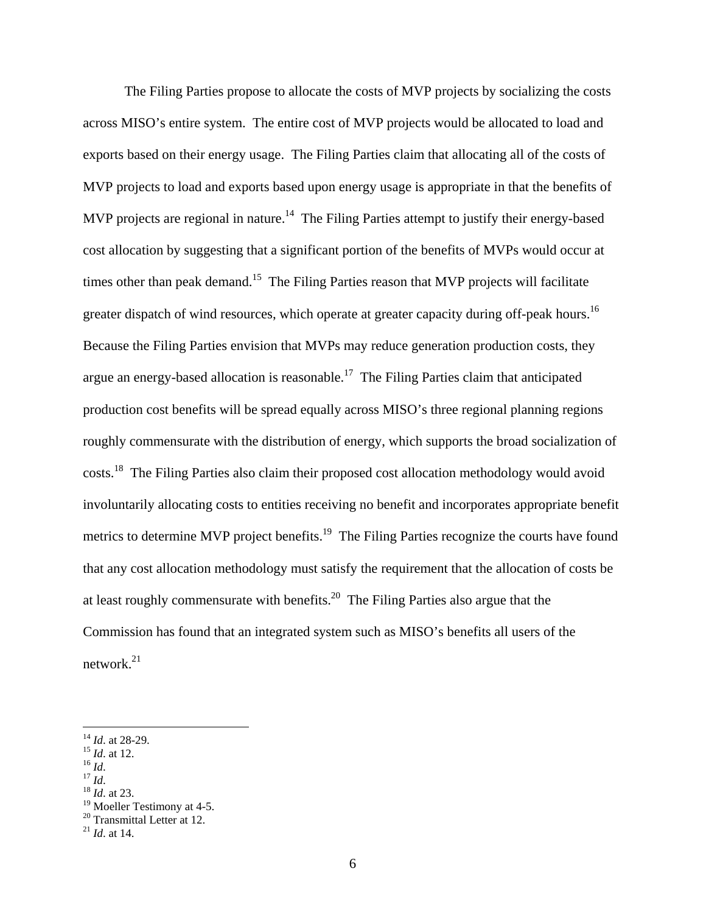The Filing Parties propose to allocate the costs of MVP projects by socializing the costs across MISO's entire system. The entire cost of MVP projects would be allocated to load and exports based on their energy usage. The Filing Parties claim that allocating all of the costs of MVP projects to load and exports based upon energy usage is appropriate in that the benefits of MVP projects are regional in nature.[14] The Filing Parties attempt to justify their energy-based cost allocation by suggesting that a significant portion of the benefits of MVPs would occur at times other than peak demand.[15] The Filing Parties reason that MVP projects will facilitate greater dispatch of wind resources, which operate at greater capacity during off-peak hours.[16] Because the Filing Parties envision that MVPs may reduce generation production costs, they argue an energy-based allocation is reasonable.[17] The Filing Parties claim that anticipated production cost benefits will be spread equally across MISO's three regional planning regions roughly commensurate with the distribution of energy, which supports the broad socialization of costs.[18] The Filing Parties also claim their proposed cost allocation methodology would avoid involuntarily allocating costs to entities receiving no benefit and incorporates appropriate benefit metrics to determine MVP project benefits.[19] The Filing Parties recognize the courts have found that any cost allocation methodology must satisfy the requirement that the allocation of costs be at least roughly commensurate with benefits.[20] The Filing Parties also argue that the Commission has found that an integrated system such as MISO's benefits all users of the network.[21]

---

[14] *Id*. at 28-29.
[15] *Id*. at 12.
[16] *Id*.
[17] *Id*.
[18] *Id*. at 23.
[19] Moeller Testimony at 4-5.
[20] Transmittal Letter at 12.
[21] *Id*. at 14.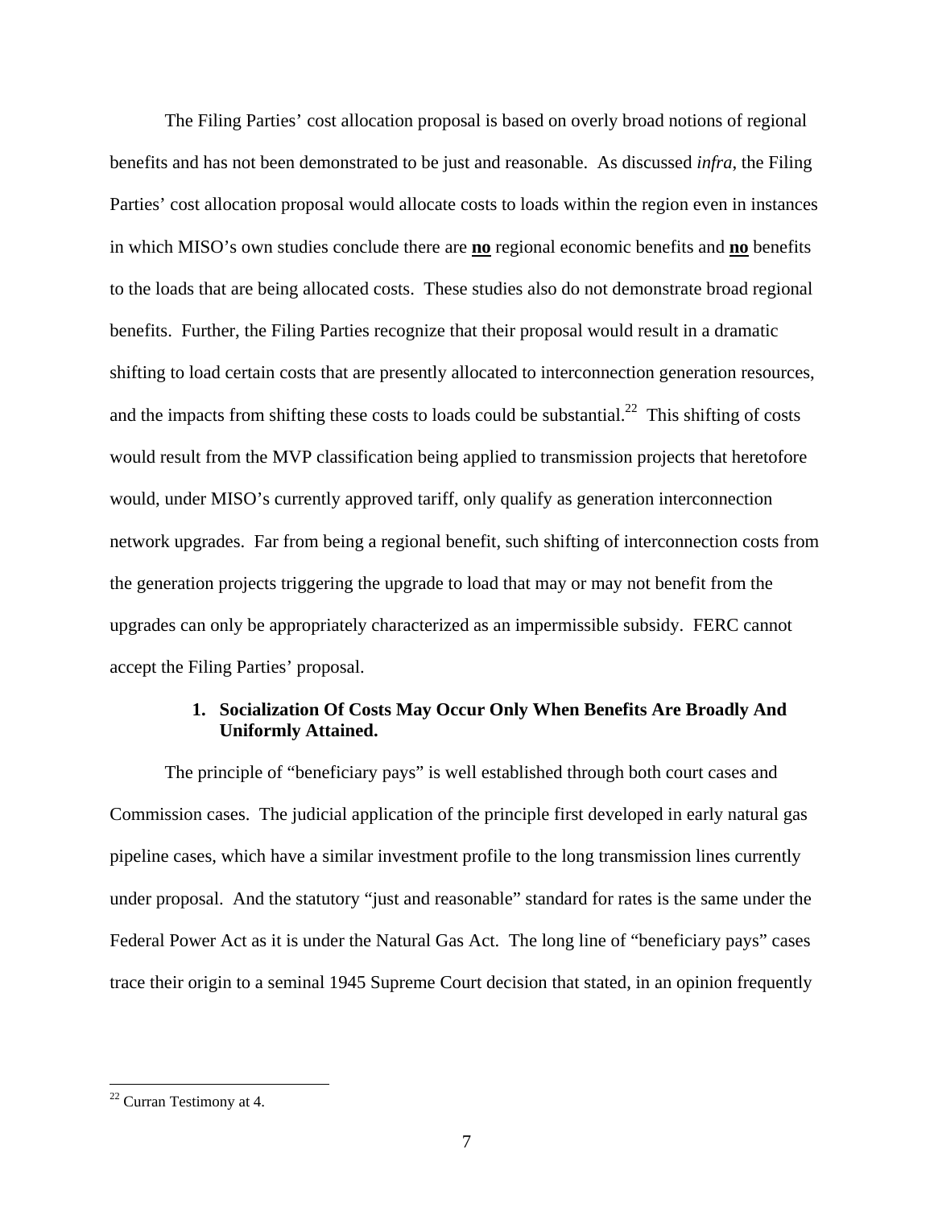The Filing Parties' cost allocation proposal is based on overly broad notions of regional benefits and has not been demonstrated to be just and reasonable. As discussed *infra*, the Filing Parties' cost allocation proposal would allocate costs to loads within the region even in instances in which MISO's own studies conclude there are **no** regional economic benefits and **no** benefits to the loads that are being allocated costs. These studies also do not demonstrate broad regional benefits. Further, the Filing Parties recognize that their proposal would result in a dramatic shifting to load certain costs that are presently allocated to interconnection generation resources, and the impacts from shifting these costs to loads could be substantial.[22] This shifting of costs would result from the MVP classification being applied to transmission projects that heretofore would, under MISO's currently approved tariff, only qualify as generation interconnection network upgrades. Far from being a regional benefit, such shifting of interconnection costs from the generation projects triggering the upgrade to load that may or may not benefit from the upgrades can only be appropriately characterized as an impermissible subsidy. FERC cannot accept the Filing Parties' proposal.

### 1. Socialization Of Costs May Occur Only When Benefits Are Broadly And Uniformly Attained.

The principle of "beneficiary pays" is well established through both court cases and Commission cases. The judicial application of the principle first developed in early natural gas pipeline cases, which have a similar investment profile to the long transmission lines currently under proposal. And the statutory "just and reasonable" standard for rates is the same under the Federal Power Act as it is under the Natural Gas Act. The long line of "beneficiary pays" cases trace their origin to a seminal 1945 Supreme Court decision that stated, in an opinion frequently

[22] Curran Testimony at 4.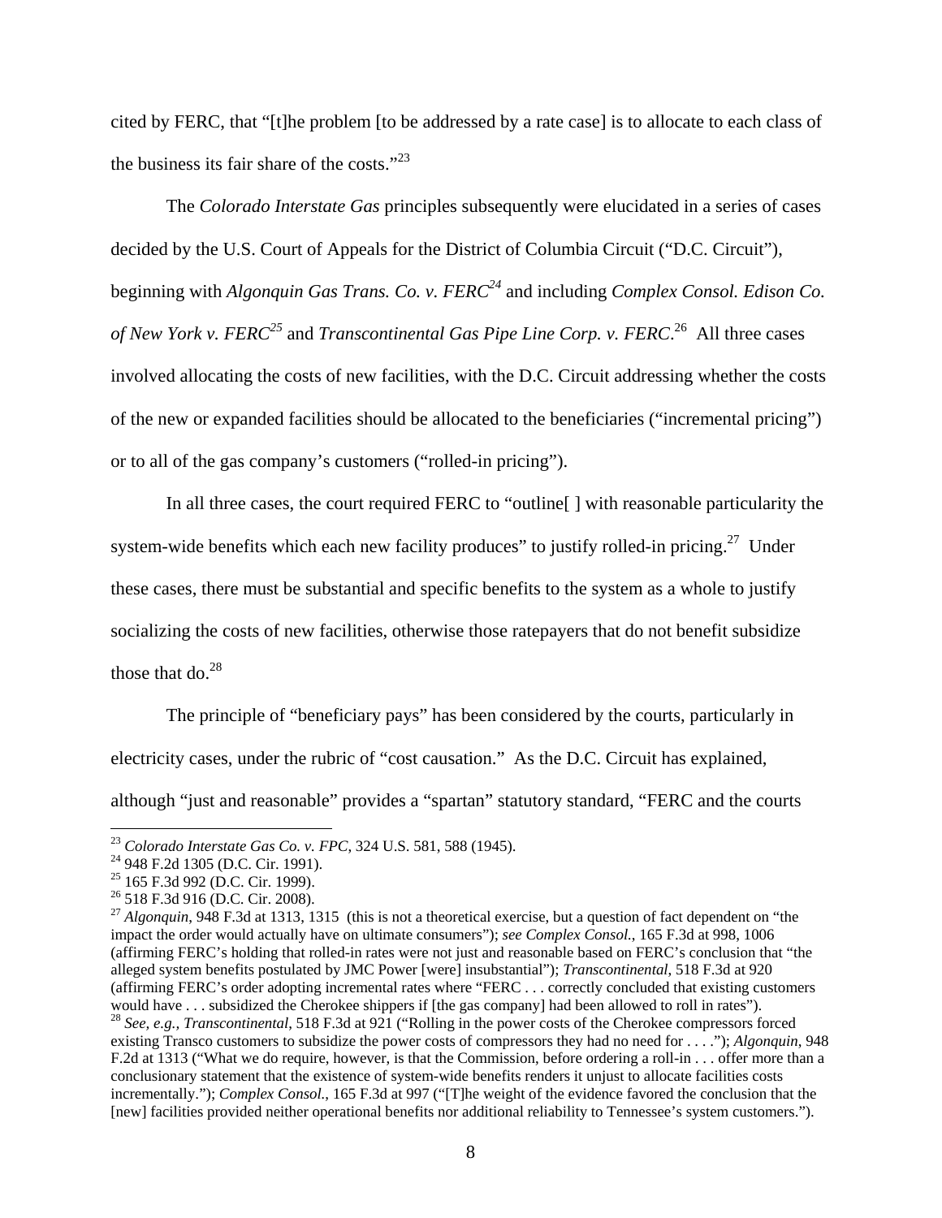cited by FERC, that "[t]he problem [to be addressed by a rate case] is to allocate to each class of the business its fair share of the costs."[23]

The *Colorado Interstate Gas* principles subsequently were elucidated in a series of cases decided by the U.S. Court of Appeals for the District of Columbia Circuit ("D.C. Circuit"), beginning with *Algonquin Gas Trans. Co. v. FERC*[24] and including *Complex Consol. Edison Co. of New York v. FERC*[25] and *Transcontinental Gas Pipe Line Corp. v. FERC*.[26] All three cases involved allocating the costs of new facilities, with the D.C. Circuit addressing whether the costs of the new or expanded facilities should be allocated to the beneficiaries ("incremental pricing") or to all of the gas company's customers ("rolled-in pricing").

In all three cases, the court required FERC to "outline[ ] with reasonable particularity the system-wide benefits which each new facility produces" to justify rolled-in pricing.[27] Under these cases, there must be substantial and specific benefits to the system as a whole to justify socializing the costs of new facilities, otherwise those ratepayers that do not benefit subsidize those that do.[28]

The principle of "beneficiary pays" has been considered by the courts, particularly in electricity cases, under the rubric of "cost causation." As the D.C. Circuit has explained, although "just and reasonable" provides a "spartan" statutory standard, "FERC and the courts

---

[23] *Colorado Interstate Gas Co. v. FPC*, 324 U.S. 581, 588 (1945).

[24] 948 F.2d 1305 (D.C. Cir. 1991).

[25] 165 F.3d 992 (D.C. Cir. 1999).

[26] 518 F.3d 916 (D.C. Cir. 2008).

[27] *Algonquin*, 948 F.3d at 1313, 1315 (this is not a theoretical exercise, but a question of fact dependent on "the impact the order would actually have on ultimate consumers"); *see Complex Consol.*, 165 F.3d at 998, 1006 (affirming FERC's holding that rolled-in rates were not just and reasonable based on FERC's conclusion that "the alleged system benefits postulated by JMC Power [were] insubstantial"); *Transcontinental*, 518 F.3d at 920 (affirming FERC's order adopting incremental rates where "FERC . . . correctly concluded that existing customers would have . . . subsidized the Cherokee shippers if [the gas company] had been allowed to roll in rates").

[28] *See, e.g., Transcontinental*, 518 F.3d at 921 ("Rolling in the power costs of the Cherokee compressors forced existing Transco customers to subsidize the power costs of compressors they had no need for . . . ."); *Algonquin*, 948 F.2d at 1313 ("What we do require, however, is that the Commission, before ordering a roll-in . . . offer more than a conclusionary statement that the existence of system-wide benefits renders it unjust to allocate facilities costs incrementally."); *Complex Consol.*, 165 F.3d at 997 ("[T]he weight of the evidence favored the conclusion that the [new] facilities provided neither operational benefits nor additional reliability to Tennessee's system customers.").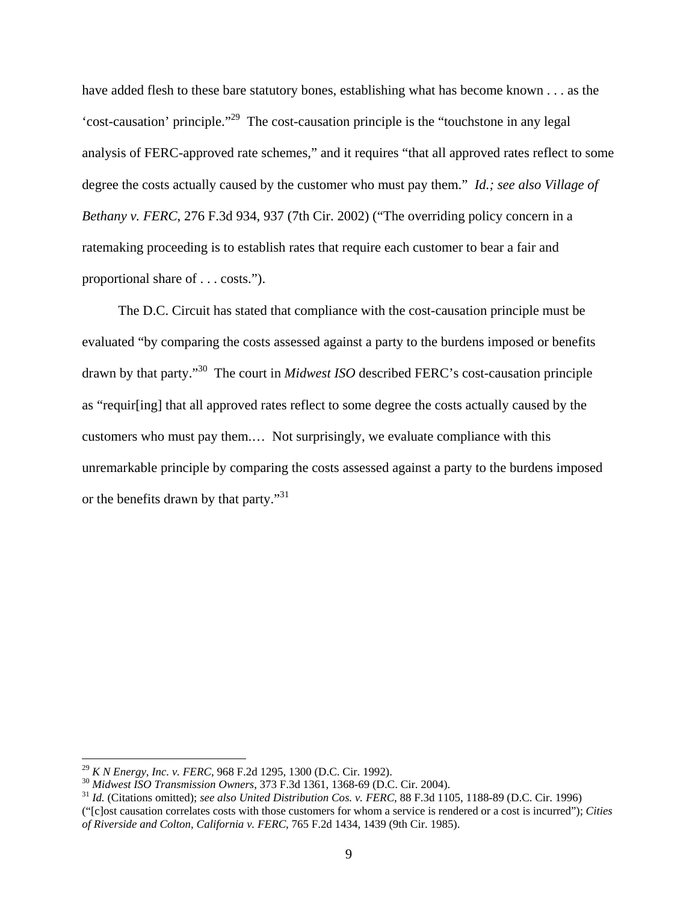have added flesh to these bare statutory bones, establishing what has become known . . . as the 'cost-causation' principle."[29] The cost-causation principle is the "touchstone in any legal analysis of FERC-approved rate schemes," and it requires "that all approved rates reflect to some degree the costs actually caused by the customer who must pay them." *Id.; see also Village of Bethany v. FERC*, 276 F.3d 934, 937 (7th Cir. 2002) ("The overriding policy concern in a ratemaking proceeding is to establish rates that require each customer to bear a fair and proportional share of . . . costs.").

The D.C. Circuit has stated that compliance with the cost-causation principle must be evaluated "by comparing the costs assessed against a party to the burdens imposed or benefits drawn by that party."[30] The court in *Midwest ISO* described FERC's cost-causation principle as "requir[ing] that all approved rates reflect to some degree the costs actually caused by the customers who must pay them.… Not surprisingly, we evaluate compliance with this unremarkable principle by comparing the costs assessed against a party to the burdens imposed or the benefits drawn by that party."[31]

---

[29] *K N Energy, Inc. v. FERC*, 968 F.2d 1295, 1300 (D.C. Cir. 1992).

[30] *Midwest ISO Transmission Owners*, 373 F.3d 1361, 1368-69 (D.C. Cir. 2004).

[31] *Id.* (Citations omitted); *see also United Distribution Cos. v. FERC*, 88 F.3d 1105, 1188-89 (D.C. Cir. 1996) ("[c]ost causation correlates costs with those customers for whom a service is rendered or a cost is incurred"); *Cities of Riverside and Colton, California v. FERC*, 765 F.2d 1434, 1439 (9th Cir. 1985).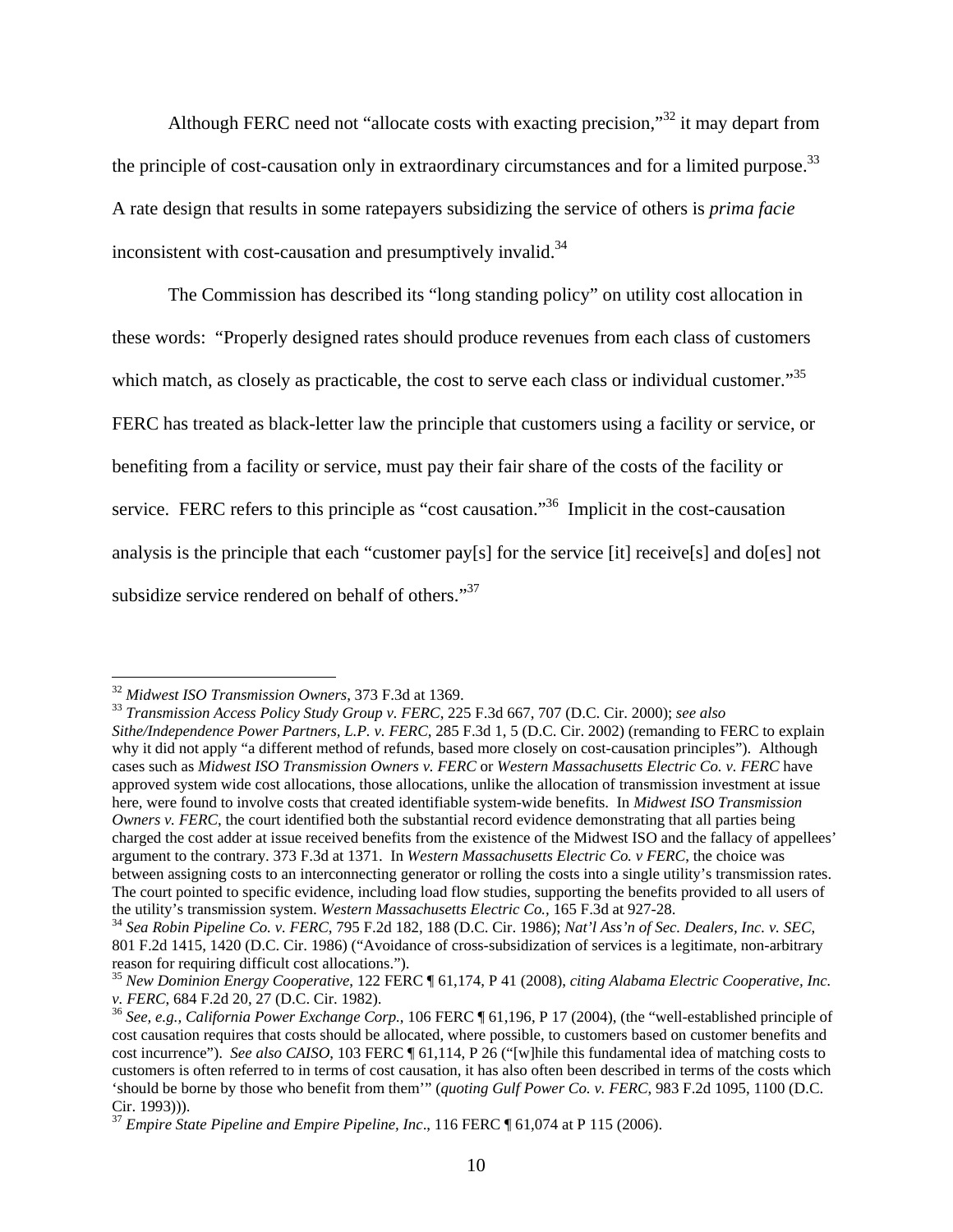Although FERC need not "allocate costs with exacting precision,"[32] it may depart from the principle of cost-causation only in extraordinary circumstances and for a limited purpose.[33] A rate design that results in some ratepayers subsidizing the service of others is *prima facie* inconsistent with cost-causation and presumptively invalid.[34]

The Commission has described its "long standing policy" on utility cost allocation in these words: "Properly designed rates should produce revenues from each class of customers which match, as closely as practicable, the cost to serve each class or individual customer."[35] FERC has treated as black-letter law the principle that customers using a facility or service, or benefiting from a facility or service, must pay their fair share of the costs of the facility or service. FERC refers to this principle as "cost causation."[36] Implicit in the cost-causation analysis is the principle that each "customer pay[s] for the service [it] receive[s] and do[es] not subsidize service rendered on behalf of others."[37]

---

[32] *Midwest ISO Transmission Owners*, 373 F.3d at 1369.

[33] *Transmission Access Policy Study Group v. FERC*, 225 F.3d 667, 707 (D.C. Cir. 2000); *see also Sithe/Independence Power Partners, L.P. v. FERC*, 285 F.3d 1, 5 (D.C. Cir. 2002) (remanding to FERC to explain why it did not apply "a different method of refunds, based more closely on cost-causation principles"). Although cases such as *Midwest ISO Transmission Owners v. FERC* or *Western Massachusetts Electric Co. v. FERC* have approved system wide cost allocations, those allocations, unlike the allocation of transmission investment at issue here, were found to involve costs that created identifiable system-wide benefits. In *Midwest ISO Transmission Owners v. FERC*, the court identified both the substantial record evidence demonstrating that all parties being charged the cost adder at issue received benefits from the existence of the Midwest ISO and the fallacy of appellees' argument to the contrary. 373 F.3d at 1371. In *Western Massachusetts Electric Co. v FERC*, the choice was between assigning costs to an interconnecting generator or rolling the costs into a single utility's transmission rates. The court pointed to specific evidence, including load flow studies, supporting the benefits provided to all users of the utility's transmission system. *Western Massachusetts Electric Co.,* 165 F.3d at 927-28.

[34] *Sea Robin Pipeline Co. v. FERC*, 795 F.2d 182, 188 (D.C. Cir. 1986); *Nat'l Ass'n of Sec. Dealers, Inc. v. SEC*, 801 F.2d 1415, 1420 (D.C. Cir. 1986) ("Avoidance of cross-subsidization of services is a legitimate, non-arbitrary reason for requiring difficult cost allocations.").

[35] *New Dominion Energy Cooperative*, 122 FERC ¶ 61,174, P 41 (2008), *citing Alabama Electric Cooperative, Inc. v. FERC*, 684 F.2d 20, 27 (D.C. Cir. 1982).

[36] *See, e.g., California Power Exchange Corp.*, 106 FERC ¶ 61,196, P 17 (2004), (the "well-established principle of cost causation requires that costs should be allocated, where possible, to customers based on customer benefits and cost incurrence"). *See also CAISO*, 103 FERC ¶ 61,114, P 26 ("[w]hile this fundamental idea of matching costs to customers is often referred to in terms of cost causation, it has also often been described in terms of the costs which 'should be borne by those who benefit from them'" (*quoting Gulf Power Co. v. FERC*, 983 F.2d 1095, 1100 (D.C. Cir. 1993))).

[37] *Empire State Pipeline and Empire Pipeline, Inc*., 116 FERC ¶ 61,074 at P 115 (2006).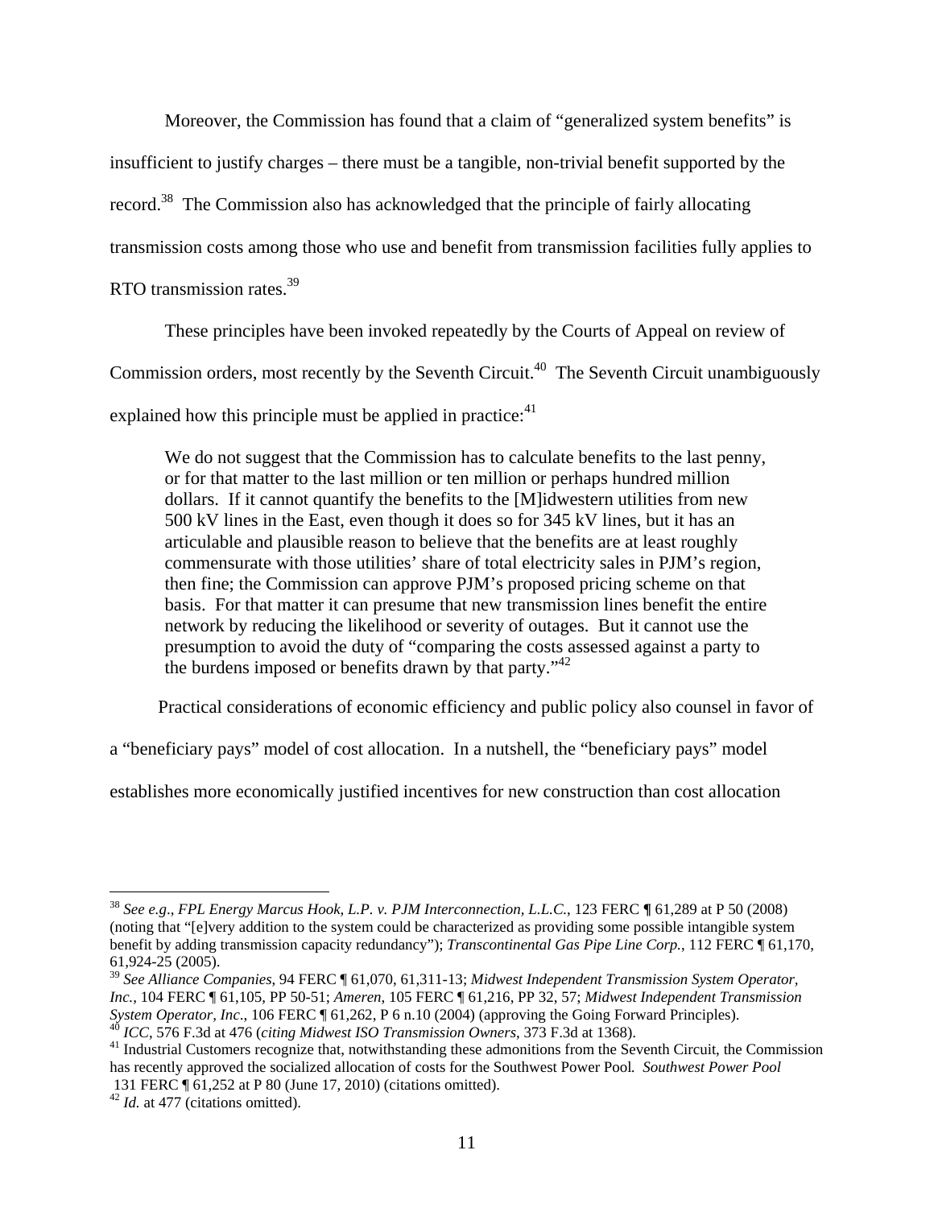Moreover, the Commission has found that a claim of "generalized system benefits" is insufficient to justify charges – there must be a tangible, non-trivial benefit supported by the record.[38] The Commission also has acknowledged that the principle of fairly allocating transmission costs among those who use and benefit from transmission facilities fully applies to RTO transmission rates.[39]

These principles have been invoked repeatedly by the Courts of Appeal on review of Commission orders, most recently by the Seventh Circuit.[40] The Seventh Circuit unambiguously explained how this principle must be applied in practice:[41]

> We do not suggest that the Commission has to calculate benefits to the last penny, or for that matter to the last million or ten million or perhaps hundred million dollars. If it cannot quantify the benefits to the [M]idwestern utilities from new 500 kV lines in the East, even though it does so for 345 kV lines, but it has an articulable and plausible reason to believe that the benefits are at least roughly commensurate with those utilities' share of total electricity sales in PJM's region, then fine; the Commission can approve PJM's proposed pricing scheme on that basis. For that matter it can presume that new transmission lines benefit the entire network by reducing the likelihood or severity of outages. But it cannot use the presumption to avoid the duty of "comparing the costs assessed against a party to the burdens imposed or benefits drawn by that party."[42]

Practical considerations of economic efficiency and public policy also counsel in favor of a "beneficiary pays" model of cost allocation. In a nutshell, the "beneficiary pays" model establishes more economically justified incentives for new construction than cost allocation

---

[38] *See e.g.*, *FPL Energy Marcus Hook, L.P. v. PJM Interconnection, L.L.C.*, 123 FERC ¶ 61,289 at P 50 (2008) (noting that "[e]very addition to the system could be characterized as providing some possible intangible system benefit by adding transmission capacity redundancy"); *Transcontinental Gas Pipe Line Corp.*, 112 FERC ¶ 61,170, 61,924-25 (2005).

[39] *See Alliance Companies*, 94 FERC ¶ 61,070, 61,311-13; *Midwest Independent Transmission System Operator, Inc.*, 104 FERC ¶ 61,105, PP 50-51; *Ameren*, 105 FERC ¶ 61,216, PP 32, 57; *Midwest Independent Transmission System Operator, Inc.*, 106 FERC ¶ 61,262, P 6 n.10 (2004) (approving the Going Forward Principles).

[40] *ICC*, 576 F.3d at 476 (*citing Midwest ISO Transmission Owners*, 373 F.3d at 1368).

[41] Industrial Customers recognize that, notwithstanding these admonitions from the Seventh Circuit, the Commission has recently approved the socialized allocation of costs for the Southwest Power Pool. *Southwest Power Pool* 131 FERC ¶ 61,252 at P 80 (June 17, 2010) (citations omitted).

[42] *Id.* at 477 (citations omitted).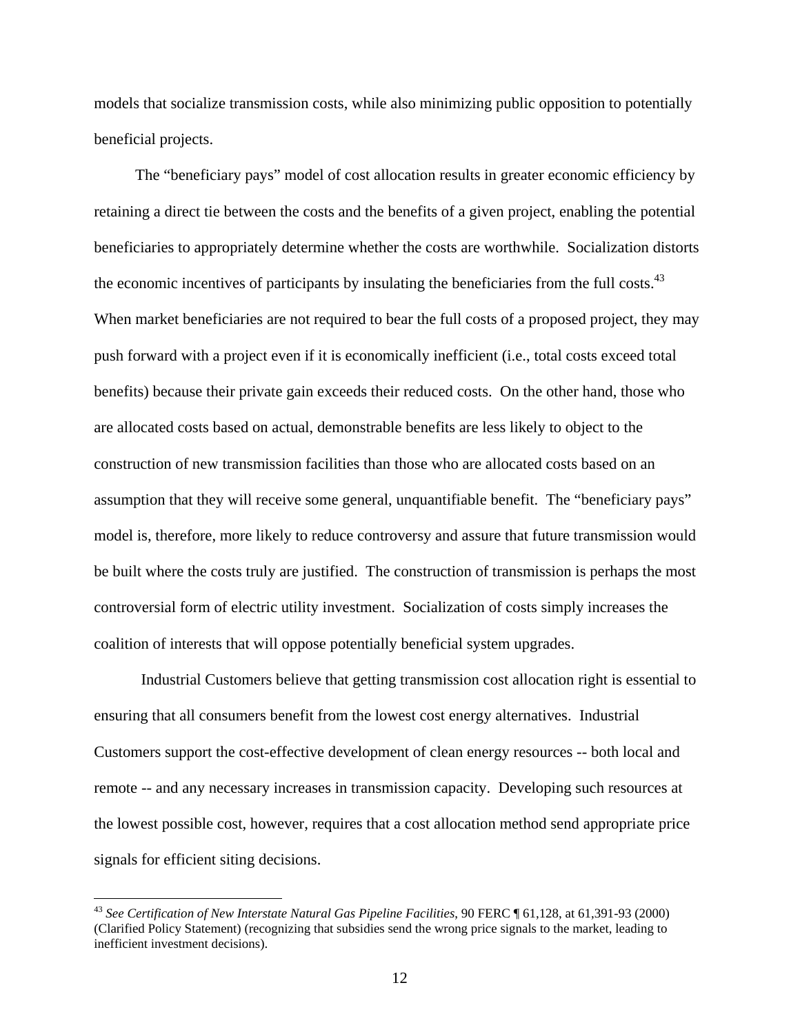models that socialize transmission costs, while also minimizing public opposition to potentially beneficial projects.

The "beneficiary pays" model of cost allocation results in greater economic efficiency by retaining a direct tie between the costs and the benefits of a given project, enabling the potential beneficiaries to appropriately determine whether the costs are worthwhile. Socialization distorts the economic incentives of participants by insulating the beneficiaries from the full costs.[43] When market beneficiaries are not required to bear the full costs of a proposed project, they may push forward with a project even if it is economically inefficient (i.e., total costs exceed total benefits) because their private gain exceeds their reduced costs. On the other hand, those who are allocated costs based on actual, demonstrable benefits are less likely to object to the construction of new transmission facilities than those who are allocated costs based on an assumption that they will receive some general, unquantifiable benefit. The "beneficiary pays" model is, therefore, more likely to reduce controversy and assure that future transmission would be built where the costs truly are justified. The construction of transmission is perhaps the most controversial form of electric utility investment. Socialization of costs simply increases the coalition of interests that will oppose potentially beneficial system upgrades.

Industrial Customers believe that getting transmission cost allocation right is essential to ensuring that all consumers benefit from the lowest cost energy alternatives. Industrial Customers support the cost-effective development of clean energy resources -- both local and remote -- and any necessary increases in transmission capacity. Developing such resources at the lowest possible cost, however, requires that a cost allocation method send appropriate price signals for efficient siting decisions.

---

[43] *See Certification of New Interstate Natural Gas Pipeline Facilities*, 90 FERC ¶ 61,128, at 61,391-93 (2000) (Clarified Policy Statement) (recognizing that subsidies send the wrong price signals to the market, leading to inefficient investment decisions).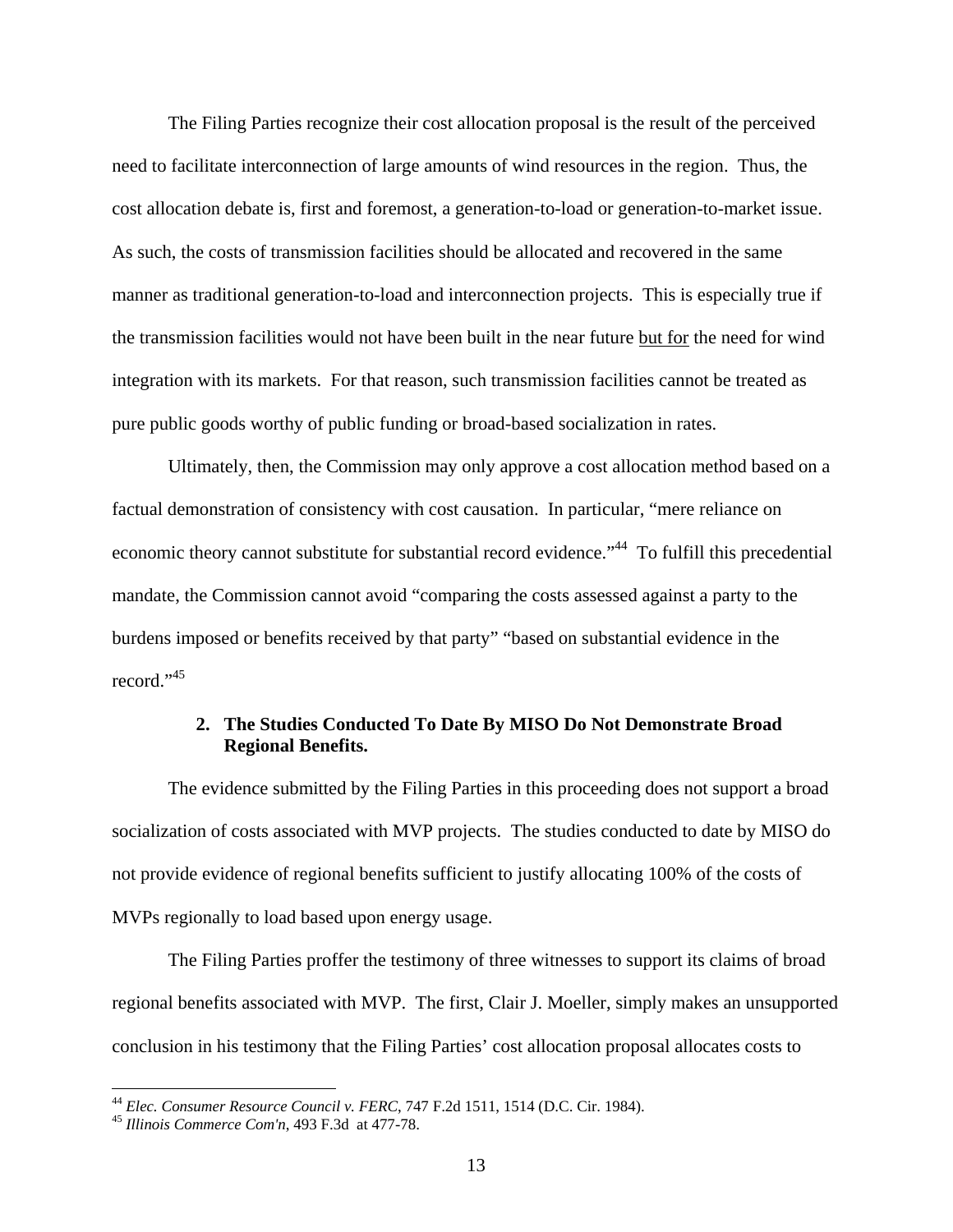The Filing Parties recognize their cost allocation proposal is the result of the perceived need to facilitate interconnection of large amounts of wind resources in the region. Thus, the cost allocation debate is, first and foremost, a generation-to-load or generation-to-market issue. As such, the costs of transmission facilities should be allocated and recovered in the same manner as traditional generation-to-load and interconnection projects. This is especially true if the transmission facilities would not have been built in the near future but for the need for wind integration with its markets. For that reason, such transmission facilities cannot be treated as pure public goods worthy of public funding or broad-based socialization in rates.

Ultimately, then, the Commission may only approve a cost allocation method based on a factual demonstration of consistency with cost causation. In particular, "mere reliance on economic theory cannot substitute for substantial record evidence."[44] To fulfill this precedential mandate, the Commission cannot avoid "comparing the costs assessed against a party to the burdens imposed or benefits received by that party" "based on substantial evidence in the record."[45]

### 2. The Studies Conducted To Date By MISO Do Not Demonstrate Broad Regional Benefits.

The evidence submitted by the Filing Parties in this proceeding does not support a broad socialization of costs associated with MVP projects. The studies conducted to date by MISO do not provide evidence of regional benefits sufficient to justify allocating 100% of the costs of MVPs regionally to load based upon energy usage.

The Filing Parties proffer the testimony of three witnesses to support its claims of broad regional benefits associated with MVP. The first, Clair J. Moeller, simply makes an unsupported conclusion in his testimony that the Filing Parties' cost allocation proposal allocates costs to

---

[44] *Elec. Consumer Resource Council v. FERC*, 747 F.2d 1511, 1514 (D.C. Cir. 1984).

[45] *Illinois Commerce Com'n*, 493 F.3d at 477-78.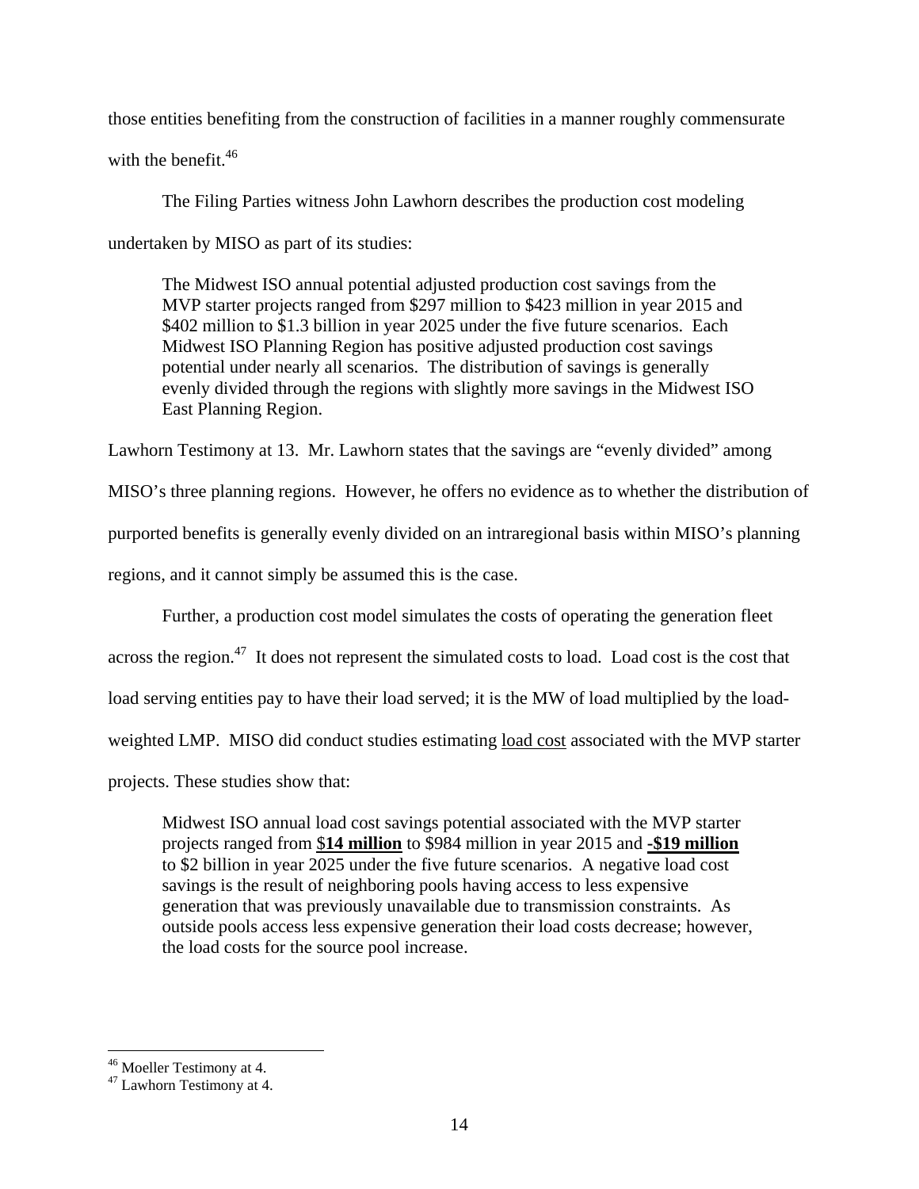those entities benefiting from the construction of facilities in a manner roughly commensurate with the benefit.[46]

The Filing Parties witness John Lawhorn describes the production cost modeling undertaken by MISO as part of its studies:

> The Midwest ISO annual potential adjusted production cost savings from the MVP starter projects ranged from $297 million to $423 million in year 2015 and $402 million to $1.3 billion in year 2025 under the five future scenarios. Each Midwest ISO Planning Region has positive adjusted production cost savings potential under nearly all scenarios. The distribution of savings is generally evenly divided through the regions with slightly more savings in the Midwest ISO East Planning Region.

Lawhorn Testimony at 13. Mr. Lawhorn states that the savings are "evenly divided" among MISO's three planning regions. However, he offers no evidence as to whether the distribution of purported benefits is generally evenly divided on an intraregional basis within MISO's planning regions, and it cannot simply be assumed this is the case.

Further, a production cost model simulates the costs of operating the generation fleet across the region.[47] It does not represent the simulated costs to load. Load cost is the cost that load serving entities pay to have their load served; it is the MW of load multiplied by the load-weighted LMP. MISO did conduct studies estimating <u>load cost</u> associated with the MVP starter projects. These studies show that:

> Midwest ISO annual load cost savings potential associated with the MVP starter projects ranged from <u>**$14 million**</u> to $984 million in year 2015 and <u>**-$19 million**</u> to $2 billion in year 2025 under the five future scenarios. A negative load cost savings is the result of neighboring pools having access to less expensive generation that was previously unavailable due to transmission constraints. As outside pools access less expensive generation their load costs decrease; however, the load costs for the source pool increase.

---

[46] Moeller Testimony at 4.

[47] Lawhorn Testimony at 4.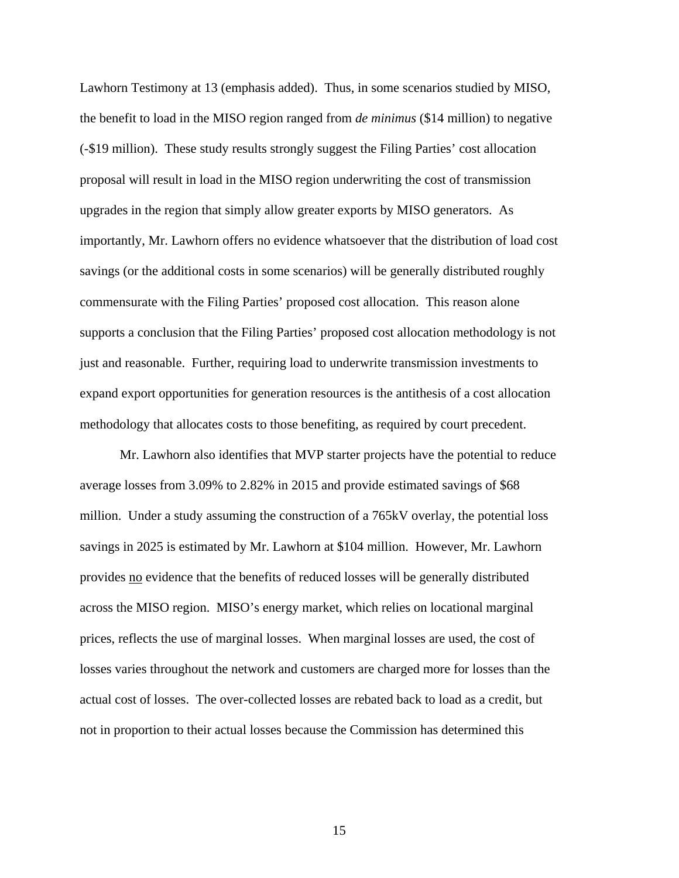Lawhorn Testimony at 13 (emphasis added). Thus, in some scenarios studied by MISO, the benefit to load in the MISO region ranged from *de minimus* ($14 million) to negative (-$19 million). These study results strongly suggest the Filing Parties' cost allocation proposal will result in load in the MISO region underwriting the cost of transmission upgrades in the region that simply allow greater exports by MISO generators. As importantly, Mr. Lawhorn offers no evidence whatsoever that the distribution of load cost savings (or the additional costs in some scenarios) will be generally distributed roughly commensurate with the Filing Parties' proposed cost allocation. This reason alone supports a conclusion that the Filing Parties' proposed cost allocation methodology is not just and reasonable. Further, requiring load to underwrite transmission investments to expand export opportunities for generation resources is the antithesis of a cost allocation methodology that allocates costs to those benefiting, as required by court precedent.

Mr. Lawhorn also identifies that MVP starter projects have the potential to reduce average losses from 3.09% to 2.82% in 2015 and provide estimated savings of $68 million. Under a study assuming the construction of a 765kV overlay, the potential loss savings in 2025 is estimated by Mr. Lawhorn at $104 million. However, Mr. Lawhorn provides <u>no</u> evidence that the benefits of reduced losses will be generally distributed across the MISO region. MISO's energy market, which relies on locational marginal prices, reflects the use of marginal losses. When marginal losses are used, the cost of losses varies throughout the network and customers are charged more for losses than the actual cost of losses. The over-collected losses are rebated back to load as a credit, but not in proportion to their actual losses because the Commission has determined this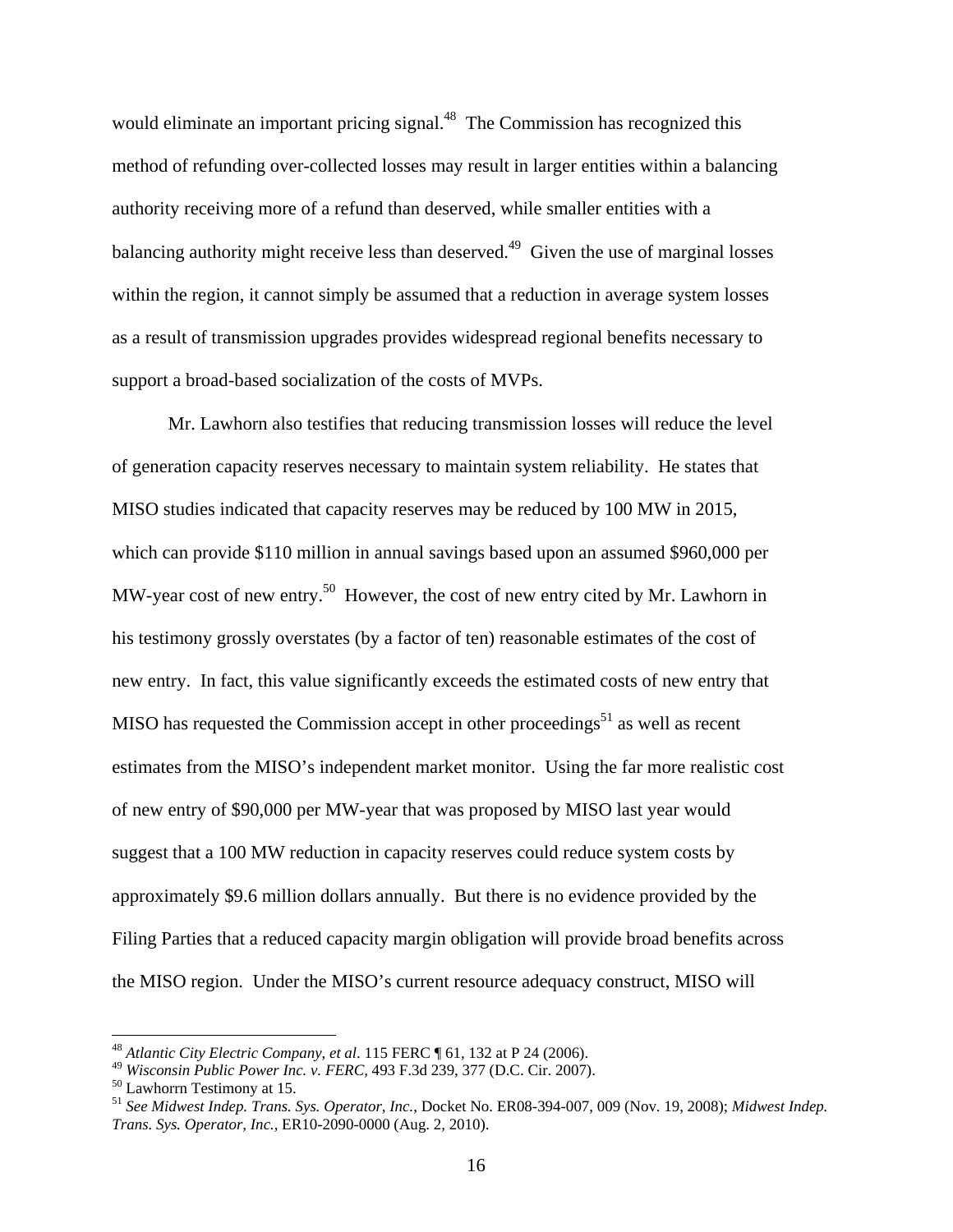would eliminate an important pricing signal.[48] The Commission has recognized this method of refunding over-collected losses may result in larger entities within a balancing authority receiving more of a refund than deserved, while smaller entities with a balancing authority might receive less than deserved.[49] Given the use of marginal losses within the region, it cannot simply be assumed that a reduction in average system losses as a result of transmission upgrades provides widespread regional benefits necessary to support a broad-based socialization of the costs of MVPs.

Mr. Lawhorn also testifies that reducing transmission losses will reduce the level of generation capacity reserves necessary to maintain system reliability. He states that MISO studies indicated that capacity reserves may be reduced by 100 MW in 2015, which can provide $110 million in annual savings based upon an assumed $960,000 per MW-year cost of new entry.[50] However, the cost of new entry cited by Mr. Lawhorn in his testimony grossly overstates (by a factor of ten) reasonable estimates of the cost of new entry. In fact, this value significantly exceeds the estimated costs of new entry that MISO has requested the Commission accept in other proceedings[51] as well as recent estimates from the MISO's independent market monitor. Using the far more realistic cost of new entry of $90,000 per MW-year that was proposed by MISO last year would suggest that a 100 MW reduction in capacity reserves could reduce system costs by approximately $9.6 million dollars annually. But there is no evidence provided by the Filing Parties that a reduced capacity margin obligation will provide broad benefits across the MISO region. Under the MISO's current resource adequacy construct, MISO will

---

[48] *Atlantic City Electric Company, et al*. 115 FERC ¶ 61, 132 at P 24 (2006).

[49] *Wisconsin Public Power Inc. v. FERC*, 493 F.3d 239, 377 (D.C. Cir. 2007).

[50] Lawhorrn Testimony at 15.

[51] *See Midwest Indep. Trans. Sys. Operator, Inc.*, Docket No. ER08-394-007, 009 (Nov. 19, 2008); *Midwest Indep. Trans. Sys. Operator, Inc.*, ER10-2090-0000 (Aug. 2, 2010).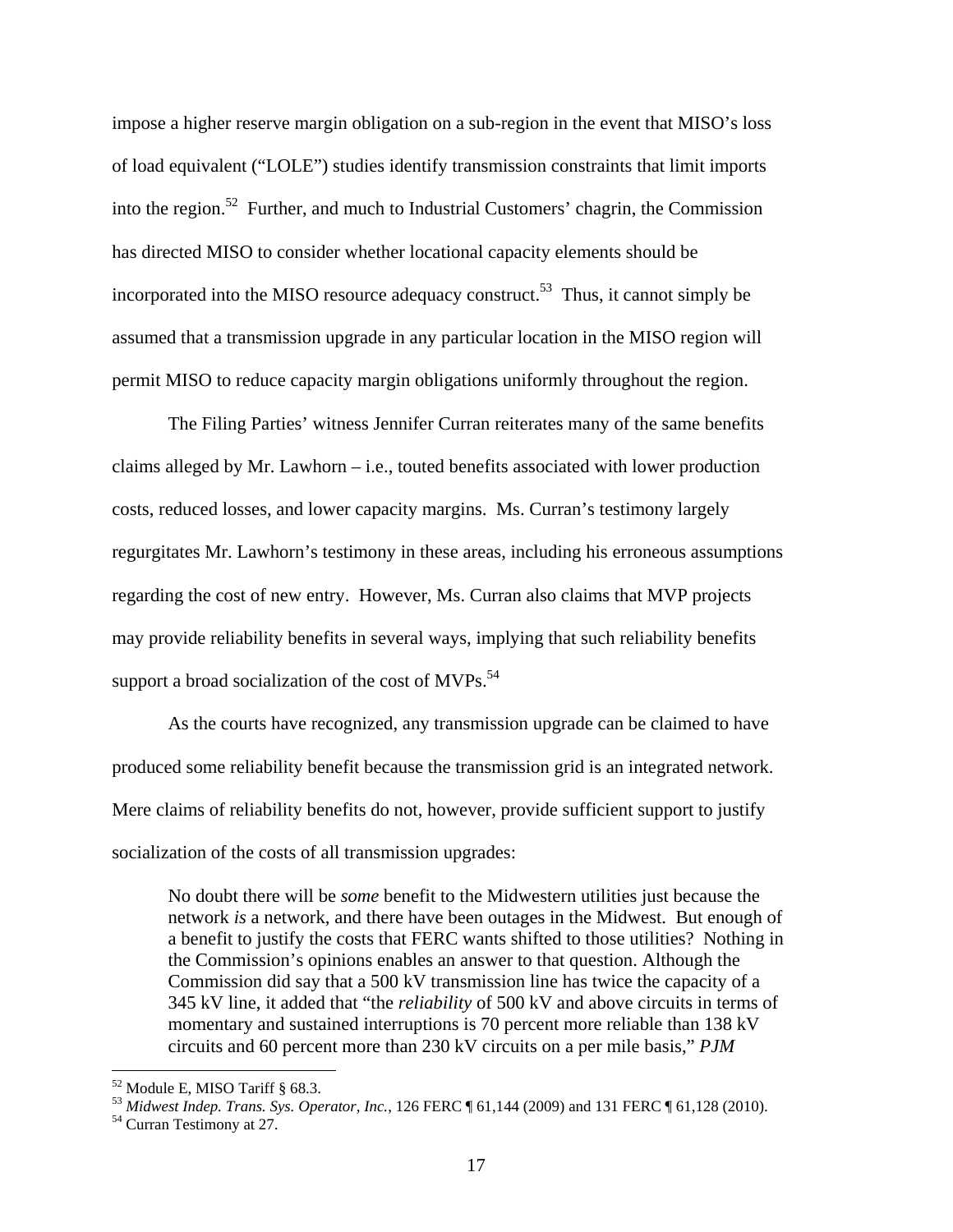impose a higher reserve margin obligation on a sub-region in the event that MISO's loss of load equivalent ("LOLE") studies identify transmission constraints that limit imports into the region.[52] Further, and much to Industrial Customers' chagrin, the Commission has directed MISO to consider whether locational capacity elements should be incorporated into the MISO resource adequacy construct.[53] Thus, it cannot simply be assumed that a transmission upgrade in any particular location in the MISO region will permit MISO to reduce capacity margin obligations uniformly throughout the region.

The Filing Parties' witness Jennifer Curran reiterates many of the same benefits claims alleged by Mr. Lawhorn – i.e., touted benefits associated with lower production costs, reduced losses, and lower capacity margins. Ms. Curran's testimony largely regurgitates Mr. Lawhorn's testimony in these areas, including his erroneous assumptions regarding the cost of new entry. However, Ms. Curran also claims that MVP projects may provide reliability benefits in several ways, implying that such reliability benefits support a broad socialization of the cost of MVPs.[54]

As the courts have recognized, any transmission upgrade can be claimed to have produced some reliability benefit because the transmission grid is an integrated network. Mere claims of reliability benefits do not, however, provide sufficient support to justify socialization of the costs of all transmission upgrades:

> No doubt there will be *some* benefit to the Midwestern utilities just because the network *is* a network, and there have been outages in the Midwest. But enough of a benefit to justify the costs that FERC wants shifted to those utilities? Nothing in the Commission's opinions enables an answer to that question. Although the Commission did say that a 500 kV transmission line has twice the capacity of a 345 kV line, it added that "the *reliability* of 500 kV and above circuits in terms of momentary and sustained interruptions is 70 percent more reliable than 138 kV circuits and 60 percent more than 230 kV circuits on a per mile basis," *PJM*

---

[52] Module E, MISO Tariff § 68.3.

[53] *Midwest Indep. Trans. Sys. Operator, Inc.*, 126 FERC ¶ 61,144 (2009) and 131 FERC ¶ 61,128 (2010).

[54] Curran Testimony at 27.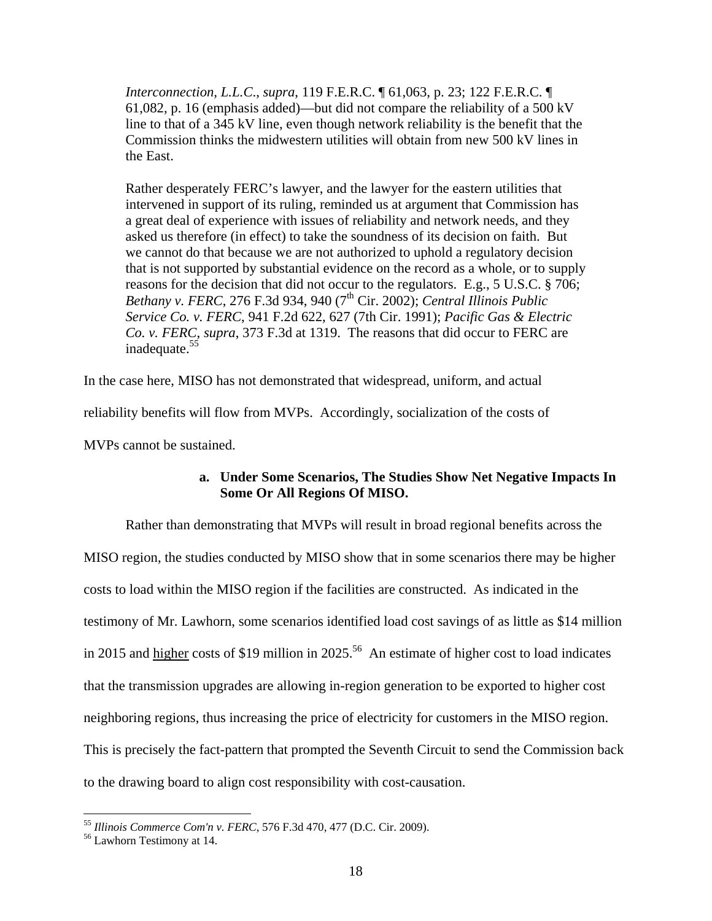> *Interconnection, L.L.C., supra*, 119 F.E.R.C. ¶ 61,063, p. 23; 122 F.E.R.C. ¶ 61,082, p. 16 (emphasis added)—but did not compare the reliability of a 500 kV line to that of a 345 kV line, even though network reliability is the benefit that the Commission thinks the midwestern utilities will obtain from new 500 kV lines in the East.
>
> Rather desperately FERC's lawyer, and the lawyer for the eastern utilities that intervened in support of its ruling, reminded us at argument that Commission has a great deal of experience with issues of reliability and network needs, and they asked us therefore (in effect) to take the soundness of its decision on faith. But we cannot do that because we are not authorized to uphold a regulatory decision that is not supported by substantial evidence on the record as a whole, or to supply reasons for the decision that did not occur to the regulators. E.g., 5 U.S.C. § 706; *Bethany v. FERC*, 276 F.3d 934, 940 (7th Cir. 2002); *Central Illinois Public Service Co. v. FERC*, 941 F.2d 622, 627 (7th Cir. 1991); *Pacific Gas & Electric Co. v. FERC*, *supra*, 373 F.3d at 1319. The reasons that did occur to FERC are inadequate.[55]

In the case here, MISO has not demonstrated that widespread, uniform, and actual reliability benefits will flow from MVPs. Accordingly, socialization of the costs of MVPs cannot be sustained.

**a. Under Some Scenarios, The Studies Show Net Negative Impacts In Some Or All Regions Of MISO.**

Rather than demonstrating that MVPs will result in broad regional benefits across the MISO region, the studies conducted by MISO show that in some scenarios there may be higher costs to load within the MISO region if the facilities are constructed. As indicated in the testimony of Mr. Lawhorn, some scenarios identified load cost savings of as little as $14 million in 2015 and higher costs of $19 million in 2025.[56] An estimate of higher cost to load indicates that the transmission upgrades are allowing in-region generation to be exported to higher cost neighboring regions, thus increasing the price of electricity for customers in the MISO region. This is precisely the fact-pattern that prompted the Seventh Circuit to send the Commission back to the drawing board to align cost responsibility with cost-causation.

---

[55] *Illinois Commerce Com'n v. FERC*, 576 F.3d 470, 477 (D.C. Cir. 2009).

[56] Lawhorn Testimony at 14.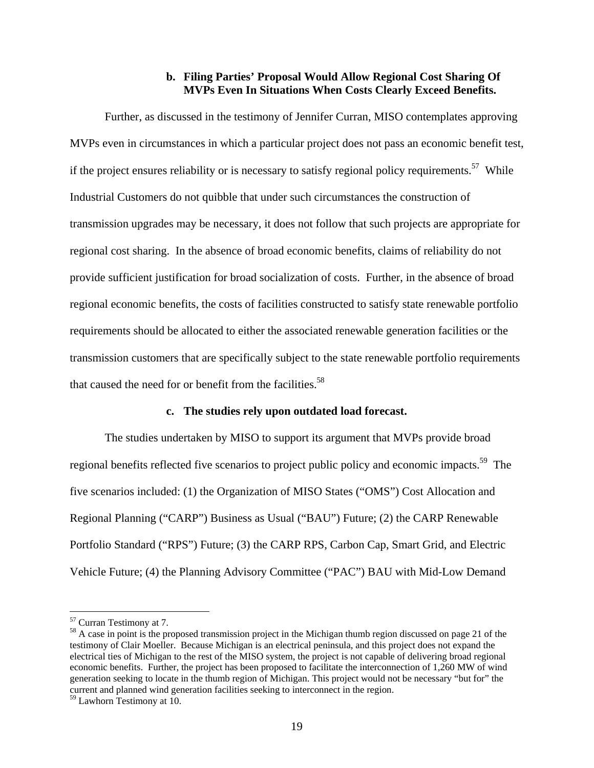### b. Filing Parties' Proposal Would Allow Regional Cost Sharing Of MVPs Even In Situations When Costs Clearly Exceed Benefits.

Further, as discussed in the testimony of Jennifer Curran, MISO contemplates approving MVPs even in circumstances in which a particular project does not pass an economic benefit test, if the project ensures reliability or is necessary to satisfy regional policy requirements.[57] While Industrial Customers do not quibble that under such circumstances the construction of transmission upgrades may be necessary, it does not follow that such projects are appropriate for regional cost sharing. In the absence of broad economic benefits, claims of reliability do not provide sufficient justification for broad socialization of costs. Further, in the absence of broad regional economic benefits, the costs of facilities constructed to satisfy state renewable portfolio requirements should be allocated to either the associated renewable generation facilities or the transmission customers that are specifically subject to the state renewable portfolio requirements that caused the need for or benefit from the facilities.[58]

### c. The studies rely upon outdated load forecast.

The studies undertaken by MISO to support its argument that MVPs provide broad regional benefits reflected five scenarios to project public policy and economic impacts.[59] The five scenarios included: (1) the Organization of MISO States ("OMS") Cost Allocation and Regional Planning ("CARP") Business as Usual ("BAU") Future; (2) the CARP Renewable Portfolio Standard ("RPS") Future; (3) the CARP RPS, Carbon Cap, Smart Grid, and Electric Vehicle Future; (4) the Planning Advisory Committee ("PAC") BAU with Mid-Low Demand

---

[57] Curran Testimony at 7.

[58] A case in point is the proposed transmission project in the Michigan thumb region discussed on page 21 of the testimony of Clair Moeller. Because Michigan is an electrical peninsula, and this project does not expand the electrical ties of Michigan to the rest of the MISO system, the project is not capable of delivering broad regional economic benefits. Further, the project has been proposed to facilitate the interconnection of 1,260 MW of wind generation seeking to locate in the thumb region of Michigan. This project would not be necessary "but for" the current and planned wind generation facilities seeking to interconnect in the region.

[59] Lawhorn Testimony at 10.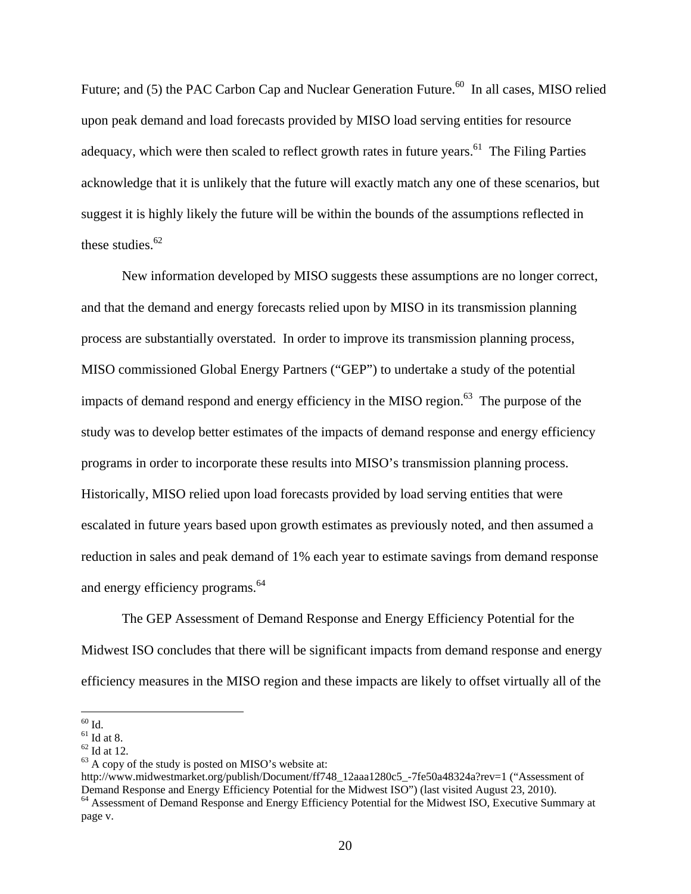Future; and (5) the PAC Carbon Cap and Nuclear Generation Future.[60] In all cases, MISO relied upon peak demand and load forecasts provided by MISO load serving entities for resource adequacy, which were then scaled to reflect growth rates in future years.[61] The Filing Parties acknowledge that it is unlikely that the future will exactly match any one of these scenarios, but suggest it is highly likely the future will be within the bounds of the assumptions reflected in these studies.[62]

New information developed by MISO suggests these assumptions are no longer correct, and that the demand and energy forecasts relied upon by MISO in its transmission planning process are substantially overstated. In order to improve its transmission planning process, MISO commissioned Global Energy Partners ("GEP") to undertake a study of the potential impacts of demand respond and energy efficiency in the MISO region.[63] The purpose of the study was to develop better estimates of the impacts of demand response and energy efficiency programs in order to incorporate these results into MISO's transmission planning process. Historically, MISO relied upon load forecasts provided by load serving entities that were escalated in future years based upon growth estimates as previously noted, and then assumed a reduction in sales and peak demand of 1% each year to estimate savings from demand response and energy efficiency programs.[64]

The GEP Assessment of Demand Response and Energy Efficiency Potential for the Midwest ISO concludes that there will be significant impacts from demand response and energy efficiency measures in the MISO region and these impacts are likely to offset virtually all of the

---

[60] Id.

[61] Id at 8.

[62] Id at 12.

[63] A copy of the study is posted on MISO's website at: http://www.midwestmarket.org/publish/Document/ff748_12aaa1280c5_-7fe50a48324a?rev=1 ("Assessment of Demand Response and Energy Efficiency Potential for the Midwest ISO") (last visited August 23, 2010).

[64] Assessment of Demand Response and Energy Efficiency Potential for the Midwest ISO, Executive Summary at page v.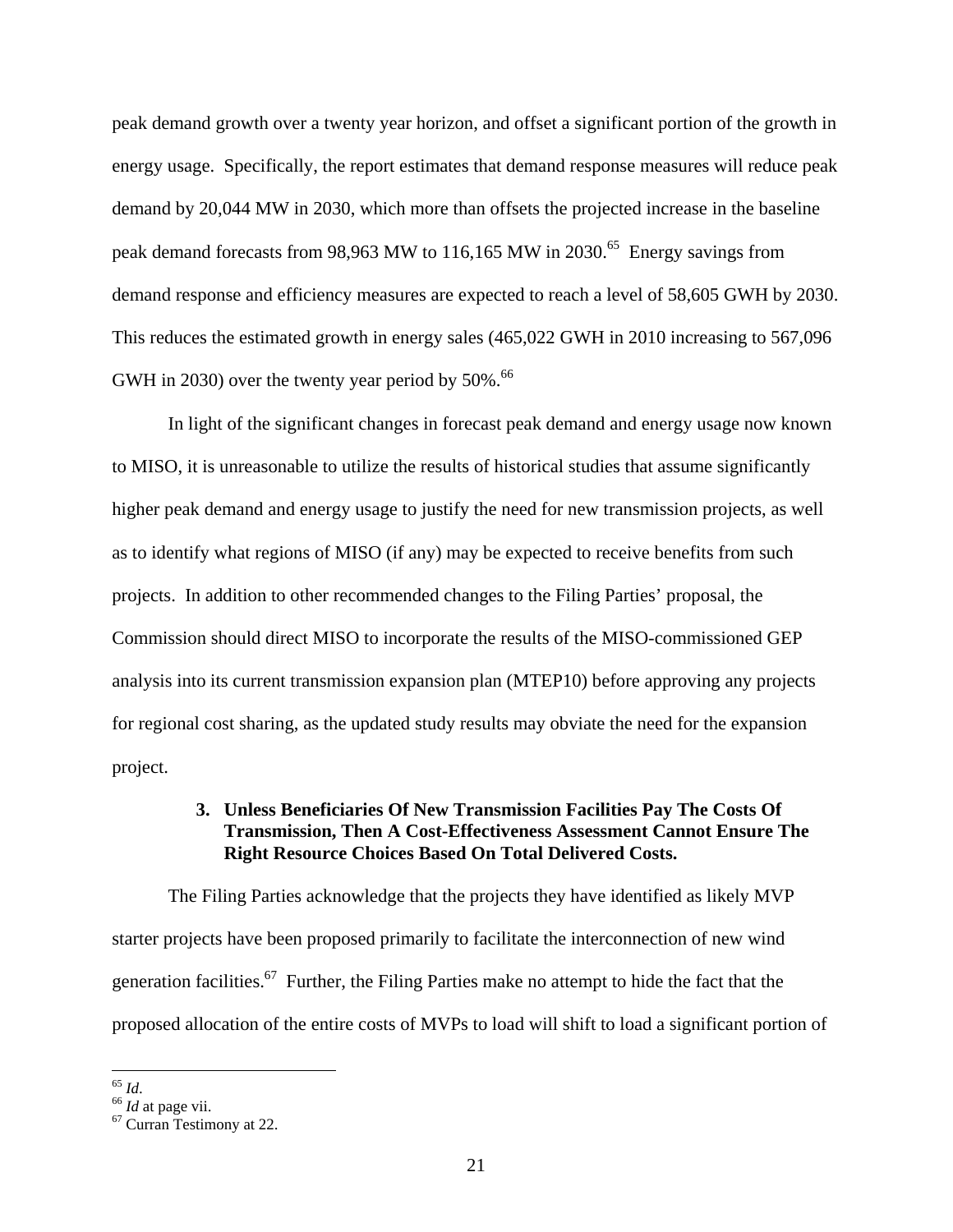peak demand growth over a twenty year horizon, and offset a significant portion of the growth in energy usage. Specifically, the report estimates that demand response measures will reduce peak demand by 20,044 MW in 2030, which more than offsets the projected increase in the baseline peak demand forecasts from 98,963 MW to 116,165 MW in 2030.[65] Energy savings from demand response and efficiency measures are expected to reach a level of 58,605 GWH by 2030. This reduces the estimated growth in energy sales (465,022 GWH in 2010 increasing to 567,096 GWH in 2030) over the twenty year period by 50%.[66]

In light of the significant changes in forecast peak demand and energy usage now known to MISO, it is unreasonable to utilize the results of historical studies that assume significantly higher peak demand and energy usage to justify the need for new transmission projects, as well as to identify what regions of MISO (if any) may be expected to receive benefits from such projects. In addition to other recommended changes to the Filing Parties' proposal, the Commission should direct MISO to incorporate the results of the MISO-commissioned GEP analysis into its current transmission expansion plan (MTEP10) before approving any projects for regional cost sharing, as the updated study results may obviate the need for the expansion project.

### 3. Unless Beneficiaries Of New Transmission Facilities Pay The Costs Of Transmission, Then A Cost-Effectiveness Assessment Cannot Ensure The Right Resource Choices Based On Total Delivered Costs.

The Filing Parties acknowledge that the projects they have identified as likely MVP starter projects have been proposed primarily to facilitate the interconnection of new wind generation facilities.[67] Further, the Filing Parties make no attempt to hide the fact that the proposed allocation of the entire costs of MVPs to load will shift to load a significant portion of

---

[65] *Id*.

[66] *Id* at page vii.

[67] Curran Testimony at 22.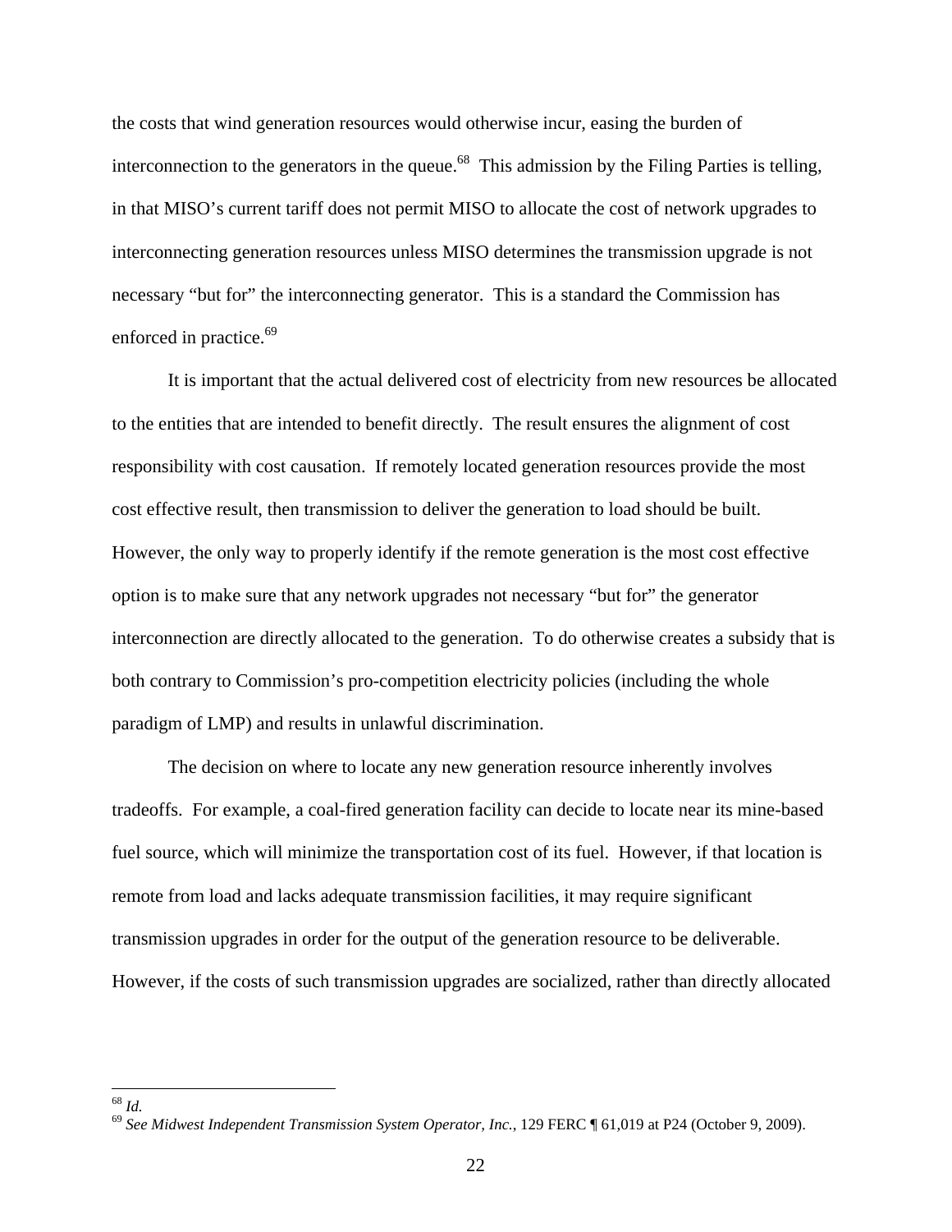the costs that wind generation resources would otherwise incur, easing the burden of interconnection to the generators in the queue.[68] This admission by the Filing Parties is telling, in that MISO's current tariff does not permit MISO to allocate the cost of network upgrades to interconnecting generation resources unless MISO determines the transmission upgrade is not necessary "but for" the interconnecting generator. This is a standard the Commission has enforced in practice.[69]

It is important that the actual delivered cost of electricity from new resources be allocated to the entities that are intended to benefit directly. The result ensures the alignment of cost responsibility with cost causation. If remotely located generation resources provide the most cost effective result, then transmission to deliver the generation to load should be built. However, the only way to properly identify if the remote generation is the most cost effective option is to make sure that any network upgrades not necessary "but for" the generator interconnection are directly allocated to the generation. To do otherwise creates a subsidy that is both contrary to Commission's pro-competition electricity policies (including the whole paradigm of LMP) and results in unlawful discrimination.

The decision on where to locate any new generation resource inherently involves tradeoffs. For example, a coal-fired generation facility can decide to locate near its mine-based fuel source, which will minimize the transportation cost of its fuel. However, if that location is remote from load and lacks adequate transmission facilities, it may require significant transmission upgrades in order for the output of the generation resource to be deliverable. However, if the costs of such transmission upgrades are socialized, rather than directly allocated

---

[68] *Id.*

[69] *See Midwest Independent Transmission System Operator, Inc.*, 129 FERC ¶ 61,019 at P24 (October 9, 2009).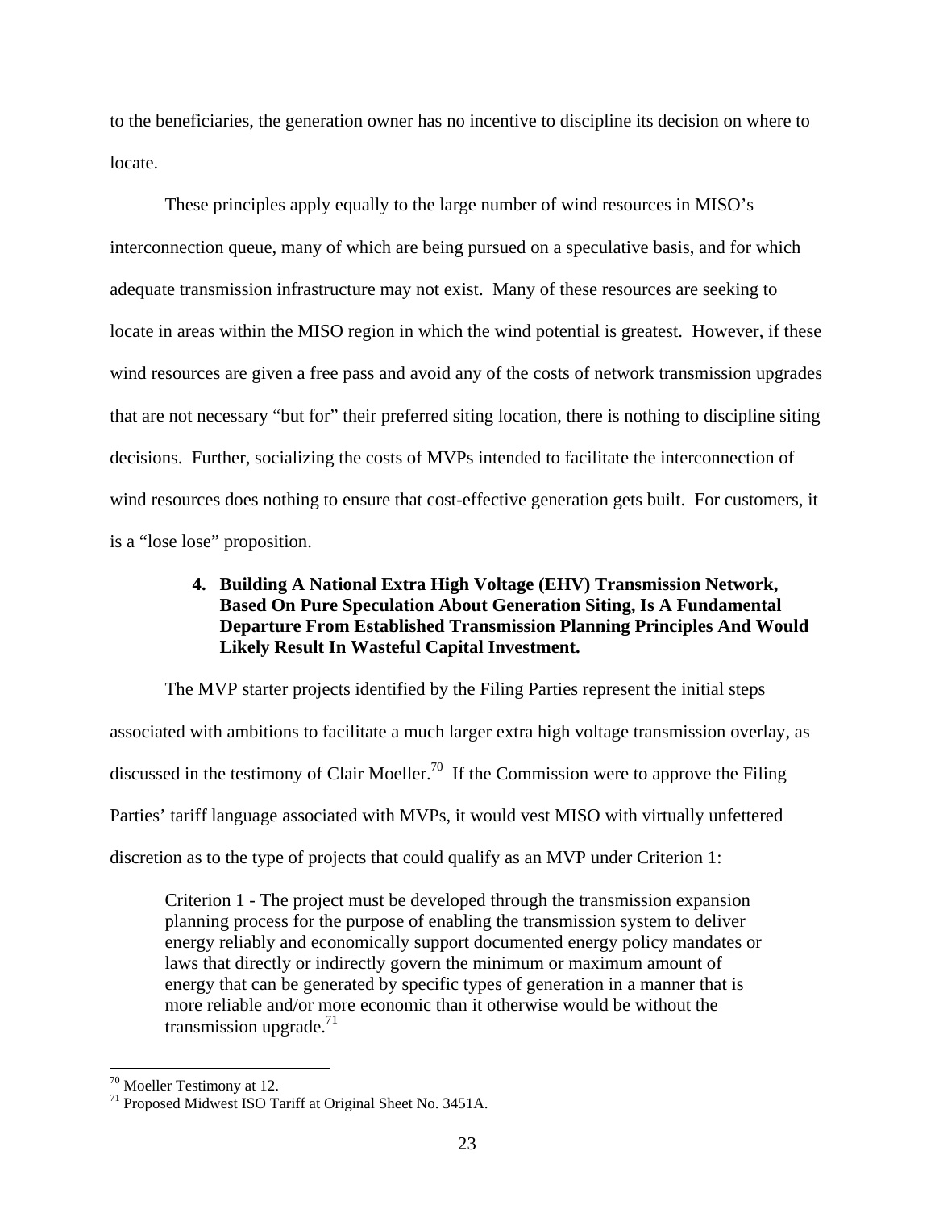to the beneficiaries, the generation owner has no incentive to discipline its decision on where to locate.

These principles apply equally to the large number of wind resources in MISO's interconnection queue, many of which are being pursued on a speculative basis, and for which adequate transmission infrastructure may not exist. Many of these resources are seeking to locate in areas within the MISO region in which the wind potential is greatest. However, if these wind resources are given a free pass and avoid any of the costs of network transmission upgrades that are not necessary "but for" their preferred siting location, there is nothing to discipline siting decisions. Further, socializing the costs of MVPs intended to facilitate the interconnection of wind resources does nothing to ensure that cost-effective generation gets built. For customers, it is a "lose lose" proposition.

#### 4. Building A National Extra High Voltage (EHV) Transmission Network, Based On Pure Speculation About Generation Siting, Is A Fundamental Departure From Established Transmission Planning Principles And Would Likely Result In Wasteful Capital Investment.

The MVP starter projects identified by the Filing Parties represent the initial steps associated with ambitions to facilitate a much larger extra high voltage transmission overlay, as discussed in the testimony of Clair Moeller.[70] If the Commission were to approve the Filing Parties' tariff language associated with MVPs, it would vest MISO with virtually unfettered discretion as to the type of projects that could qualify as an MVP under Criterion 1:

> Criterion 1 - The project must be developed through the transmission expansion planning process for the purpose of enabling the transmission system to deliver energy reliably and economically support documented energy policy mandates or laws that directly or indirectly govern the minimum or maximum amount of energy that can be generated by specific types of generation in a manner that is more reliable and/or more economic than it otherwise would be without the transmission upgrade.[71]

---

[70] Moeller Testimony at 12.

[71] Proposed Midwest ISO Tariff at Original Sheet No. 3451A.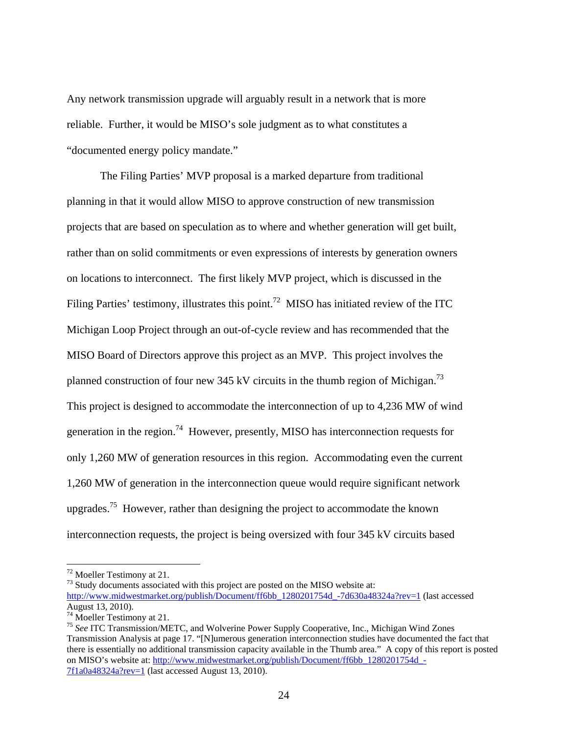Any network transmission upgrade will arguably result in a network that is more reliable. Further, it would be MISO's sole judgment as to what constitutes a "documented energy policy mandate."

The Filing Parties' MVP proposal is a marked departure from traditional planning in that it would allow MISO to approve construction of new transmission projects that are based on speculation as to where and whether generation will get built, rather than on solid commitments or even expressions of interests by generation owners on locations to interconnect. The first likely MVP project, which is discussed in the Filing Parties' testimony, illustrates this point.[72] MISO has initiated review of the ITC Michigan Loop Project through an out-of-cycle review and has recommended that the MISO Board of Directors approve this project as an MVP. This project involves the planned construction of four new 345 kV circuits in the thumb region of Michigan.[73] This project is designed to accommodate the interconnection of up to 4,236 MW of wind generation in the region.[74] However, presently, MISO has interconnection requests for only 1,260 MW of generation resources in this region. Accommodating even the current 1,260 MW of generation in the interconnection queue would require significant network upgrades.[75] However, rather than designing the project to accommodate the known interconnection requests, the project is being oversized with four 345 kV circuits based

---

[72] Moeller Testimony at 21.

[73] Study documents associated with this project are posted on the MISO website at: http://www.midwestmarket.org/publish/Document/ff6bb_1280201754d_-7d630a48324a?rev=1 (last accessed August 13, 2010).

[74] Moeller Testimony at 21.

[75] *See* ITC Transmission/METC, and Wolverine Power Supply Cooperative, Inc., Michigan Wind Zones Transmission Analysis at page 17. "[N]umerous generation interconnection studies have documented the fact that there is essentially no additional transmission capacity available in the Thumb area." A copy of this report is posted on MISO's website at: http://www.midwestmarket.org/publish/Document/ff6bb_1280201754d_-7f1a0a48324a?rev=1 (last accessed August 13, 2010).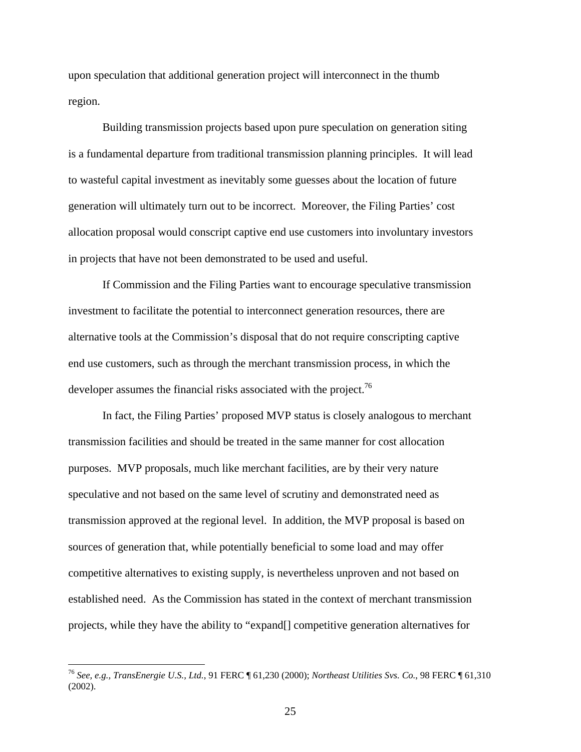upon speculation that additional generation project will interconnect in the thumb region.

Building transmission projects based upon pure speculation on generation siting is a fundamental departure from traditional transmission planning principles. It will lead to wasteful capital investment as inevitably some guesses about the location of future generation will ultimately turn out to be incorrect. Moreover, the Filing Parties' cost allocation proposal would conscript captive end use customers into involuntary investors in projects that have not been demonstrated to be used and useful.

If Commission and the Filing Parties want to encourage speculative transmission investment to facilitate the potential to interconnect generation resources, there are alternative tools at the Commission's disposal that do not require conscripting captive end use customers, such as through the merchant transmission process, in which the developer assumes the financial risks associated with the project.[76]

In fact, the Filing Parties' proposed MVP status is closely analogous to merchant transmission facilities and should be treated in the same manner for cost allocation purposes. MVP proposals, much like merchant facilities, are by their very nature speculative and not based on the same level of scrutiny and demonstrated need as transmission approved at the regional level. In addition, the MVP proposal is based on sources of generation that, while potentially beneficial to some load and may offer competitive alternatives to existing supply, is nevertheless unproven and not based on established need. As the Commission has stated in the context of merchant transmission projects, while they have the ability to "expand[] competitive generation alternatives for

---

[76] *See, e.g., TransEnergie U.S., Ltd.*, 91 FERC ¶ 61,230 (2000); *Northeast Utilities Svs. Co.*, 98 FERC ¶ 61,310 (2002).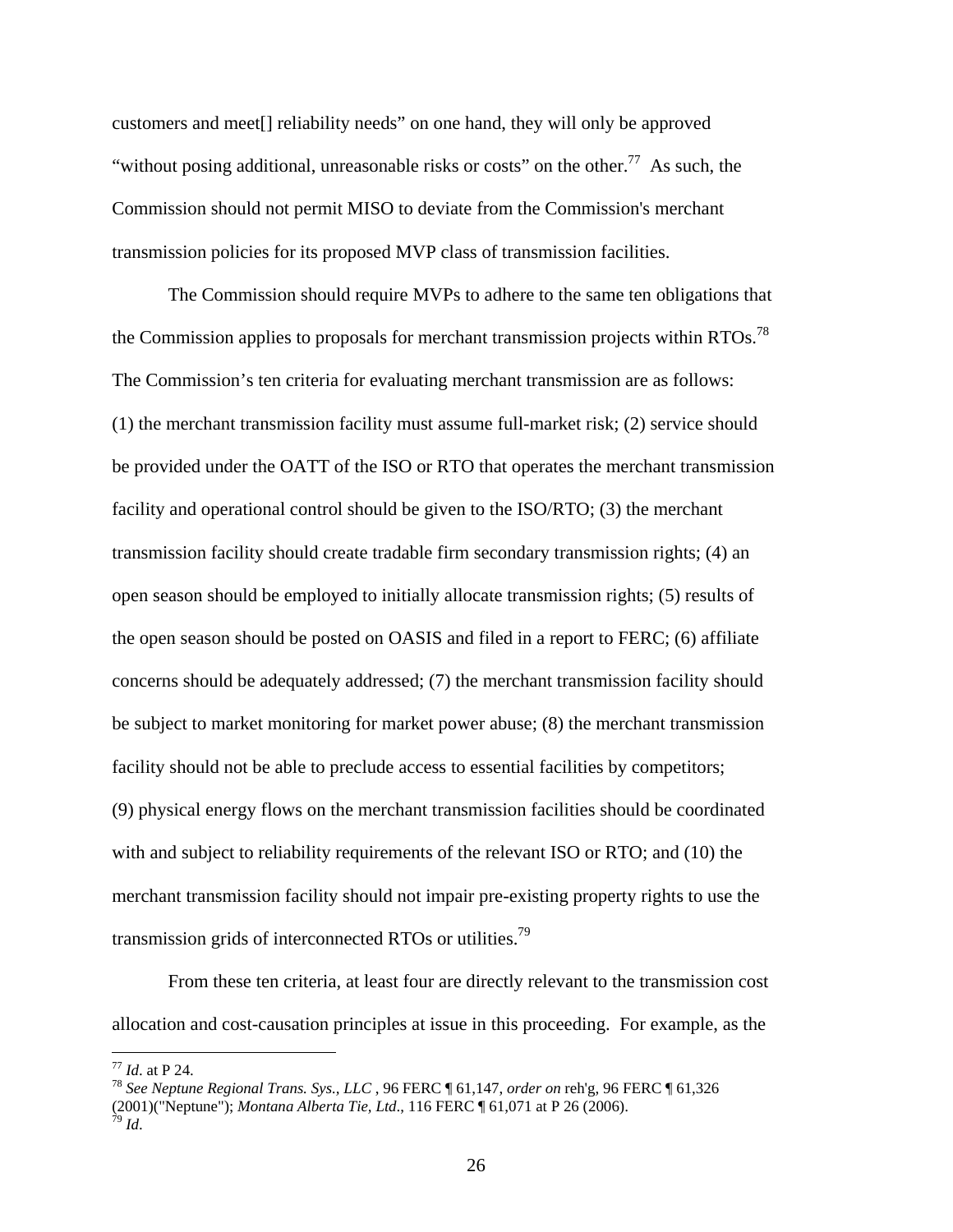customers and meet[] reliability needs" on one hand, they will only be approved "without posing additional, unreasonable risks or costs" on the other.[77] As such, the Commission should not permit MISO to deviate from the Commission's merchant transmission policies for its proposed MVP class of transmission facilities.

The Commission should require MVPs to adhere to the same ten obligations that the Commission applies to proposals for merchant transmission projects within RTOs.[78] The Commission's ten criteria for evaluating merchant transmission are as follows: (1) the merchant transmission facility must assume full-market risk; (2) service should be provided under the OATT of the ISO or RTO that operates the merchant transmission facility and operational control should be given to the ISO/RTO; (3) the merchant transmission facility should create tradable firm secondary transmission rights; (4) an open season should be employed to initially allocate transmission rights; (5) results of the open season should be posted on OASIS and filed in a report to FERC; (6) affiliate concerns should be adequately addressed; (7) the merchant transmission facility should be subject to market monitoring for market power abuse; (8) the merchant transmission facility should not be able to preclude access to essential facilities by competitors; (9) physical energy flows on the merchant transmission facilities should be coordinated with and subject to reliability requirements of the relevant ISO or RTO; and (10) the merchant transmission facility should not impair pre-existing property rights to use the transmission grids of interconnected RTOs or utilities.[79]

From these ten criteria, at least four are directly relevant to the transmission cost allocation and cost-causation principles at issue in this proceeding. For example, as the

---

[77] *Id*. at P 24.

[78] *See Neptune Regional Trans. Sys., LLC* , 96 FERC ¶ 61,147, *order on* reh'g, 96 FERC ¶ 61,326 (2001)("Neptune"); *Montana Alberta Tie, Ltd*., 116 FERC ¶ 61,071 at P 26 (2006).

[79] *Id*.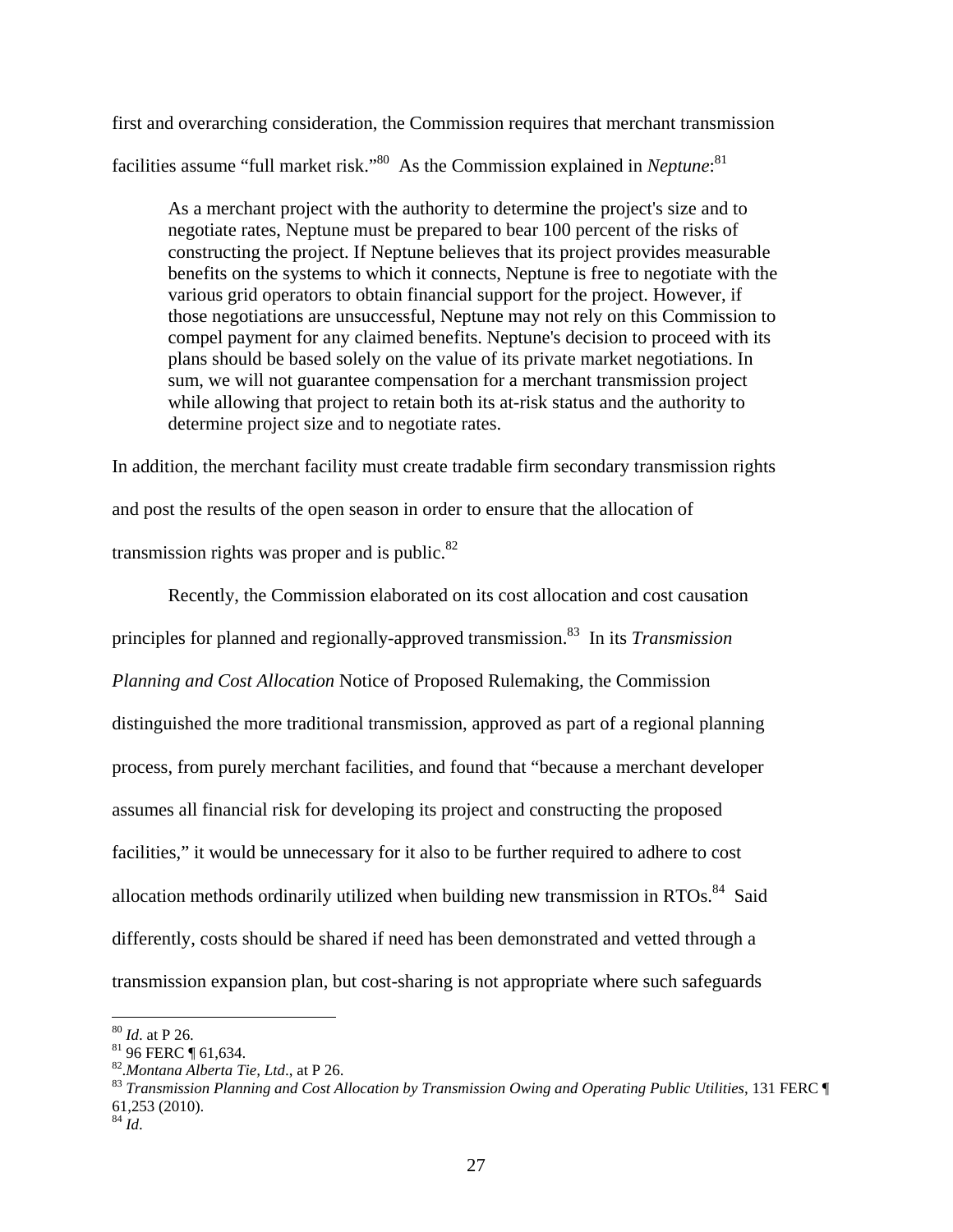first and overarching consideration, the Commission requires that merchant transmission facilities assume "full market risk."[80] As the Commission explained in *Neptune*:[81]

> As a merchant project with the authority to determine the project's size and to negotiate rates, Neptune must be prepared to bear 100 percent of the risks of constructing the project. If Neptune believes that its project provides measurable benefits on the systems to which it connects, Neptune is free to negotiate with the various grid operators to obtain financial support for the project. However, if those negotiations are unsuccessful, Neptune may not rely on this Commission to compel payment for any claimed benefits. Neptune's decision to proceed with its plans should be based solely on the value of its private market negotiations. In sum, we will not guarantee compensation for a merchant transmission project while allowing that project to retain both its at-risk status and the authority to determine project size and to negotiate rates.

In addition, the merchant facility must create tradable firm secondary transmission rights and post the results of the open season in order to ensure that the allocation of transmission rights was proper and is public.[82]

Recently, the Commission elaborated on its cost allocation and cost causation principles for planned and regionally-approved transmission.[83] In its *Transmission Planning and Cost Allocation* Notice of Proposed Rulemaking, the Commission distinguished the more traditional transmission, approved as part of a regional planning process, from purely merchant facilities, and found that "because a merchant developer assumes all financial risk for developing its project and constructing the proposed facilities," it would be unnecessary for it also to be further required to adhere to cost allocation methods ordinarily utilized when building new transmission in RTOs.[84] Said differently, costs should be shared if need has been demonstrated and vetted through a transmission expansion plan, but cost-sharing is not appropriate where such safeguards

---

[80] *Id*. at P 26.

[81] 96 FERC ¶ 61,634.

[82] .*Montana Alberta Tie, Ltd*., at P 26.

[83] *Transmission Planning and Cost Allocation by Transmission Owing and Operating Public Utilities*, 131 FERC ¶ 61,253 (2010).

[84] *Id*.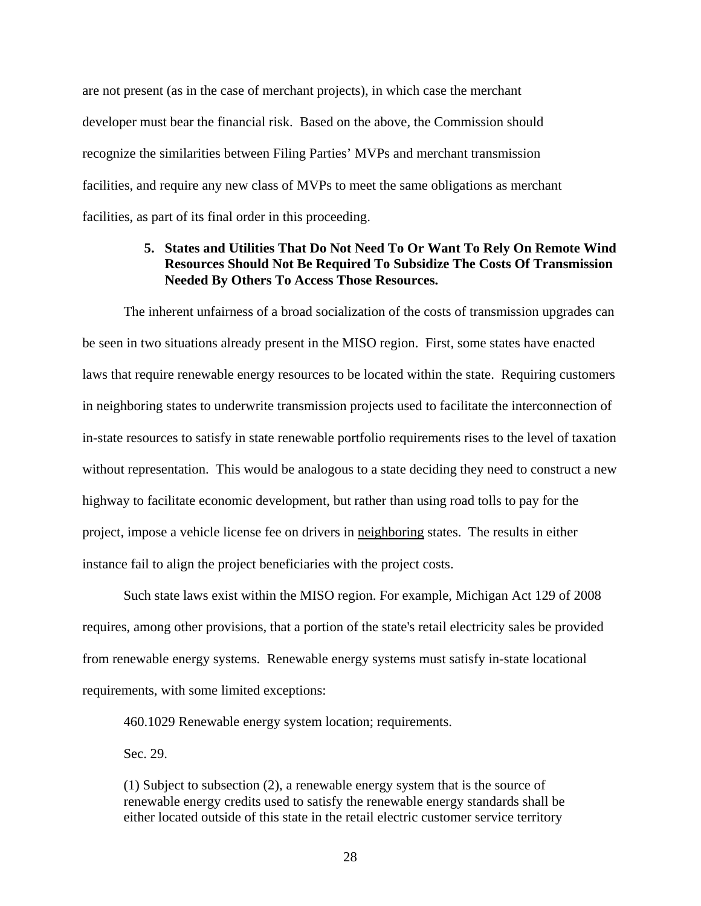are not present (as in the case of merchant projects), in which case the merchant developer must bear the financial risk. Based on the above, the Commission should recognize the similarities between Filing Parties' MVPs and merchant transmission facilities, and require any new class of MVPs to meet the same obligations as merchant facilities, as part of its final order in this proceeding.

**5. States and Utilities That Do Not Need To Or Want To Rely On Remote Wind Resources Should Not Be Required To Subsidize The Costs Of Transmission Needed By Others To Access Those Resources.**

The inherent unfairness of a broad socialization of the costs of transmission upgrades can be seen in two situations already present in the MISO region. First, some states have enacted laws that require renewable energy resources to be located within the state. Requiring customers in neighboring states to underwrite transmission projects used to facilitate the interconnection of in-state resources to satisfy in state renewable portfolio requirements rises to the level of taxation without representation. This would be analogous to a state deciding they need to construct a new highway to facilitate economic development, but rather than using road tolls to pay for the project, impose a vehicle license fee on drivers in <u>neighboring</u> states. The results in either instance fail to align the project beneficiaries with the project costs.

Such state laws exist within the MISO region. For example, Michigan Act 129 of 2008 requires, among other provisions, that a portion of the state's retail electricity sales be provided from renewable energy systems. Renewable energy systems must satisfy in-state locational requirements, with some limited exceptions:

> 460.1029 Renewable energy system location; requirements.
>
> Sec. 29.
>
> (1) Subject to subsection (2), a renewable energy system that is the source of renewable energy credits used to satisfy the renewable energy standards shall be either located outside of this state in the retail electric customer service territory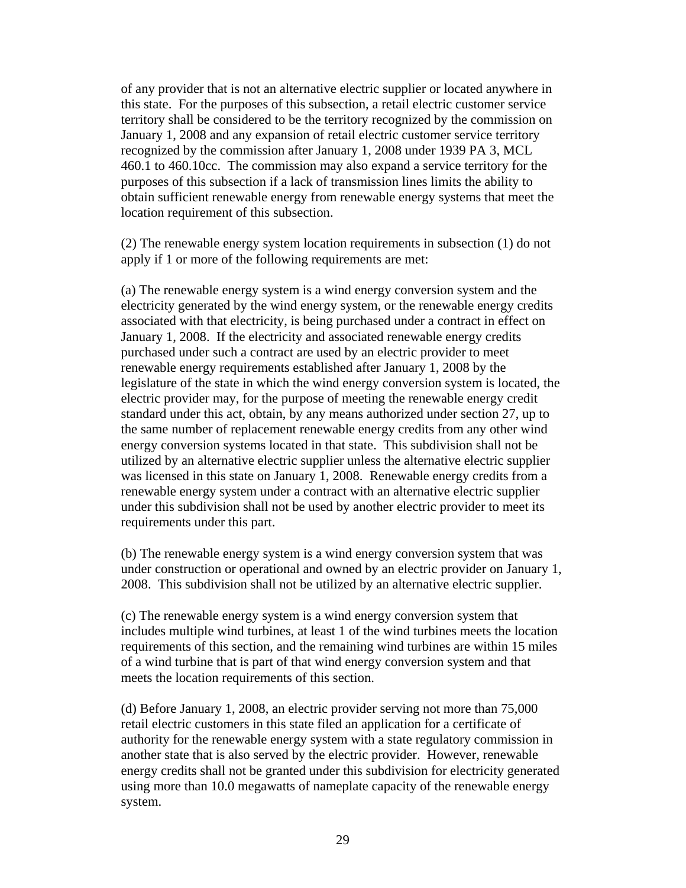of any provider that is not an alternative electric supplier or located anywhere in this state. For the purposes of this subsection, a retail electric customer service territory shall be considered to be the territory recognized by the commission on January 1, 2008 and any expansion of retail electric customer service territory recognized by the commission after January 1, 2008 under 1939 PA 3, MCL 460.1 to 460.10cc. The commission may also expand a service territory for the purposes of this subsection if a lack of transmission lines limits the ability to obtain sufficient renewable energy from renewable energy systems that meet the location requirement of this subsection.

(2) The renewable energy system location requirements in subsection (1) do not apply if 1 or more of the following requirements are met:

(a) The renewable energy system is a wind energy conversion system and the electricity generated by the wind energy system, or the renewable energy credits associated with that electricity, is being purchased under a contract in effect on January 1, 2008. If the electricity and associated renewable energy credits purchased under such a contract are used by an electric provider to meet renewable energy requirements established after January 1, 2008 by the legislature of the state in which the wind energy conversion system is located, the electric provider may, for the purpose of meeting the renewable energy credit standard under this act, obtain, by any means authorized under section 27, up to the same number of replacement renewable energy credits from any other wind energy conversion systems located in that state. This subdivision shall not be utilized by an alternative electric supplier unless the alternative electric supplier was licensed in this state on January 1, 2008. Renewable energy credits from a renewable energy system under a contract with an alternative electric supplier under this subdivision shall not be used by another electric provider to meet its requirements under this part.

(b) The renewable energy system is a wind energy conversion system that was under construction or operational and owned by an electric provider on January 1, 2008. This subdivision shall not be utilized by an alternative electric supplier.

(c) The renewable energy system is a wind energy conversion system that includes multiple wind turbines, at least 1 of the wind turbines meets the location requirements of this section, and the remaining wind turbines are within 15 miles of a wind turbine that is part of that wind energy conversion system and that meets the location requirements of this section.

(d) Before January 1, 2008, an electric provider serving not more than 75,000 retail electric customers in this state filed an application for a certificate of authority for the renewable energy system with a state regulatory commission in another state that is also served by the electric provider. However, renewable energy credits shall not be granted under this subdivision for electricity generated using more than 10.0 megawatts of nameplate capacity of the renewable energy system.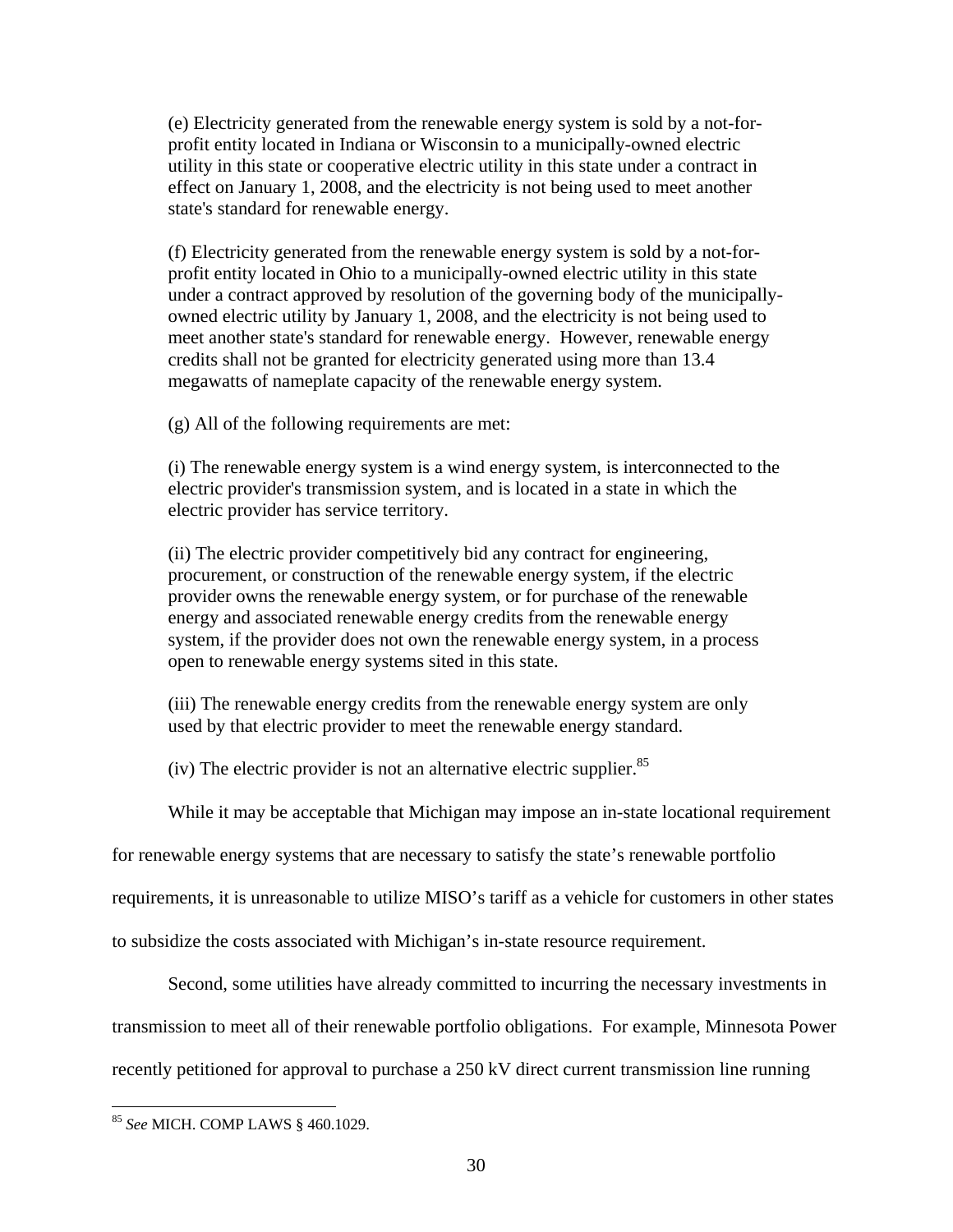(e) Electricity generated from the renewable energy system is sold by a not-for-profit entity located in Indiana or Wisconsin to a municipally-owned electric utility in this state or cooperative electric utility in this state under a contract in effect on January 1, 2008, and the electricity is not being used to meet another state's standard for renewable energy.

(f) Electricity generated from the renewable energy system is sold by a not-for-profit entity located in Ohio to a municipally-owned electric utility in this state under a contract approved by resolution of the governing body of the municipally-owned electric utility by January 1, 2008, and the electricity is not being used to meet another state's standard for renewable energy. However, renewable energy credits shall not be granted for electricity generated using more than 13.4 megawatts of nameplate capacity of the renewable energy system.

(g) All of the following requirements are met:

(i) The renewable energy system is a wind energy system, is interconnected to the electric provider's transmission system, and is located in a state in which the electric provider has service territory.

(ii) The electric provider competitively bid any contract for engineering, procurement, or construction of the renewable energy system, if the electric provider owns the renewable energy system, or for purchase of the renewable energy and associated renewable energy credits from the renewable energy system, if the provider does not own the renewable energy system, in a process open to renewable energy systems sited in this state.

(iii) The renewable energy credits from the renewable energy system are only used by that electric provider to meet the renewable energy standard.

(iv) The electric provider is not an alternative electric supplier.[85]

While it may be acceptable that Michigan may impose an in-state locational requirement for renewable energy systems that are necessary to satisfy the state's renewable portfolio requirements, it is unreasonable to utilize MISO's tariff as a vehicle for customers in other states to subsidize the costs associated with Michigan's in-state resource requirement.

Second, some utilities have already committed to incurring the necessary investments in transmission to meet all of their renewable portfolio obligations. For example, Minnesota Power recently petitioned for approval to purchase a 250 kV direct current transmission line running

---

[85] *See* MICH. COMP LAWS § 460.1029.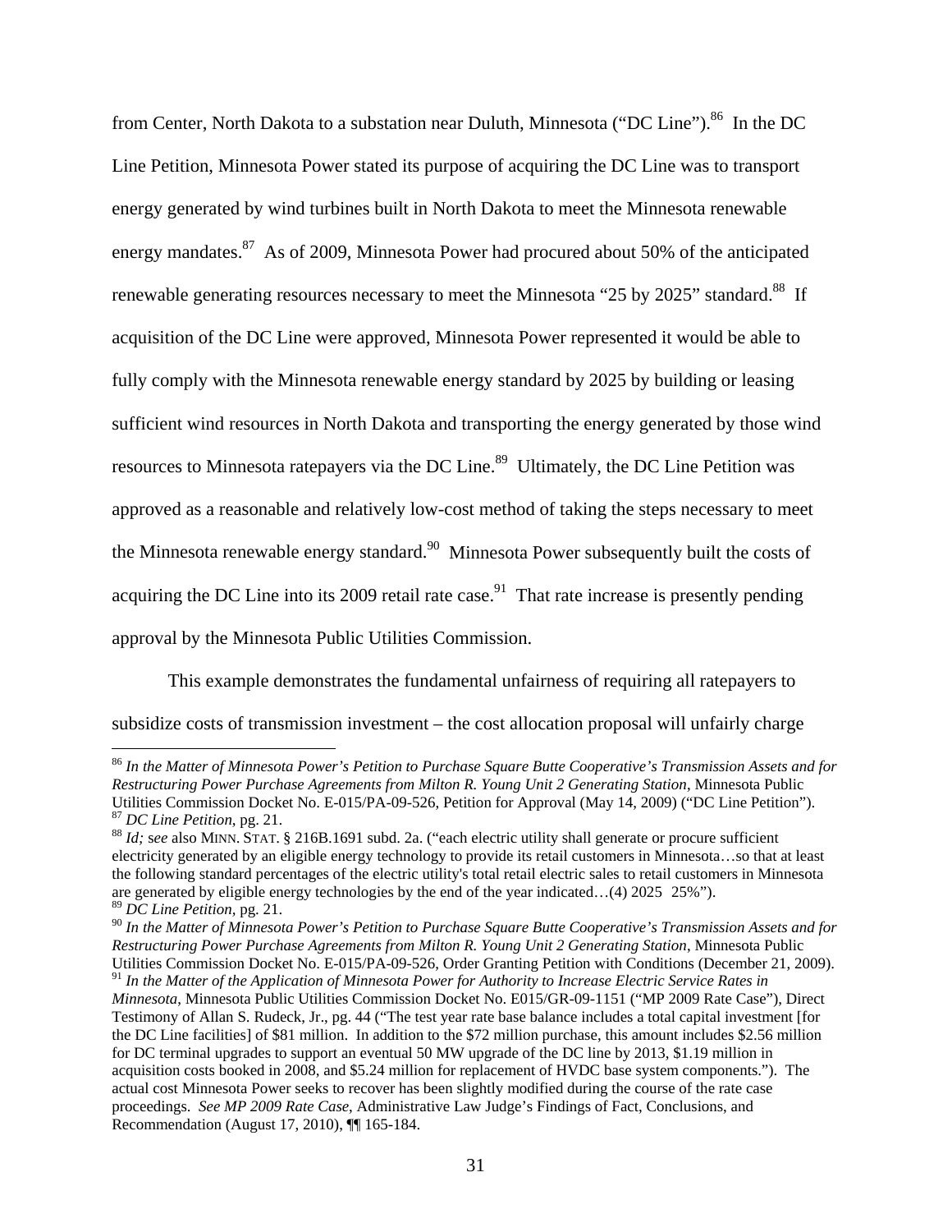from Center, North Dakota to a substation near Duluth, Minnesota ("DC Line").[86] In the DC Line Petition, Minnesota Power stated its purpose of acquiring the DC Line was to transport energy generated by wind turbines built in North Dakota to meet the Minnesota renewable energy mandates.[87] As of 2009, Minnesota Power had procured about 50% of the anticipated renewable generating resources necessary to meet the Minnesota "25 by 2025" standard.[88] If acquisition of the DC Line were approved, Minnesota Power represented it would be able to fully comply with the Minnesota renewable energy standard by 2025 by building or leasing sufficient wind resources in North Dakota and transporting the energy generated by those wind resources to Minnesota ratepayers via the DC Line.[89] Ultimately, the DC Line Petition was approved as a reasonable and relatively low-cost method of taking the steps necessary to meet the Minnesota renewable energy standard.[90] Minnesota Power subsequently built the costs of acquiring the DC Line into its 2009 retail rate case.[91] That rate increase is presently pending approval by the Minnesota Public Utilities Commission.

This example demonstrates the fundamental unfairness of requiring all ratepayers to subsidize costs of transmission investment – the cost allocation proposal will unfairly charge

---

[86] *In the Matter of Minnesota Power's Petition to Purchase Square Butte Cooperative's Transmission Assets and for Restructuring Power Purchase Agreements from Milton R. Young Unit 2 Generating Station*, Minnesota Public Utilities Commission Docket No. E-015/PA-09-526, Petition for Approval (May 14, 2009) ("DC Line Petition").

[87] *DC Line Petition*, pg. 21.

[88] *Id; see* also MINN. STAT. § 216B.1691 subd. 2a. ("each electric utility shall generate or procure sufficient electricity generated by an eligible energy technology to provide its retail customers in Minnesota…so that at least the following standard percentages of the electric utility's total retail electric sales to retail customers in Minnesota are generated by eligible energy technologies by the end of the year indicated…(4) 2025 25%").

[89] *DC Line Petition*, pg. 21.

[90] *In the Matter of Minnesota Power's Petition to Purchase Square Butte Cooperative's Transmission Assets and for Restructuring Power Purchase Agreements from Milton R. Young Unit 2 Generating Station*, Minnesota Public Utilities Commission Docket No. E-015/PA-09-526, Order Granting Petition with Conditions (December 21, 2009).

[91] *In the Matter of the Application of Minnesota Power for Authority to Increase Electric Service Rates in Minnesota*, Minnesota Public Utilities Commission Docket No. E015/GR-09-1151 ("MP 2009 Rate Case"), Direct Testimony of Allan S. Rudeck, Jr., pg. 44 ("The test year rate base balance includes a total capital investment [for the DC Line facilities] of $81 million. In addition to the $72 million purchase, this amount includes $2.56 million for DC terminal upgrades to support an eventual 50 MW upgrade of the DC line by 2013, $1.19 million in acquisition costs booked in 2008, and $5.24 million for replacement of HVDC base system components."). The actual cost Minnesota Power seeks to recover has been slightly modified during the course of the rate case proceedings. *See MP 2009 Rate Case*, Administrative Law Judge's Findings of Fact, Conclusions, and Recommendation (August 17, 2010), ¶¶ 165-184.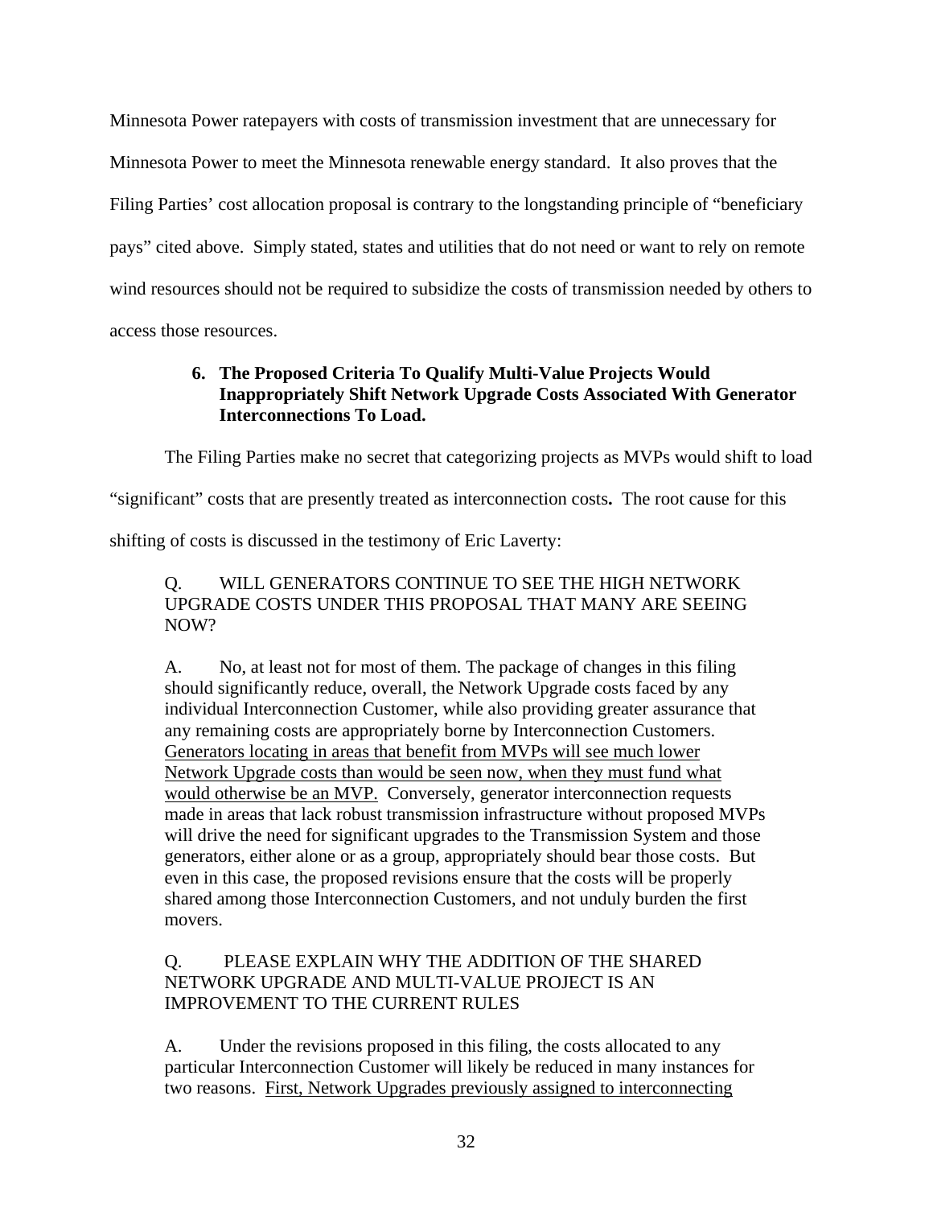Minnesota Power ratepayers with costs of transmission investment that are unnecessary for Minnesota Power to meet the Minnesota renewable energy standard. It also proves that the Filing Parties' cost allocation proposal is contrary to the longstanding principle of "beneficiary pays" cited above. Simply stated, states and utilities that do not need or want to rely on remote wind resources should not be required to subsidize the costs of transmission needed by others to access those resources.

### 6. The Proposed Criteria To Qualify Multi-Value Projects Would Inappropriately Shift Network Upgrade Costs Associated With Generator Interconnections To Load.

The Filing Parties make no secret that categorizing projects as MVPs would shift to load "significant" costs that are presently treated as interconnection costs**.** The root cause for this shifting of costs is discussed in the testimony of Eric Laverty:

> Q. WILL GENERATORS CONTINUE TO SEE THE HIGH NETWORK UPGRADE COSTS UNDER THIS PROPOSAL THAT MANY ARE SEEING NOW?
>
> A. No, at least not for most of them. The package of changes in this filing should significantly reduce, overall, the Network Upgrade costs faced by any individual Interconnection Customer, while also providing greater assurance that any remaining costs are appropriately borne by Interconnection Customers. <u>Generators locating in areas that benefit from MVPs will see much lower Network Upgrade costs than would be seen now, when they must fund what would otherwise be an MVP.</u> Conversely, generator interconnection requests made in areas that lack robust transmission infrastructure without proposed MVPs will drive the need for significant upgrades to the Transmission System and those generators, either alone or as a group, appropriately should bear those costs. But even in this case, the proposed revisions ensure that the costs will be properly shared among those Interconnection Customers, and not unduly burden the first movers.
>
> Q. PLEASE EXPLAIN WHY THE ADDITION OF THE SHARED NETWORK UPGRADE AND MULTI-VALUE PROJECT IS AN IMPROVEMENT TO THE CURRENT RULES
>
> A. Under the revisions proposed in this filing, the costs allocated to any particular Interconnection Customer will likely be reduced in many instances for two reasons. <u>First, Network Upgrades previously assigned to interconnecting</u>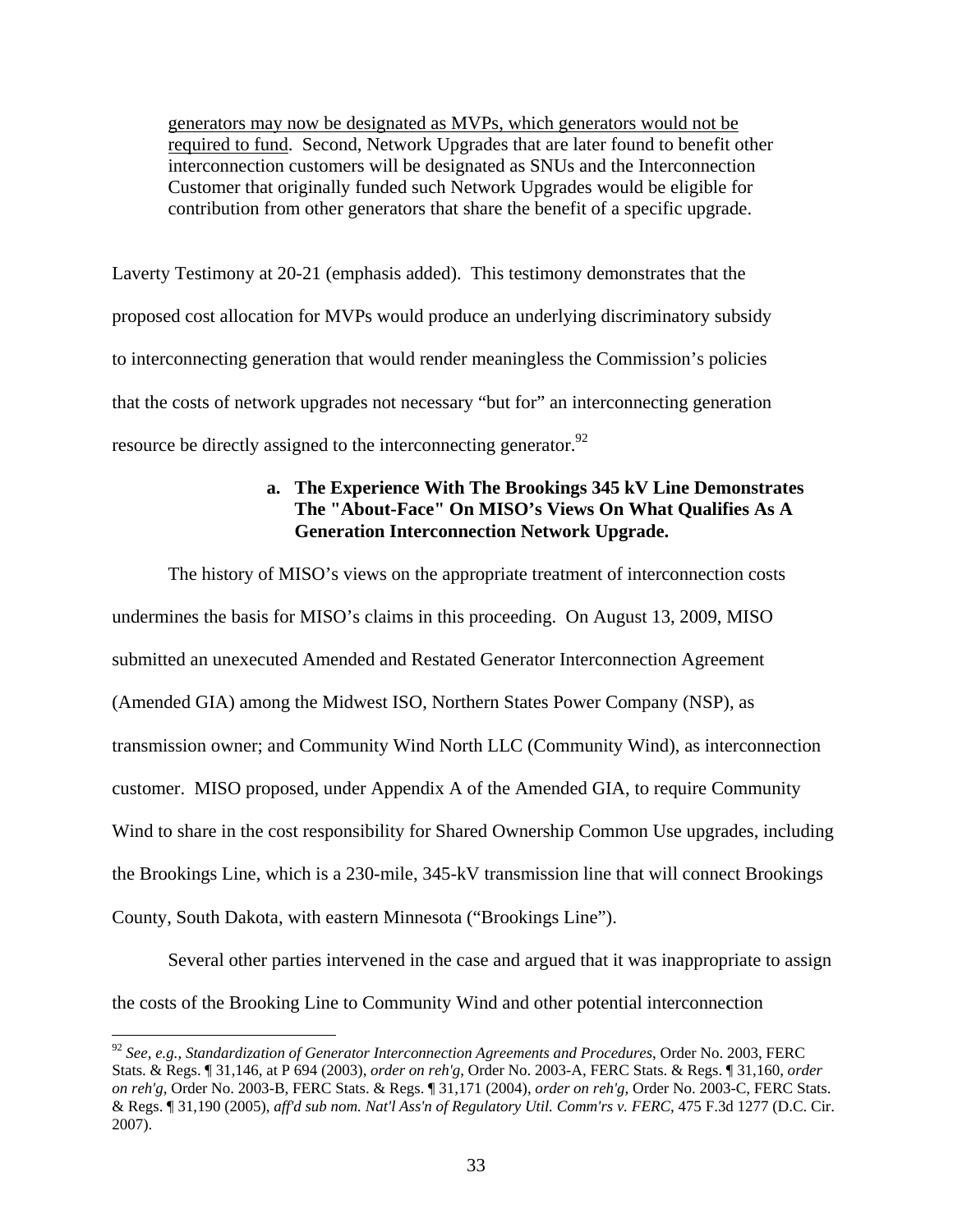> <u>generators may now be designated as MVPs, which generators would not be required to fund</u>. Second, Network Upgrades that are later found to benefit other interconnection customers will be designated as SNUs and the Interconnection Customer that originally funded such Network Upgrades would be eligible for contribution from other generators that share the benefit of a specific upgrade.

Laverty Testimony at 20-21 (emphasis added). This testimony demonstrates that the proposed cost allocation for MVPs would produce an underlying discriminatory subsidy to interconnecting generation that would render meaningless the Commission's policies that the costs of network upgrades not necessary "but for" an interconnecting generation resource be directly assigned to the interconnecting generator.[92]

**a. The Experience With The Brookings 345 kV Line Demonstrates The "About-Face" On MISO's Views On What Qualifies As A Generation Interconnection Network Upgrade.**

The history of MISO's views on the appropriate treatment of interconnection costs undermines the basis for MISO's claims in this proceeding. On August 13, 2009, MISO submitted an unexecuted Amended and Restated Generator Interconnection Agreement (Amended GIA) among the Midwest ISO, Northern States Power Company (NSP), as transmission owner; and Community Wind North LLC (Community Wind), as interconnection customer. MISO proposed, under Appendix A of the Amended GIA, to require Community Wind to share in the cost responsibility for Shared Ownership Common Use upgrades, including the Brookings Line, which is a 230-mile, 345-kV transmission line that will connect Brookings County, South Dakota, with eastern Minnesota ("Brookings Line").

Several other parties intervened in the case and argued that it was inappropriate to assign the costs of the Brooking Line to Community Wind and other potential interconnection

---

[92] *See, e.g., Standardization of Generator Interconnection Agreements and Procedures*, Order No. 2003, FERC Stats. & Regs. ¶ 31,146, at P 694 (2003), *order on reh'g*, Order No. 2003-A, FERC Stats. & Regs. ¶ 31,160, *order on reh'g*, Order No. 2003-B, FERC Stats. & Regs. ¶ 31,171 (2004), *order on reh'g*, Order No. 2003-C, FERC Stats. & Regs. ¶ 31,190 (2005), *aff'd sub nom. Nat'l Ass'n of Regulatory Util. Comm'rs v. FERC*, 475 F.3d 1277 (D.C. Cir. 2007).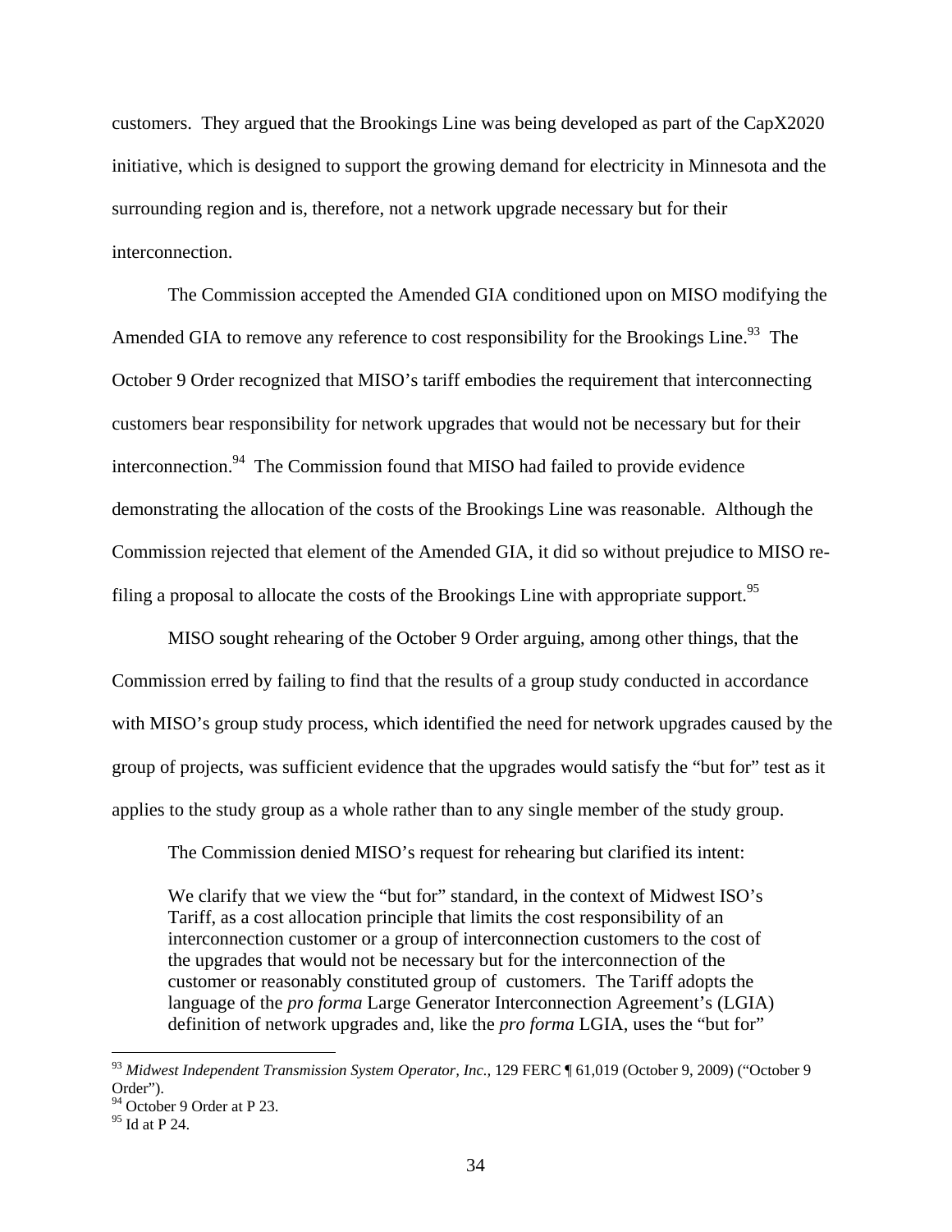customers. They argued that the Brookings Line was being developed as part of the CapX2020 initiative, which is designed to support the growing demand for electricity in Minnesota and the surrounding region and is, therefore, not a network upgrade necessary but for their interconnection.

The Commission accepted the Amended GIA conditioned upon on MISO modifying the Amended GIA to remove any reference to cost responsibility for the Brookings Line.[93] The October 9 Order recognized that MISO's tariff embodies the requirement that interconnecting customers bear responsibility for network upgrades that would not be necessary but for their interconnection.[94] The Commission found that MISO had failed to provide evidence demonstrating the allocation of the costs of the Brookings Line was reasonable. Although the Commission rejected that element of the Amended GIA, it did so without prejudice to MISO re-filing a proposal to allocate the costs of the Brookings Line with appropriate support.[95]

MISO sought rehearing of the October 9 Order arguing, among other things, that the Commission erred by failing to find that the results of a group study conducted in accordance with MISO's group study process, which identified the need for network upgrades caused by the group of projects, was sufficient evidence that the upgrades would satisfy the "but for" test as it applies to the study group as a whole rather than to any single member of the study group.

The Commission denied MISO's request for rehearing but clarified its intent:

> We clarify that we view the "but for" standard, in the context of Midwest ISO's Tariff, as a cost allocation principle that limits the cost responsibility of an interconnection customer or a group of interconnection customers to the cost of the upgrades that would not be necessary but for the interconnection of the customer or reasonably constituted group of customers. The Tariff adopts the language of the *pro forma* Large Generator Interconnection Agreement's (LGIA) definition of network upgrades and, like the *pro forma* LGIA, uses the "but for"

---

[93] *Midwest Independent Transmission System Operator, Inc.,* 129 FERC ¶ 61,019 (October 9, 2009) ("October 9 Order").

[94] October 9 Order at P 23.

[95] Id at P 24.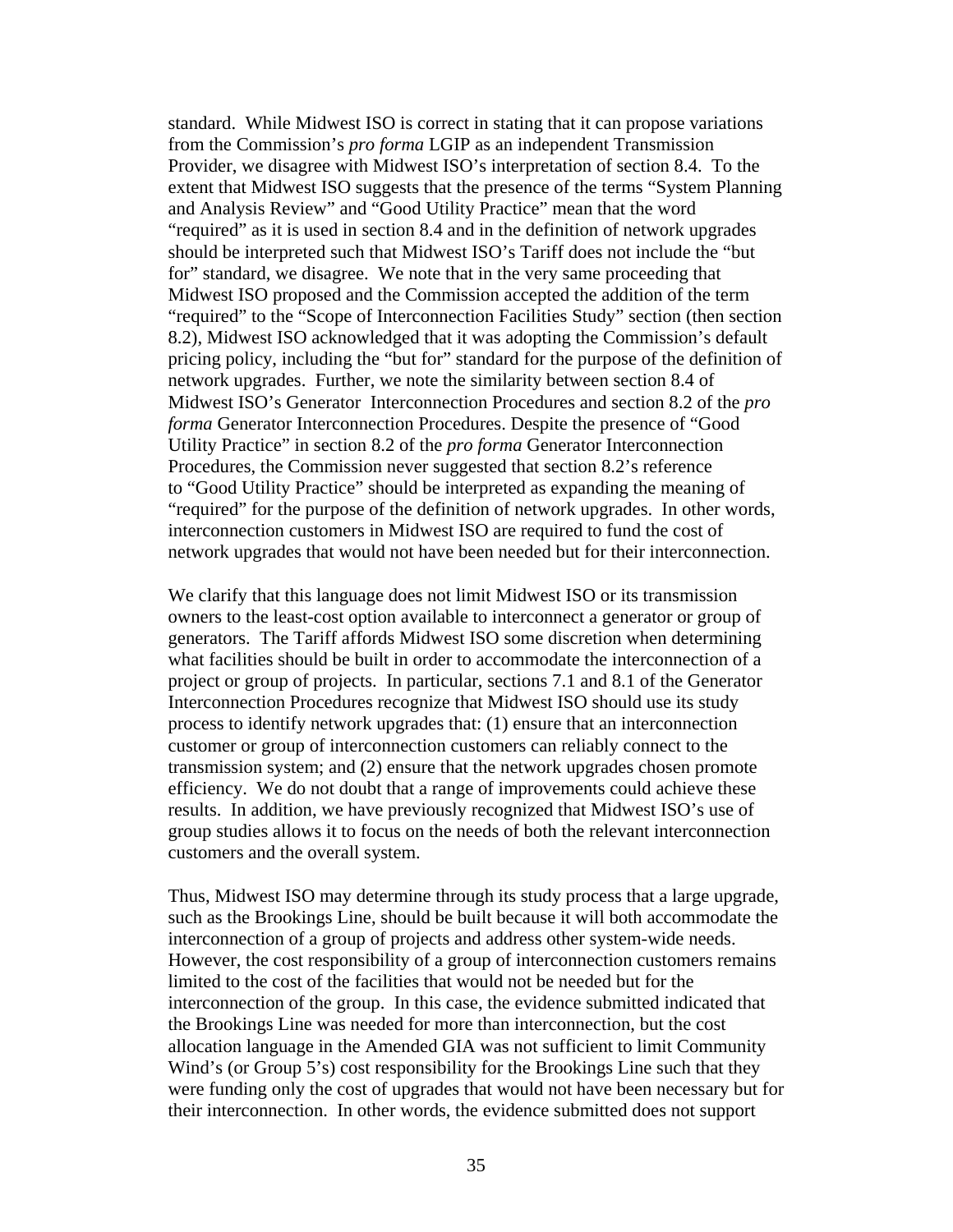standard. While Midwest ISO is correct in stating that it can propose variations from the Commission's *pro forma* LGIP as an independent Transmission Provider, we disagree with Midwest ISO's interpretation of section 8.4. To the extent that Midwest ISO suggests that the presence of the terms "System Planning and Analysis Review" and "Good Utility Practice" mean that the word "required" as it is used in section 8.4 and in the definition of network upgrades should be interpreted such that Midwest ISO's Tariff does not include the "but for" standard, we disagree. We note that in the very same proceeding that Midwest ISO proposed and the Commission accepted the addition of the term "required" to the "Scope of Interconnection Facilities Study" section (then section 8.2), Midwest ISO acknowledged that it was adopting the Commission's default pricing policy, including the "but for" standard for the purpose of the definition of network upgrades. Further, we note the similarity between section 8.4 of Midwest ISO's Generator Interconnection Procedures and section 8.2 of the *pro forma* Generator Interconnection Procedures. Despite the presence of "Good Utility Practice" in section 8.2 of the *pro forma* Generator Interconnection Procedures, the Commission never suggested that section 8.2's reference to "Good Utility Practice" should be interpreted as expanding the meaning of "required" for the purpose of the definition of network upgrades. In other words, interconnection customers in Midwest ISO are required to fund the cost of network upgrades that would not have been needed but for their interconnection.

We clarify that this language does not limit Midwest ISO or its transmission owners to the least-cost option available to interconnect a generator or group of generators. The Tariff affords Midwest ISO some discretion when determining what facilities should be built in order to accommodate the interconnection of a project or group of projects. In particular, sections 7.1 and 8.1 of the Generator Interconnection Procedures recognize that Midwest ISO should use its study process to identify network upgrades that: (1) ensure that an interconnection customer or group of interconnection customers can reliably connect to the transmission system; and (2) ensure that the network upgrades chosen promote efficiency. We do not doubt that a range of improvements could achieve these results. In addition, we have previously recognized that Midwest ISO's use of group studies allows it to focus on the needs of both the relevant interconnection customers and the overall system.

Thus, Midwest ISO may determine through its study process that a large upgrade, such as the Brookings Line, should be built because it will both accommodate the interconnection of a group of projects and address other system-wide needs. However, the cost responsibility of a group of interconnection customers remains limited to the cost of the facilities that would not be needed but for the interconnection of the group. In this case, the evidence submitted indicated that the Brookings Line was needed for more than interconnection, but the cost allocation language in the Amended GIA was not sufficient to limit Community Wind's (or Group 5's) cost responsibility for the Brookings Line such that they were funding only the cost of upgrades that would not have been necessary but for their interconnection. In other words, the evidence submitted does not support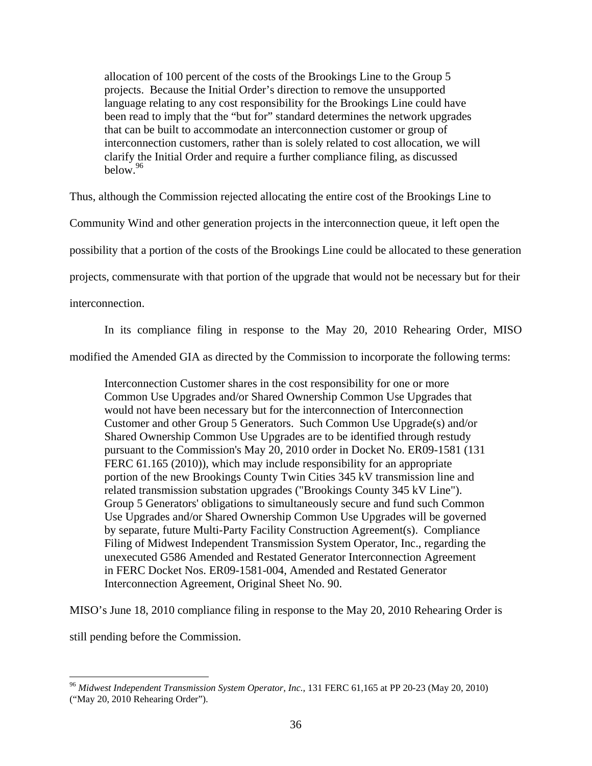> allocation of 100 percent of the costs of the Brookings Line to the Group 5 projects. Because the Initial Order's direction to remove the unsupported language relating to any cost responsibility for the Brookings Line could have been read to imply that the "but for" standard determines the network upgrades that can be built to accommodate an interconnection customer or group of interconnection customers, rather than is solely related to cost allocation, we will clarify the Initial Order and require a further compliance filing, as discussed below.[96]

Thus, although the Commission rejected allocating the entire cost of the Brookings Line to Community Wind and other generation projects in the interconnection queue, it left open the possibility that a portion of the costs of the Brookings Line could be allocated to these generation projects, commensurate with that portion of the upgrade that would not be necessary but for their interconnection.

In its compliance filing in response to the May 20, 2010 Rehearing Order, MISO modified the Amended GIA as directed by the Commission to incorporate the following terms:

> Interconnection Customer shares in the cost responsibility for one or more Common Use Upgrades and/or Shared Ownership Common Use Upgrades that would not have been necessary but for the interconnection of Interconnection Customer and other Group 5 Generators. Such Common Use Upgrade(s) and/or Shared Ownership Common Use Upgrades are to be identified through restudy pursuant to the Commission's May 20, 2010 order in Docket No. ER09-1581 (131 FERC 61.165 (2010)), which may include responsibility for an appropriate portion of the new Brookings County Twin Cities 345 kV transmission line and related transmission substation upgrades ("Brookings County 345 kV Line"). Group 5 Generators' obligations to simultaneously secure and fund such Common Use Upgrades and/or Shared Ownership Common Use Upgrades will be governed by separate, future Multi-Party Facility Construction Agreement(s). Compliance Filing of Midwest Independent Transmission System Operator, Inc., regarding the unexecuted G586 Amended and Restated Generator Interconnection Agreement in FERC Docket Nos. ER09-1581-004, Amended and Restated Generator Interconnection Agreement, Original Sheet No. 90.

MISO's June 18, 2010 compliance filing in response to the May 20, 2010 Rehearing Order is still pending before the Commission.

---

[96] *Midwest Independent Transmission System Operator, Inc.,* 131 FERC 61,165 at PP 20-23 (May 20, 2010) ("May 20, 2010 Rehearing Order").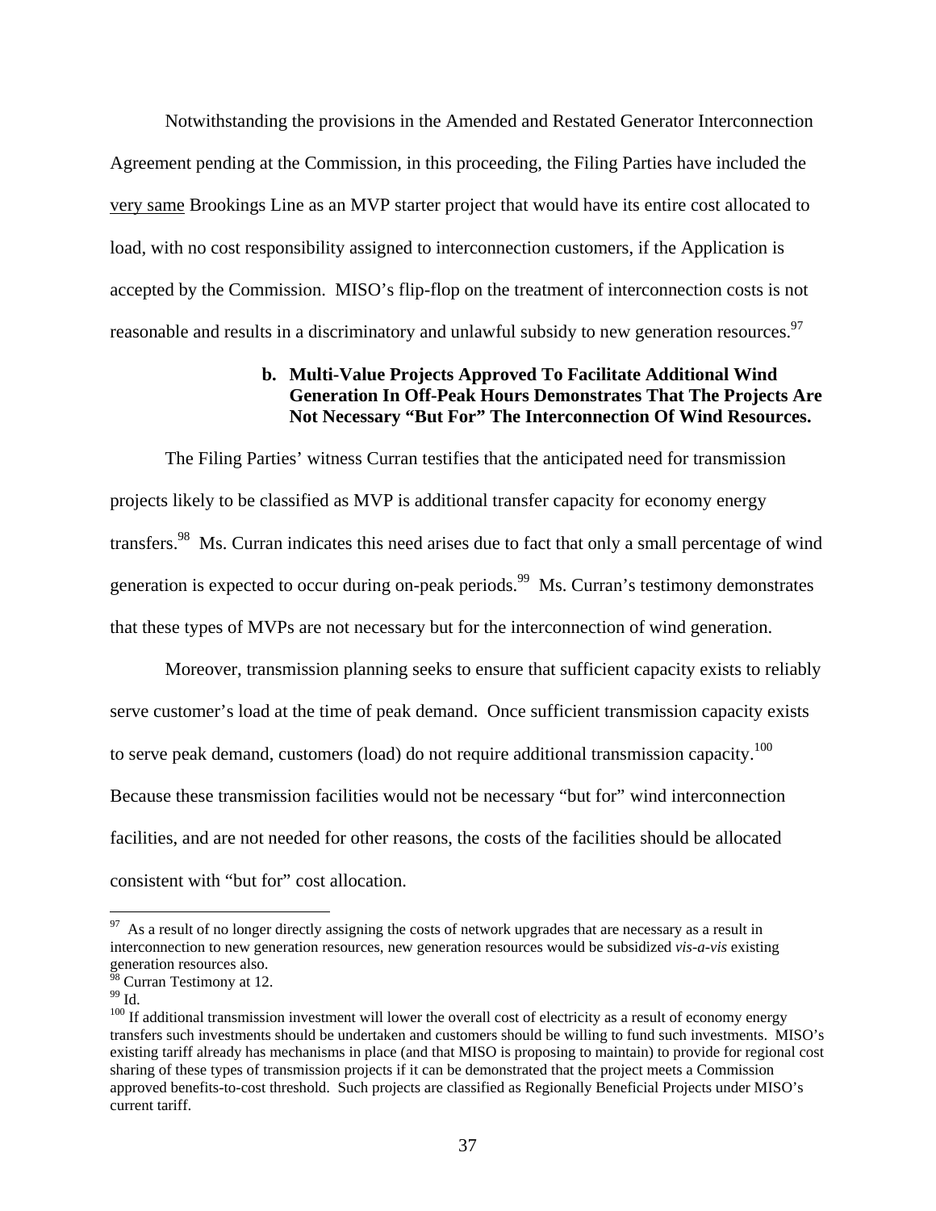Notwithstanding the provisions in the Amended and Restated Generator Interconnection Agreement pending at the Commission, in this proceeding, the Filing Parties have included the very same Brookings Line as an MVP starter project that would have its entire cost allocated to load, with no cost responsibility assigned to interconnection customers, if the Application is accepted by the Commission. MISO's flip-flop on the treatment of interconnection costs is not reasonable and results in a discriminatory and unlawful subsidy to new generation resources.[97]

**b. Multi-Value Projects Approved To Facilitate Additional Wind Generation In Off-Peak Hours Demonstrates That The Projects Are Not Necessary "But For" The Interconnection Of Wind Resources.**

The Filing Parties' witness Curran testifies that the anticipated need for transmission projects likely to be classified as MVP is additional transfer capacity for economy energy transfers.[98] Ms. Curran indicates this need arises due to fact that only a small percentage of wind generation is expected to occur during on-peak periods.[99] Ms. Curran's testimony demonstrates that these types of MVPs are not necessary but for the interconnection of wind generation.

Moreover, transmission planning seeks to ensure that sufficient capacity exists to reliably serve customer's load at the time of peak demand. Once sufficient transmission capacity exists to serve peak demand, customers (load) do not require additional transmission capacity.[100] Because these transmission facilities would not be necessary "but for" wind interconnection facilities, and are not needed for other reasons, the costs of the facilities should be allocated consistent with "but for" cost allocation.

---

[97] As a result of no longer directly assigning the costs of network upgrades that are necessary as a result in interconnection to new generation resources, new generation resources would be subsidized *vis-a-vis* existing generation resources also.

[98] Curran Testimony at 12.

[99] Id.

[100] If additional transmission investment will lower the overall cost of electricity as a result of economy energy transfers such investments should be undertaken and customers should be willing to fund such investments. MISO's existing tariff already has mechanisms in place (and that MISO is proposing to maintain) to provide for regional cost sharing of these types of transmission projects if it can be demonstrated that the project meets a Commission approved benefits-to-cost threshold. Such projects are classified as Regionally Beneficial Projects under MISO's current tariff.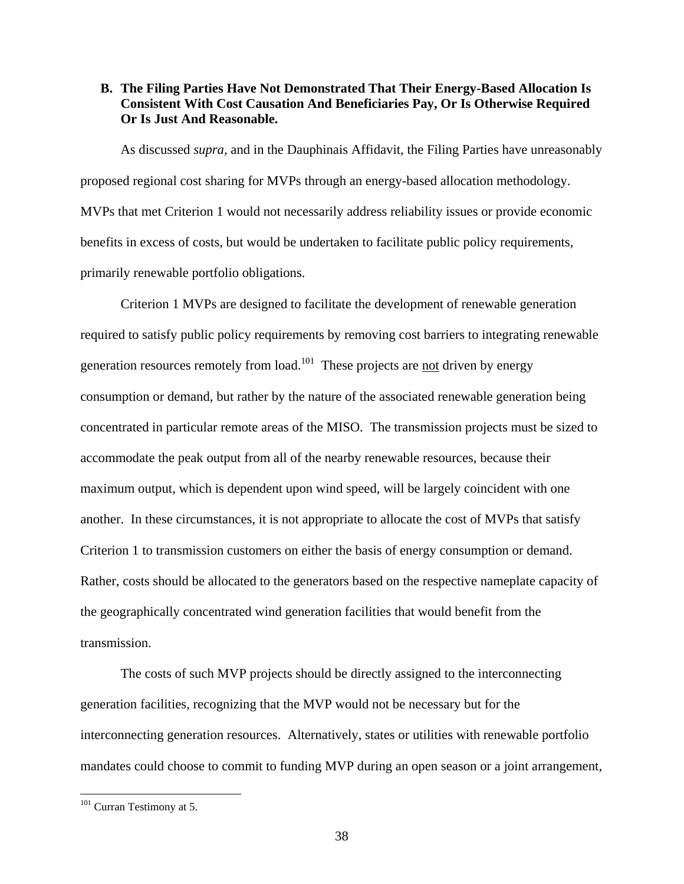### B. The Filing Parties Have Not Demonstrated That Their Energy-Based Allocation Is Consistent With Cost Causation And Beneficiaries Pay, Or Is Otherwise Required Or Is Just And Reasonable.

As discussed *supra,* and in the Dauphinais Affidavit, the Filing Parties have unreasonably proposed regional cost sharing for MVPs through an energy-based allocation methodology. MVPs that met Criterion 1 would not necessarily address reliability issues or provide economic benefits in excess of costs, but would be undertaken to facilitate public policy requirements, primarily renewable portfolio obligations.

Criterion 1 MVPs are designed to facilitate the development of renewable generation required to satisfy public policy requirements by removing cost barriers to integrating renewable generation resources remotely from load.[101] These projects are <u>not</u> driven by energy consumption or demand, but rather by the nature of the associated renewable generation being concentrated in particular remote areas of the MISO. The transmission projects must be sized to accommodate the peak output from all of the nearby renewable resources, because their maximum output, which is dependent upon wind speed, will be largely coincident with one another. In these circumstances, it is not appropriate to allocate the cost of MVPs that satisfy Criterion 1 to transmission customers on either the basis of energy consumption or demand. Rather, costs should be allocated to the generators based on the respective nameplate capacity of the geographically concentrated wind generation facilities that would benefit from the transmission.

The costs of such MVP projects should be directly assigned to the interconnecting generation facilities, recognizing that the MVP would not be necessary but for the interconnecting generation resources. Alternatively, states or utilities with renewable portfolio mandates could choose to commit to funding MVP during an open season or a joint arrangement,

[101] Curran Testimony at 5.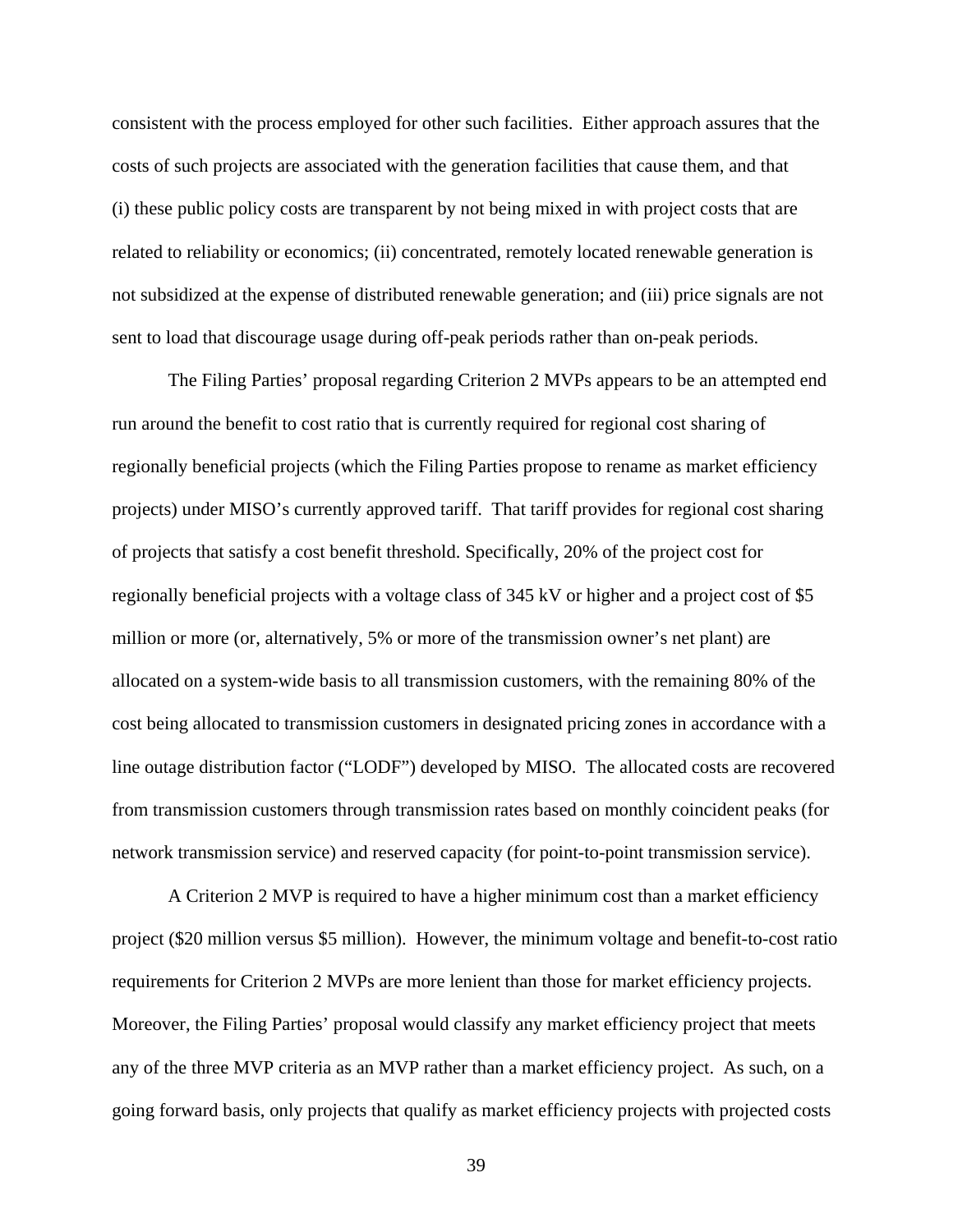consistent with the process employed for other such facilities. Either approach assures that the costs of such projects are associated with the generation facilities that cause them, and that (i) these public policy costs are transparent by not being mixed in with project costs that are related to reliability or economics; (ii) concentrated, remotely located renewable generation is not subsidized at the expense of distributed renewable generation; and (iii) price signals are not sent to load that discourage usage during off-peak periods rather than on-peak periods.

The Filing Parties' proposal regarding Criterion 2 MVPs appears to be an attempted end run around the benefit to cost ratio that is currently required for regional cost sharing of regionally beneficial projects (which the Filing Parties propose to rename as market efficiency projects) under MISO's currently approved tariff. That tariff provides for regional cost sharing of projects that satisfy a cost benefit threshold. Specifically, 20% of the project cost for regionally beneficial projects with a voltage class of 345 kV or higher and a project cost of $5 million or more (or, alternatively, 5% or more of the transmission owner's net plant) are allocated on a system-wide basis to all transmission customers, with the remaining 80% of the cost being allocated to transmission customers in designated pricing zones in accordance with a line outage distribution factor ("LODF") developed by MISO. The allocated costs are recovered from transmission customers through transmission rates based on monthly coincident peaks (for network transmission service) and reserved capacity (for point-to-point transmission service).

A Criterion 2 MVP is required to have a higher minimum cost than a market efficiency project ($20 million versus $5 million). However, the minimum voltage and benefit-to-cost ratio requirements for Criterion 2 MVPs are more lenient than those for market efficiency projects. Moreover, the Filing Parties' proposal would classify any market efficiency project that meets any of the three MVP criteria as an MVP rather than a market efficiency project. As such, on a going forward basis, only projects that qualify as market efficiency projects with projected costs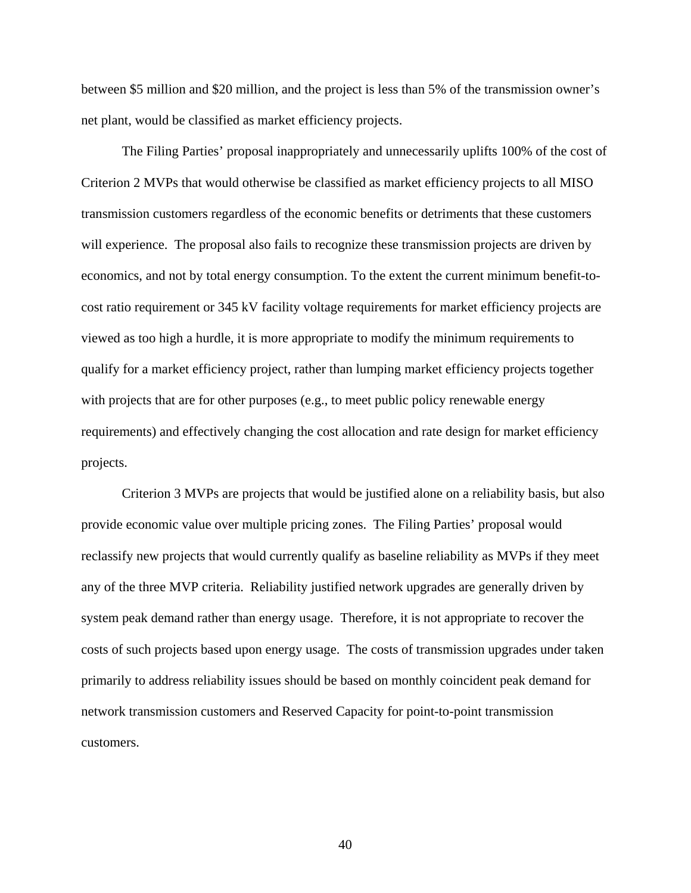between $5 million and $20 million, and the project is less than 5% of the transmission owner's net plant, would be classified as market efficiency projects.

The Filing Parties' proposal inappropriately and unnecessarily uplifts 100% of the cost of Criterion 2 MVPs that would otherwise be classified as market efficiency projects to all MISO transmission customers regardless of the economic benefits or detriments that these customers will experience. The proposal also fails to recognize these transmission projects are driven by economics, and not by total energy consumption. To the extent the current minimum benefit-to-cost ratio requirement or 345 kV facility voltage requirements for market efficiency projects are viewed as too high a hurdle, it is more appropriate to modify the minimum requirements to qualify for a market efficiency project, rather than lumping market efficiency projects together with projects that are for other purposes (e.g., to meet public policy renewable energy requirements) and effectively changing the cost allocation and rate design for market efficiency projects.

Criterion 3 MVPs are projects that would be justified alone on a reliability basis, but also provide economic value over multiple pricing zones. The Filing Parties' proposal would reclassify new projects that would currently qualify as baseline reliability as MVPs if they meet any of the three MVP criteria. Reliability justified network upgrades are generally driven by system peak demand rather than energy usage. Therefore, it is not appropriate to recover the costs of such projects based upon energy usage. The costs of transmission upgrades under taken primarily to address reliability issues should be based on monthly coincident peak demand for network transmission customers and Reserved Capacity for point-to-point transmission customers.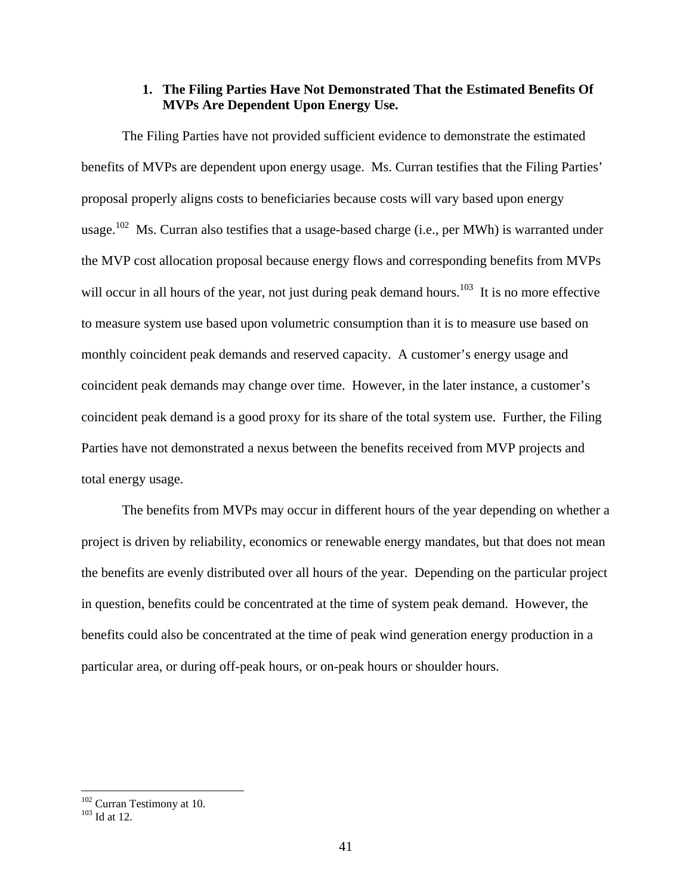### 1. The Filing Parties Have Not Demonstrated That the Estimated Benefits Of MVPs Are Dependent Upon Energy Use.

The Filing Parties have not provided sufficient evidence to demonstrate the estimated benefits of MVPs are dependent upon energy usage. Ms. Curran testifies that the Filing Parties' proposal properly aligns costs to beneficiaries because costs will vary based upon energy usage.[102] Ms. Curran also testifies that a usage-based charge (i.e., per MWh) is warranted under the MVP cost allocation proposal because energy flows and corresponding benefits from MVPs will occur in all hours of the year, not just during peak demand hours.[103] It is no more effective to measure system use based upon volumetric consumption than it is to measure use based on monthly coincident peak demands and reserved capacity. A customer's energy usage and coincident peak demands may change over time. However, in the later instance, a customer's coincident peak demand is a good proxy for its share of the total system use. Further, the Filing Parties have not demonstrated a nexus between the benefits received from MVP projects and total energy usage.

The benefits from MVPs may occur in different hours of the year depending on whether a project is driven by reliability, economics or renewable energy mandates, but that does not mean the benefits are evenly distributed over all hours of the year. Depending on the particular project in question, benefits could be concentrated at the time of system peak demand. However, the benefits could also be concentrated at the time of peak wind generation energy production in a particular area, or during off-peak hours, or on-peak hours or shoulder hours.

---

[102] Curran Testimony at 10.
[103] Id at 12.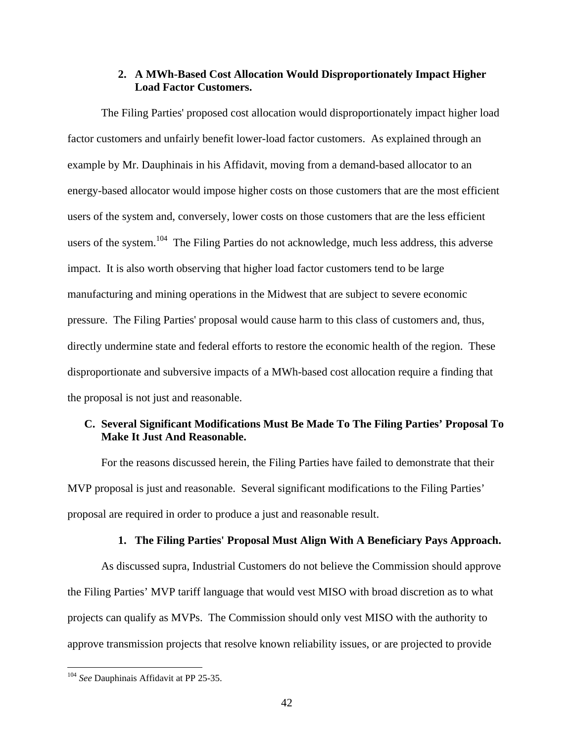### 2. A MWh-Based Cost Allocation Would Disproportionately Impact Higher Load Factor Customers.

The Filing Parties' proposed cost allocation would disproportionately impact higher load factor customers and unfairly benefit lower-load factor customers. As explained through an example by Mr. Dauphinais in his Affidavit, moving from a demand-based allocator to an energy-based allocator would impose higher costs on those customers that are the most efficient users of the system and, conversely, lower costs on those customers that are the less efficient users of the system.[104] The Filing Parties do not acknowledge, much less address, this adverse impact. It is also worth observing that higher load factor customers tend to be large manufacturing and mining operations in the Midwest that are subject to severe economic pressure. The Filing Parties' proposal would cause harm to this class of customers and, thus, directly undermine state and federal efforts to restore the economic health of the region. These disproportionate and subversive impacts of a MWh-based cost allocation require a finding that the proposal is not just and reasonable.

## C. Several Significant Modifications Must Be Made To The Filing Parties' Proposal To Make It Just And Reasonable.

For the reasons discussed herein, the Filing Parties have failed to demonstrate that their MVP proposal is just and reasonable. Several significant modifications to the Filing Parties' proposal are required in order to produce a just and reasonable result.

### 1. The Filing Parties' Proposal Must Align With A Beneficiary Pays Approach.

As discussed supra, Industrial Customers do not believe the Commission should approve the Filing Parties' MVP tariff language that would vest MISO with broad discretion as to what projects can qualify as MVPs. The Commission should only vest MISO with the authority to approve transmission projects that resolve known reliability issues, or are projected to provide

[104] *See* Dauphinais Affidavit at PP 25-35.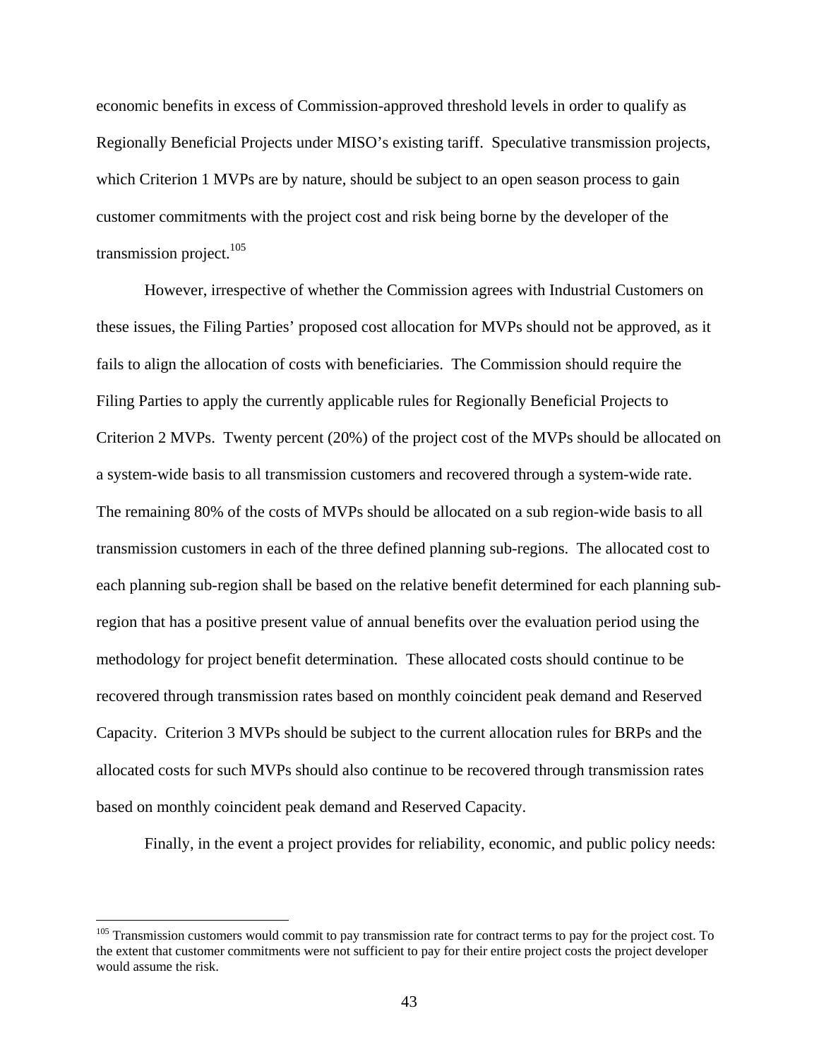economic benefits in excess of Commission-approved threshold levels in order to qualify as Regionally Beneficial Projects under MISO's existing tariff. Speculative transmission projects, which Criterion 1 MVPs are by nature, should be subject to an open season process to gain customer commitments with the project cost and risk being borne by the developer of the transmission project.[105]

However, irrespective of whether the Commission agrees with Industrial Customers on these issues, the Filing Parties' proposed cost allocation for MVPs should not be approved, as it fails to align the allocation of costs with beneficiaries. The Commission should require the Filing Parties to apply the currently applicable rules for Regionally Beneficial Projects to Criterion 2 MVPs. Twenty percent (20%) of the project cost of the MVPs should be allocated on a system-wide basis to all transmission customers and recovered through a system-wide rate. The remaining 80% of the costs of MVPs should be allocated on a sub region-wide basis to all transmission customers in each of the three defined planning sub-regions. The allocated cost to each planning sub-region shall be based on the relative benefit determined for each planning sub-region that has a positive present value of annual benefits over the evaluation period using the methodology for project benefit determination. These allocated costs should continue to be recovered through transmission rates based on monthly coincident peak demand and Reserved Capacity. Criterion 3 MVPs should be subject to the current allocation rules for BRPs and the allocated costs for such MVPs should also continue to be recovered through transmission rates based on monthly coincident peak demand and Reserved Capacity.

Finally, in the event a project provides for reliability, economic, and public policy needs:

---

[105] Transmission customers would commit to pay transmission rate for contract terms to pay for the project cost. To the extent that customer commitments were not sufficient to pay for their entire project costs the project developer would assume the risk.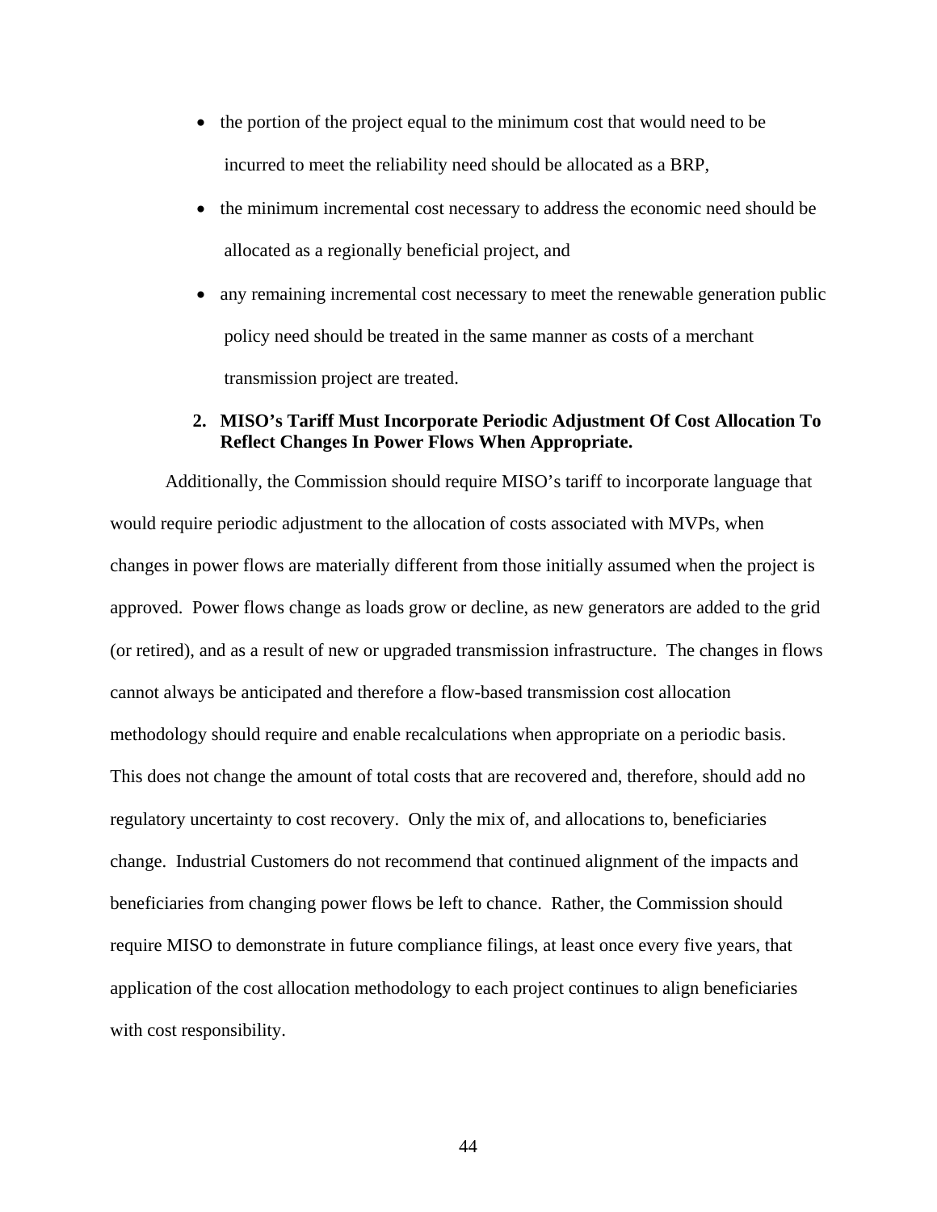- the portion of the project equal to the minimum cost that would need to be incurred to meet the reliability need should be allocated as a BRP,
- the minimum incremental cost necessary to address the economic need should be allocated as a regionally beneficial project, and
- any remaining incremental cost necessary to meet the renewable generation public policy need should be treated in the same manner as costs of a merchant transmission project are treated.

### 2. MISO's Tariff Must Incorporate Periodic Adjustment Of Cost Allocation To Reflect Changes In Power Flows When Appropriate.

Additionally, the Commission should require MISO's tariff to incorporate language that would require periodic adjustment to the allocation of costs associated with MVPs, when changes in power flows are materially different from those initially assumed when the project is approved. Power flows change as loads grow or decline, as new generators are added to the grid (or retired), and as a result of new or upgraded transmission infrastructure. The changes in flows cannot always be anticipated and therefore a flow-based transmission cost allocation methodology should require and enable recalculations when appropriate on a periodic basis. This does not change the amount of total costs that are recovered and, therefore, should add no regulatory uncertainty to cost recovery. Only the mix of, and allocations to, beneficiaries change. Industrial Customers do not recommend that continued alignment of the impacts and beneficiaries from changing power flows be left to chance. Rather, the Commission should require MISO to demonstrate in future compliance filings, at least once every five years, that application of the cost allocation methodology to each project continues to align beneficiaries with cost responsibility.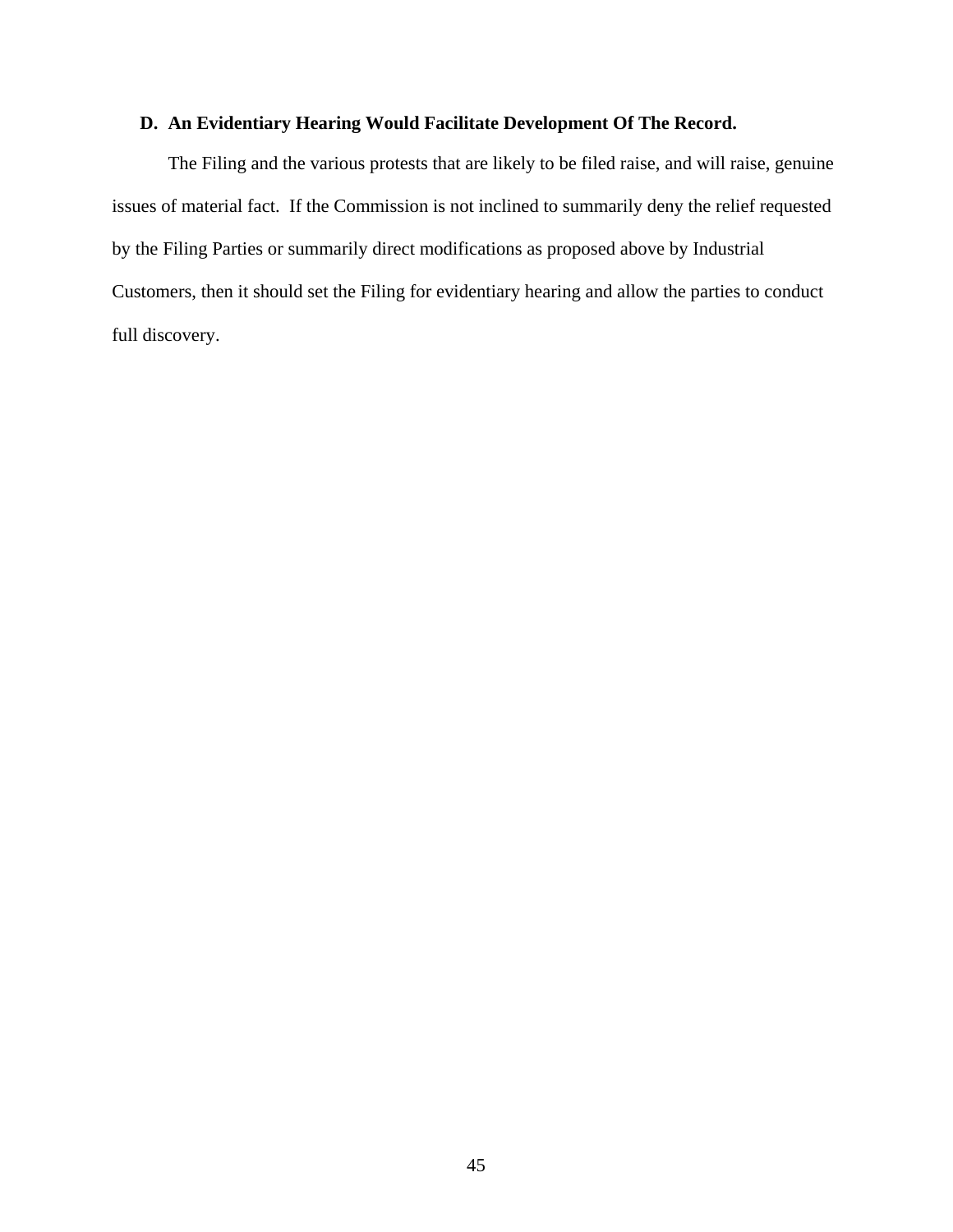### D. An Evidentiary Hearing Would Facilitate Development Of The Record.

The Filing and the various protests that are likely to be filed raise, and will raise, genuine issues of material fact. If the Commission is not inclined to summarily deny the relief requested by the Filing Parties or summarily direct modifications as proposed above by Industrial Customers, then it should set the Filing for evidentiary hearing and allow the parties to conduct full discovery.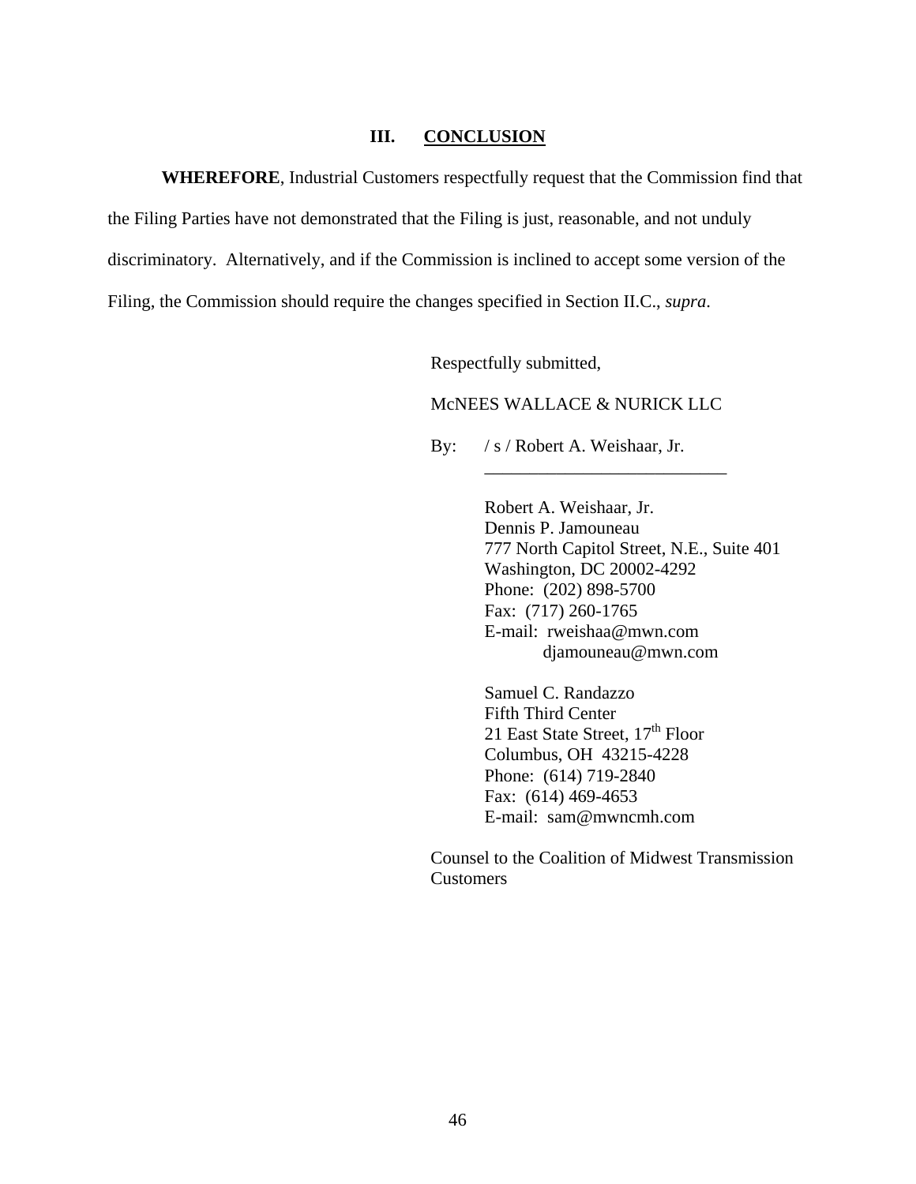## III. CONCLUSION

**WHEREFORE**, Industrial Customers respectfully request that the Commission find that the Filing Parties have not demonstrated that the Filing is just, reasonable, and not unduly discriminatory. Alternatively, and if the Commission is inclined to accept some version of the Filing, the Commission should require the changes specified in Section II.C., *supra*.

Respectfully submitted,

McNEES WALLACE & NURICK LLC

By: / s / Robert A. Weishaar, Jr.

Robert A. Weishaar, Jr.
Dennis P. Jamouneau
777 North Capitol Street, N.E., Suite 401
Washington, DC 20002-4292
Phone: (202) 898-5700
Fax: (717) 260-1765
E-mail: rweishaa@mwn.com
djamouneau@mwn.com

Samuel C. Randazzo
Fifth Third Center
21 East State Street, 17th Floor
Columbus, OH 43215-4228
Phone: (614) 719-2840
Fax: (614) 469-4653
E-mail: sam@mwncmh.com

Counsel to the Coalition of Midwest Transmission Customers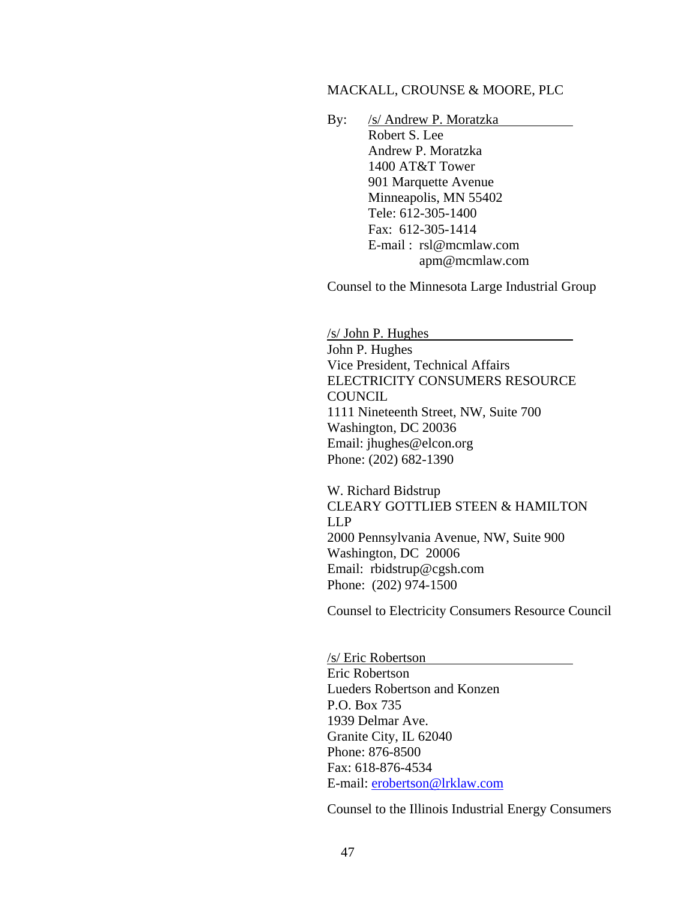MACKALL, CROUNSE & MOORE, PLC

By: /s/ Andrew P. Moratzka
Robert S. Lee
Andrew P. Moratzka
1400 AT&T Tower
901 Marquette Avenue
Minneapolis, MN 55402
Tele: 612-305-1400
Fax: 612-305-1414
E-mail : rsl@mcmlaw.com
apm@mcmlaw.com

Counsel to the Minnesota Large Industrial Group

/s/ John P. Hughes
John P. Hughes
Vice President, Technical Affairs
ELECTRICITY CONSUMERS RESOURCE COUNCIL
1111 Nineteenth Street, NW, Suite 700
Washington, DC 20036
Email: jhughes@elcon.org
Phone: (202) 682-1390

W. Richard Bidstrup
CLEARY GOTTLIEB STEEN & HAMILTON LLP
2000 Pennsylvania Avenue, NW, Suite 900
Washington, DC 20006
Email: rbidstrup@cgsh.com
Phone: (202) 974-1500

Counsel to Electricity Consumers Resource Council

/s/ Eric Robertson
Eric Robertson
Lueders Robertson and Konzen
P.O. Box 735
1939 Delmar Ave.
Granite City, IL 62040
Phone: 876-8500
Fax: 618-876-4534
E-mail: erobertson@lrklaw.com

Counsel to the Illinois Industrial Energy Consumers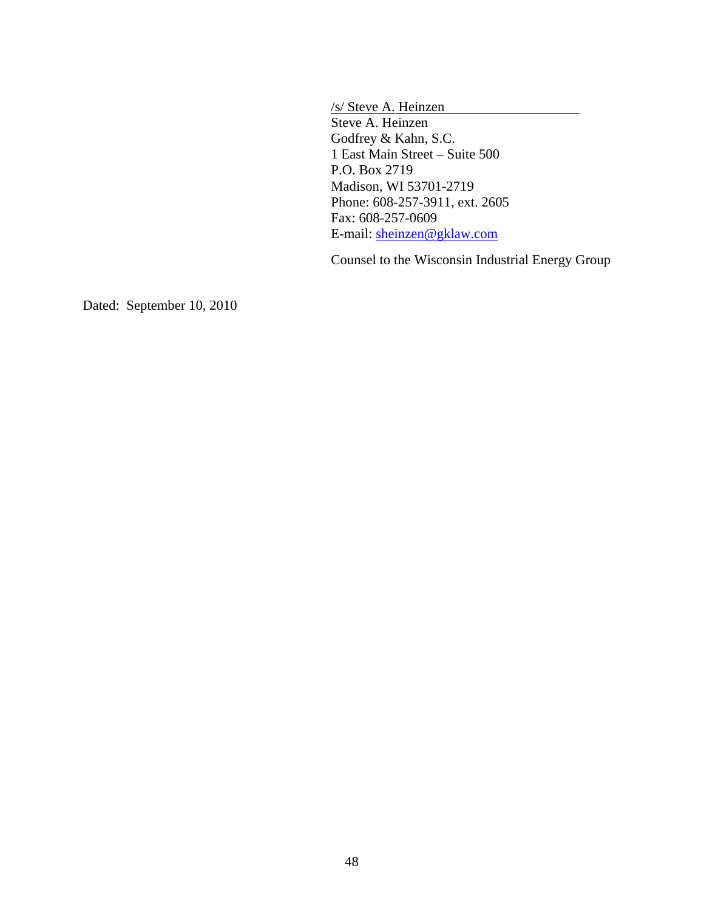/s/ Steve A. Heinzen

Steve A. Heinzen
Godfrey & Kahn, S.C.
1 East Main Street – Suite 500
P.O. Box 2719
Madison, WI 53701-2719
Phone: 608-257-3911, ext. 2605
Fax: 608-257-0609
E-mail: sheinzen@gklaw.com

Counsel to the Wisconsin Industrial Energy Group

Dated: September 10, 2010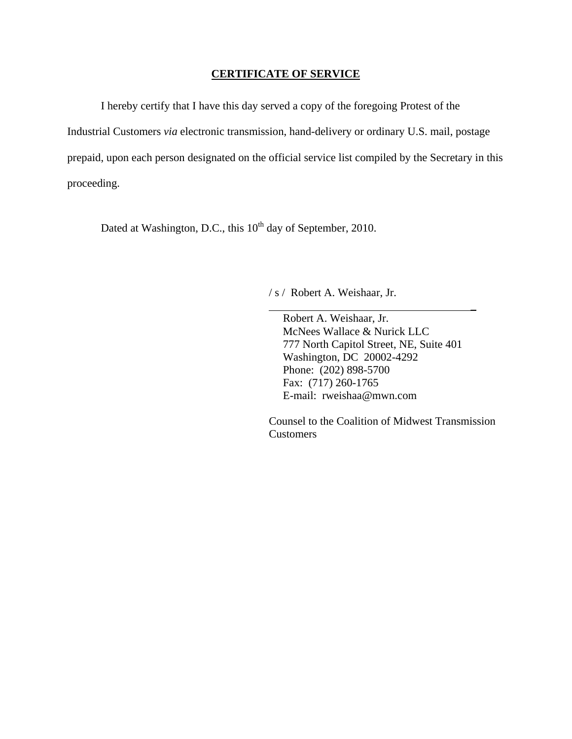**CERTIFICATE OF SERVICE**

I hereby certify that I have this day served a copy of the foregoing Protest of the Industrial Customers *via* electronic transmission, hand-delivery or ordinary U.S. mail, postage prepaid, upon each person designated on the official service list compiled by the Secretary in this proceeding.

Dated at Washington, D.C., this 10th day of September, 2010.

/ s / Robert A. Weishaar, Jr.

Robert A. Weishaar, Jr.  
McNees Wallace & Nurick LLC  
777 North Capitol Street, NE, Suite 401  
Washington, DC 20002-4292  
Phone: (202) 898-5700  
Fax: (717) 260-1765  
E-mail: rweishaa@mwn.com

Counsel to the Coalition of Midwest Transmission Customers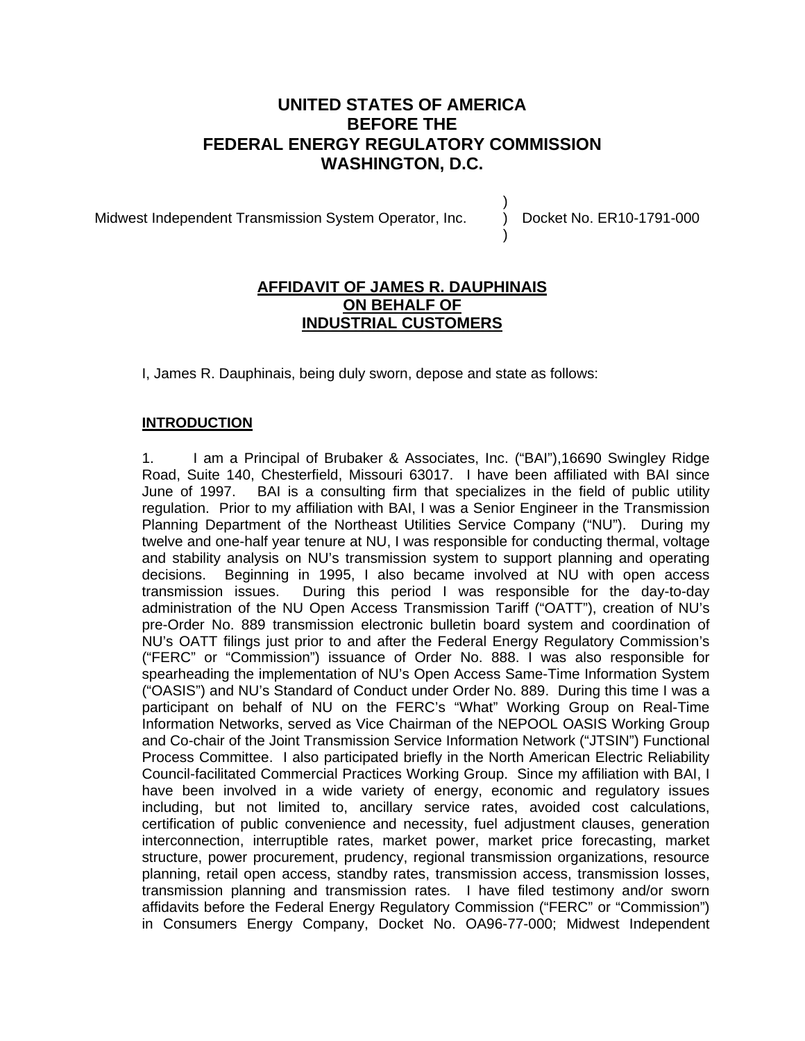# UNITED STATES OF AMERICA
# BEFORE THE
# FEDERAL ENERGY REGULATORY COMMISSION
# WASHINGTON, D.C.

| | | |
|---|---|---|
| Midwest Independent Transmission System Operator, Inc. | ) | Docket No. ER10-1791-000 |

## AFFIDAVIT OF JAMES R. DAUPHINAIS ON BEHALF OF INDUSTRIAL CUSTOMERS

I, James R. Dauphinais, being duly sworn, depose and state as follows:

### INTRODUCTION

1. I am a Principal of Brubaker & Associates, Inc. ("BAI"),16690 Swingley Ridge Road, Suite 140, Chesterfield, Missouri 63017. I have been affiliated with BAI since June of 1997. BAI is a consulting firm that specializes in the field of public utility regulation. Prior to my affiliation with BAI, I was a Senior Engineer in the Transmission Planning Department of the Northeast Utilities Service Company ("NU"). During my twelve and one-half year tenure at NU, I was responsible for conducting thermal, voltage and stability analysis on NU's transmission system to support planning and operating decisions. Beginning in 1995, I also became involved at NU with open access transmission issues. During this period I was responsible for the day-to-day administration of the NU Open Access Transmission Tariff ("OATT"), creation of NU's pre-Order No. 889 transmission electronic bulletin board system and coordination of NU's OATT filings just prior to and after the Federal Energy Regulatory Commission's ("FERC" or "Commission") issuance of Order No. 888. I was also responsible for spearheading the implementation of NU's Open Access Same-Time Information System ("OASIS") and NU's Standard of Conduct under Order No. 889. During this time I was a participant on behalf of NU on the FERC's "What" Working Group on Real-Time Information Networks, served as Vice Chairman of the NEPOOL OASIS Working Group and Co-chair of the Joint Transmission Service Information Network ("JTSIN") Functional Process Committee. I also participated briefly in the North American Electric Reliability Council-facilitated Commercial Practices Working Group. Since my affiliation with BAI, I have been involved in a wide variety of energy, economic and regulatory issues including, but not limited to, ancillary service rates, avoided cost calculations, certification of public convenience and necessity, fuel adjustment clauses, generation interconnection, interruptible rates, market power, market price forecasting, market structure, power procurement, prudency, regional transmission organizations, resource planning, retail open access, standby rates, transmission access, transmission losses, transmission planning and transmission rates. I have filed testimony and/or sworn affidavits before the Federal Energy Regulatory Commission ("FERC" or "Commission") in Consumers Energy Company, Docket No. OA96-77-000; Midwest Independent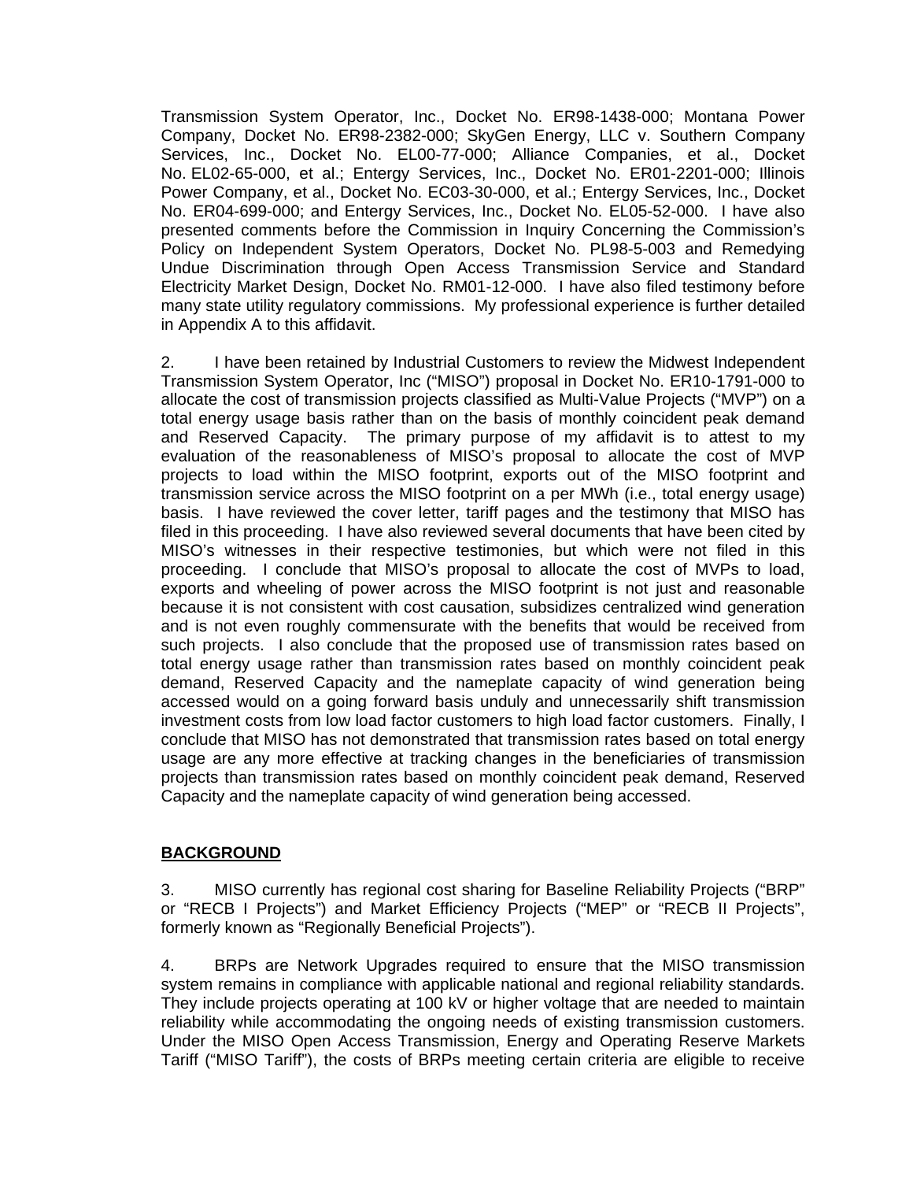Transmission System Operator, Inc., Docket No. ER98-1438-000; Montana Power Company, Docket No. ER98-2382-000; SkyGen Energy, LLC v. Southern Company Services, Inc., Docket No. EL00-77-000; Alliance Companies, et al., Docket No. EL02-65-000, et al.; Entergy Services, Inc., Docket No. ER01-2201-000; Illinois Power Company, et al., Docket No. EC03-30-000, et al.; Entergy Services, Inc., Docket No. ER04-699-000; and Entergy Services, Inc., Docket No. EL05-52-000. I have also presented comments before the Commission in Inquiry Concerning the Commission's Policy on Independent System Operators, Docket No. PL98-5-003 and Remedying Undue Discrimination through Open Access Transmission Service and Standard Electricity Market Design, Docket No. RM01-12-000. I have also filed testimony before many state utility regulatory commissions. My professional experience is further detailed in Appendix A to this affidavit.

2. I have been retained by Industrial Customers to review the Midwest Independent Transmission System Operator, Inc ("MISO") proposal in Docket No. ER10-1791-000 to allocate the cost of transmission projects classified as Multi-Value Projects ("MVP") on a total energy usage basis rather than on the basis of monthly coincident peak demand and Reserved Capacity. The primary purpose of my affidavit is to attest to my evaluation of the reasonableness of MISO's proposal to allocate the cost of MVP projects to load within the MISO footprint, exports out of the MISO footprint and transmission service across the MISO footprint on a per MWh (i.e., total energy usage) basis. I have reviewed the cover letter, tariff pages and the testimony that MISO has filed in this proceeding. I have also reviewed several documents that have been cited by MISO's witnesses in their respective testimonies, but which were not filed in this proceeding. I conclude that MISO's proposal to allocate the cost of MVPs to load, exports and wheeling of power across the MISO footprint is not just and reasonable because it is not consistent with cost causation, subsidizes centralized wind generation and is not even roughly commensurate with the benefits that would be received from such projects. I also conclude that the proposed use of transmission rates based on total energy usage rather than transmission rates based on monthly coincident peak demand, Reserved Capacity and the nameplate capacity of wind generation being accessed would on a going forward basis unduly and unnecessarily shift transmission investment costs from low load factor customers to high load factor customers. Finally, I conclude that MISO has not demonstrated that transmission rates based on total energy usage are any more effective at tracking changes in the beneficiaries of transmission projects than transmission rates based on monthly coincident peak demand, Reserved Capacity and the nameplate capacity of wind generation being accessed.

## BACKGROUND

3. MISO currently has regional cost sharing for Baseline Reliability Projects ("BRP" or "RECB I Projects") and Market Efficiency Projects ("MEP" or "RECB II Projects", formerly known as "Regionally Beneficial Projects").

4. BRPs are Network Upgrades required to ensure that the MISO transmission system remains in compliance with applicable national and regional reliability standards. They include projects operating at 100 kV or higher voltage that are needed to maintain reliability while accommodating the ongoing needs of existing transmission customers. Under the MISO Open Access Transmission, Energy and Operating Reserve Markets Tariff ("MISO Tariff"), the costs of BRPs meeting certain criteria are eligible to receive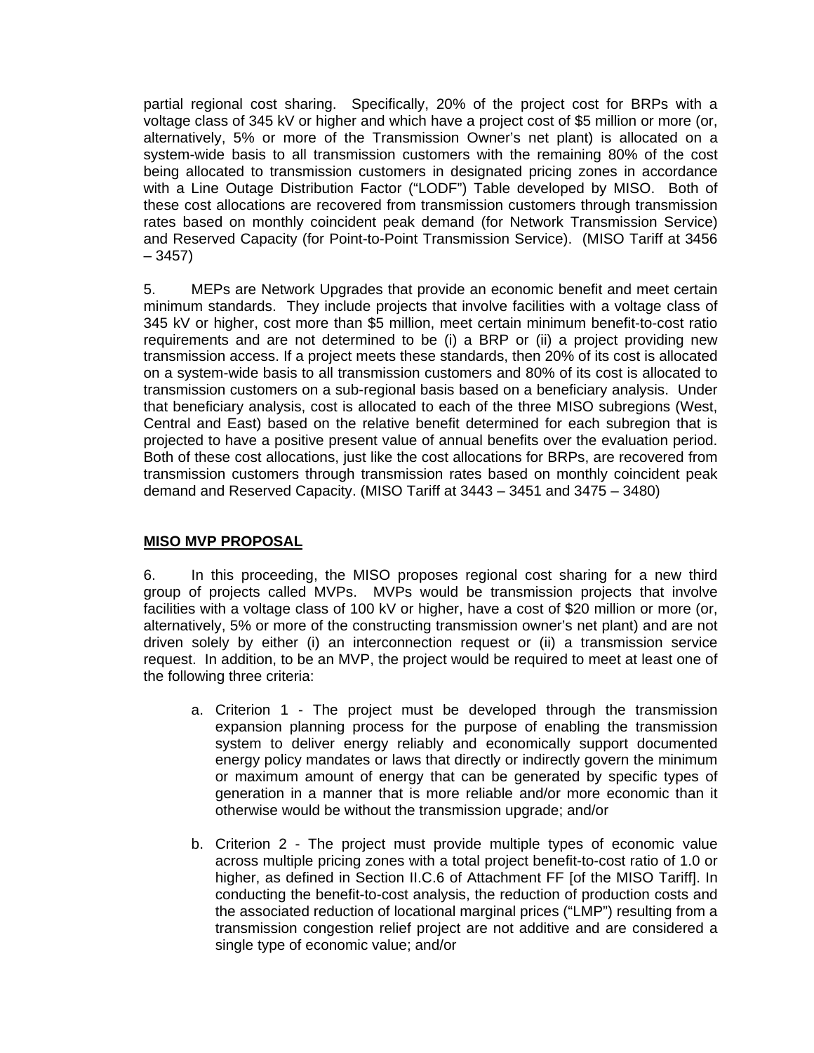partial regional cost sharing. Specifically, 20% of the project cost for BRPs with a voltage class of 345 kV or higher and which have a project cost of $5 million or more (or, alternatively, 5% or more of the Transmission Owner's net plant) is allocated on a system-wide basis to all transmission customers with the remaining 80% of the cost being allocated to transmission customers in designated pricing zones in accordance with a Line Outage Distribution Factor ("LODF") Table developed by MISO. Both of these cost allocations are recovered from transmission customers through transmission rates based on monthly coincident peak demand (for Network Transmission Service) and Reserved Capacity (for Point-to-Point Transmission Service). (MISO Tariff at 3456 – 3457)

5. MEPs are Network Upgrades that provide an economic benefit and meet certain minimum standards. They include projects that involve facilities with a voltage class of 345 kV or higher, cost more than $5 million, meet certain minimum benefit-to-cost ratio requirements and are not determined to be (i) a BRP or (ii) a project providing new transmission access. If a project meets these standards, then 20% of its cost is allocated on a system-wide basis to all transmission customers and 80% of its cost is allocated to transmission customers on a sub-regional basis based on a beneficiary analysis. Under that beneficiary analysis, cost is allocated to each of the three MISO subregions (West, Central and East) based on the relative benefit determined for each subregion that is projected to have a positive present value of annual benefits over the evaluation period. Both of these cost allocations, just like the cost allocations for BRPs, are recovered from transmission customers through transmission rates based on monthly coincident peak demand and Reserved Capacity. (MISO Tariff at 3443 – 3451 and 3475 – 3480)

## MISO MVP PROPOSAL

6. In this proceeding, the MISO proposes regional cost sharing for a new third group of projects called MVPs. MVPs would be transmission projects that involve facilities with a voltage class of 100 kV or higher, have a cost of $20 million or more (or, alternatively, 5% or more of the constructing transmission owner's net plant) and are not driven solely by either (i) an interconnection request or (ii) a transmission service request. In addition, to be an MVP, the project would be required to meet at least one of the following three criteria:

a. Criterion 1 - The project must be developed through the transmission expansion planning process for the purpose of enabling the transmission system to deliver energy reliably and economically support documented energy policy mandates or laws that directly or indirectly govern the minimum or maximum amount of energy that can be generated by specific types of generation in a manner that is more reliable and/or more economic than it otherwise would be without the transmission upgrade; and/or

b. Criterion 2 - The project must provide multiple types of economic value across multiple pricing zones with a total project benefit-to-cost ratio of 1.0 or higher, as defined in Section II.C.6 of Attachment FF [of the MISO Tariff]. In conducting the benefit-to-cost analysis, the reduction of production costs and the associated reduction of locational marginal prices ("LMP") resulting from a transmission congestion relief project are not additive and are considered a single type of economic value; and/or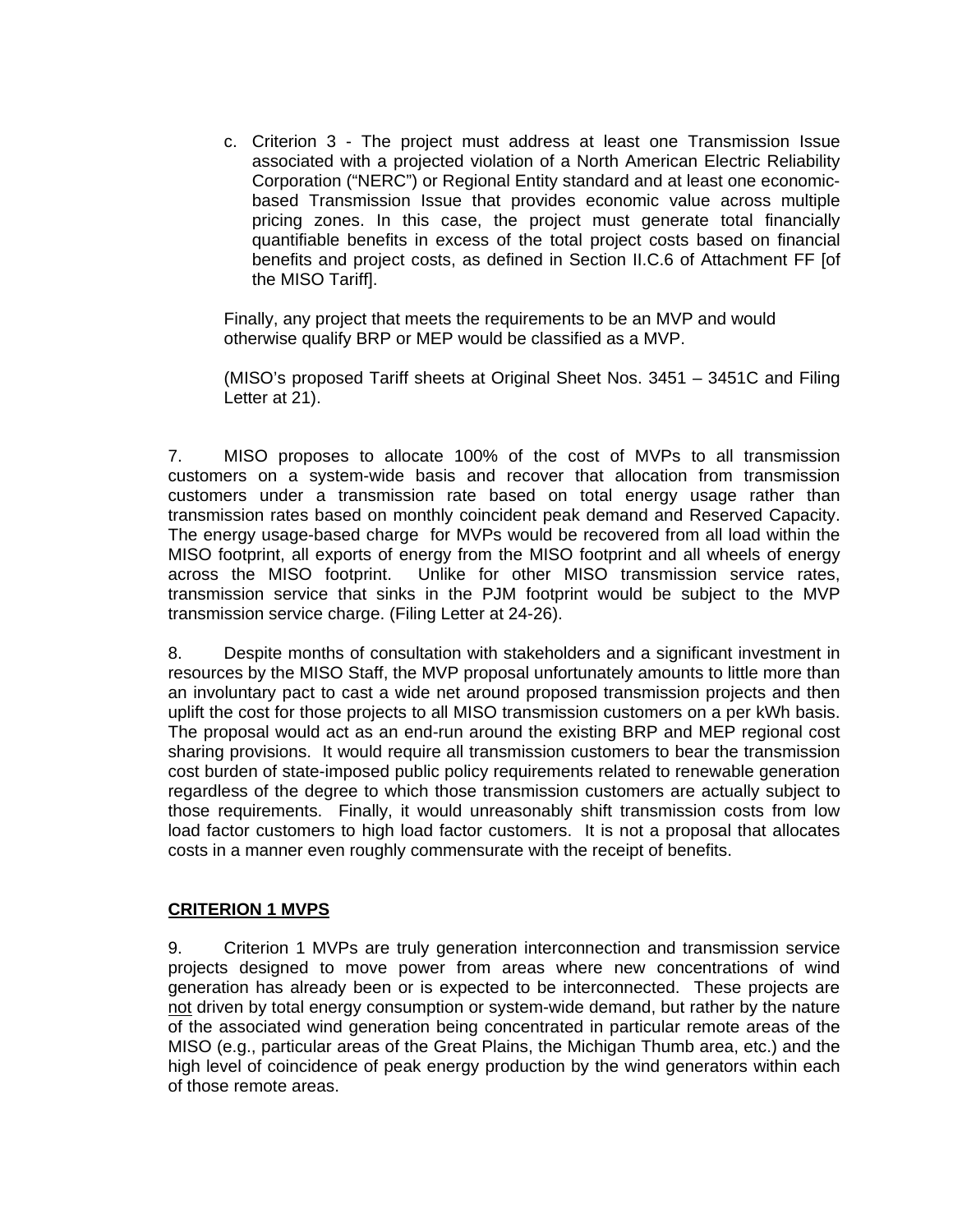c. Criterion 3 - The project must address at least one Transmission Issue associated with a projected violation of a North American Electric Reliability Corporation ("NERC") or Regional Entity standard and at least one economic-based Transmission Issue that provides economic value across multiple pricing zones. In this case, the project must generate total financially quantifiable benefits in excess of the total project costs based on financial benefits and project costs, as defined in Section II.C.6 of Attachment FF [of the MISO Tariff].

Finally, any project that meets the requirements to be an MVP and would otherwise qualify BRP or MEP would be classified as a MVP.

(MISO's proposed Tariff sheets at Original Sheet Nos. 3451 – 3451C and Filing Letter at 21).

7. MISO proposes to allocate 100% of the cost of MVPs to all transmission customers on a system-wide basis and recover that allocation from transmission customers under a transmission rate based on total energy usage rather than transmission rates based on monthly coincident peak demand and Reserved Capacity. The energy usage-based charge for MVPs would be recovered from all load within the MISO footprint, all exports of energy from the MISO footprint and all wheels of energy across the MISO footprint. Unlike for other MISO transmission service rates, transmission service that sinks in the PJM footprint would be subject to the MVP transmission service charge. (Filing Letter at 24-26).

8. Despite months of consultation with stakeholders and a significant investment in resources by the MISO Staff, the MVP proposal unfortunately amounts to little more than an involuntary pact to cast a wide net around proposed transmission projects and then uplift the cost for those projects to all MISO transmission customers on a per kWh basis. The proposal would act as an end-run around the existing BRP and MEP regional cost sharing provisions. It would require all transmission customers to bear the transmission cost burden of state-imposed public policy requirements related to renewable generation regardless of the degree to which those transmission customers are actually subject to those requirements. Finally, it would unreasonably shift transmission costs from low load factor customers to high load factor customers. It is not a proposal that allocates costs in a manner even roughly commensurate with the receipt of benefits.

**CRITERION 1 MVPS**

9. Criterion 1 MVPs are truly generation interconnection and transmission service projects designed to move power from areas where new concentrations of wind generation has already been or is expected to be interconnected. These projects are not driven by total energy consumption or system-wide demand, but rather by the nature of the associated wind generation being concentrated in particular remote areas of the MISO (e.g., particular areas of the Great Plains, the Michigan Thumb area, etc.) and the high level of coincidence of peak energy production by the wind generators within each of those remote areas.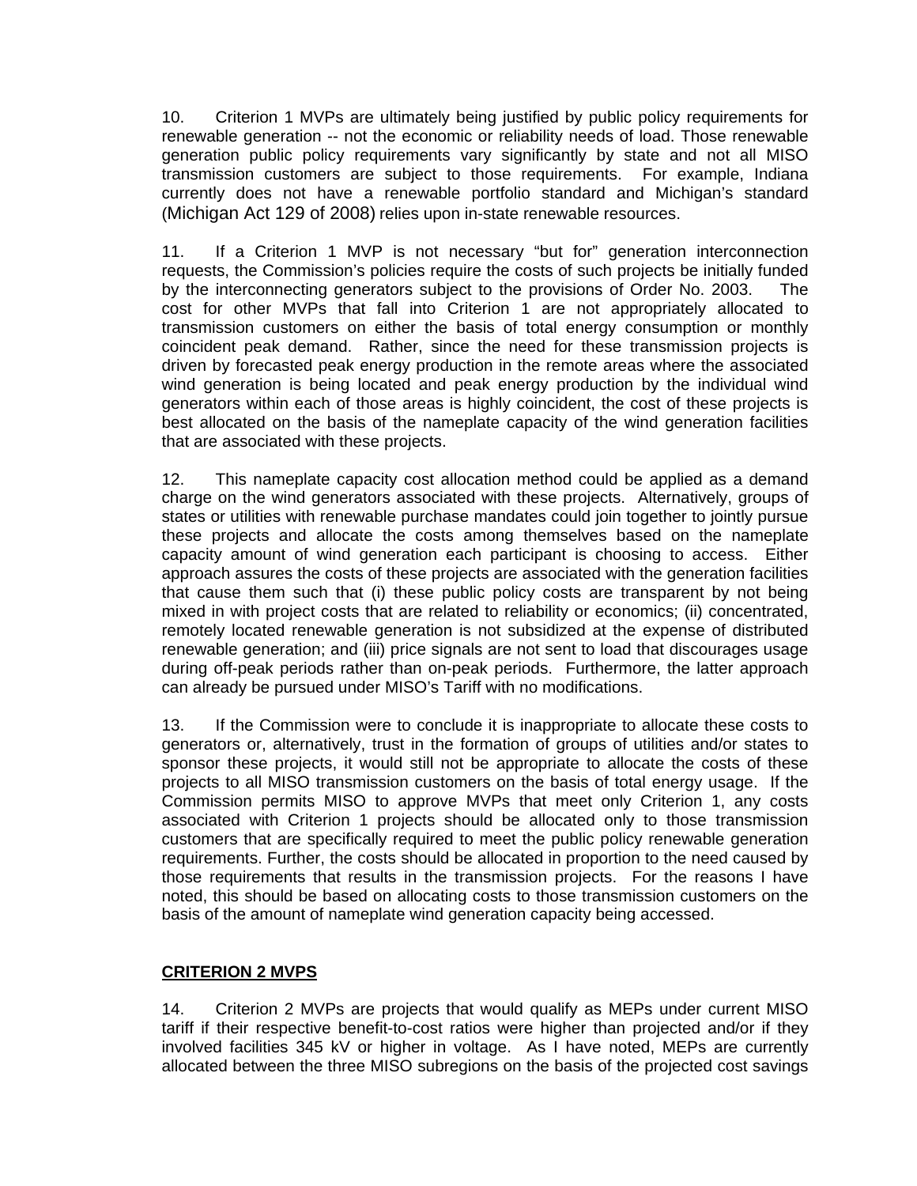10. Criterion 1 MVPs are ultimately being justified by public policy requirements for renewable generation -- not the economic or reliability needs of load. Those renewable generation public policy requirements vary significantly by state and not all MISO transmission customers are subject to those requirements. For example, Indiana currently does not have a renewable portfolio standard and Michigan's standard (Michigan Act 129 of 2008) relies upon in-state renewable resources.

11. If a Criterion 1 MVP is not necessary "but for" generation interconnection requests, the Commission's policies require the costs of such projects be initially funded by the interconnecting generators subject to the provisions of Order No. 2003. The cost for other MVPs that fall into Criterion 1 are not appropriately allocated to transmission customers on either the basis of total energy consumption or monthly coincident peak demand. Rather, since the need for these transmission projects is driven by forecasted peak energy production in the remote areas where the associated wind generation is being located and peak energy production by the individual wind generators within each of those areas is highly coincident, the cost of these projects is best allocated on the basis of the nameplate capacity of the wind generation facilities that are associated with these projects.

12. This nameplate capacity cost allocation method could be applied as a demand charge on the wind generators associated with these projects. Alternatively, groups of states or utilities with renewable purchase mandates could join together to jointly pursue these projects and allocate the costs among themselves based on the nameplate capacity amount of wind generation each participant is choosing to access. Either approach assures the costs of these projects are associated with the generation facilities that cause them such that (i) these public policy costs are transparent by not being mixed in with project costs that are related to reliability or economics; (ii) concentrated, remotely located renewable generation is not subsidized at the expense of distributed renewable generation; and (iii) price signals are not sent to load that discourages usage during off-peak periods rather than on-peak periods. Furthermore, the latter approach can already be pursued under MISO's Tariff with no modifications.

13. If the Commission were to conclude it is inappropriate to allocate these costs to generators or, alternatively, trust in the formation of groups of utilities and/or states to sponsor these projects, it would still not be appropriate to allocate the costs of these projects to all MISO transmission customers on the basis of total energy usage. If the Commission permits MISO to approve MVPs that meet only Criterion 1, any costs associated with Criterion 1 projects should be allocated only to those transmission customers that are specifically required to meet the public policy renewable generation requirements. Further, the costs should be allocated in proportion to the need caused by those requirements that results in the transmission projects. For the reasons I have noted, this should be based on allocating costs to those transmission customers on the basis of the amount of nameplate wind generation capacity being accessed.

## CRITERION 2 MVPS

14. Criterion 2 MVPs are projects that would qualify as MEPs under current MISO tariff if their respective benefit-to-cost ratios were higher than projected and/or if they involved facilities 345 kV or higher in voltage. As I have noted, MEPs are currently allocated between the three MISO subregions on the basis of the projected cost savings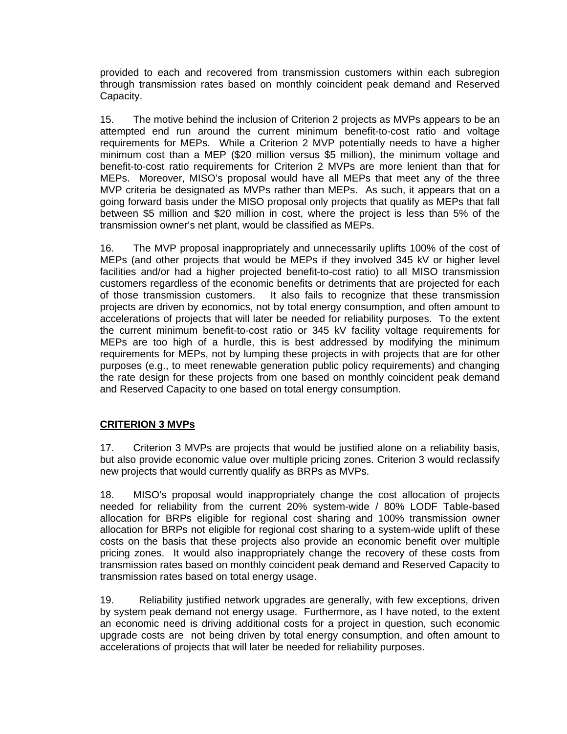provided to each and recovered from transmission customers within each subregion through transmission rates based on monthly coincident peak demand and Reserved Capacity.

15. The motive behind the inclusion of Criterion 2 projects as MVPs appears to be an attempted end run around the current minimum benefit-to-cost ratio and voltage requirements for MEPs. While a Criterion 2 MVP potentially needs to have a higher minimum cost than a MEP ($20 million versus $5 million), the minimum voltage and benefit-to-cost ratio requirements for Criterion 2 MVPs are more lenient than that for MEPs. Moreover, MISO's proposal would have all MEPs that meet any of the three MVP criteria be designated as MVPs rather than MEPs. As such, it appears that on a going forward basis under the MISO proposal only projects that qualify as MEPs that fall between $5 million and $20 million in cost, where the project is less than 5% of the transmission owner's net plant, would be classified as MEPs.

16. The MVP proposal inappropriately and unnecessarily uplifts 100% of the cost of MEPs (and other projects that would be MEPs if they involved 345 kV or higher level facilities and/or had a higher projected benefit-to-cost ratio) to all MISO transmission customers regardless of the economic benefits or detriments that are projected for each of those transmission customers. It also fails to recognize that these transmission projects are driven by economics, not by total energy consumption, and often amount to accelerations of projects that will later be needed for reliability purposes. To the extent the current minimum benefit-to-cost ratio or 345 kV facility voltage requirements for MEPs are too high of a hurdle, this is best addressed by modifying the minimum requirements for MEPs, not by lumping these projects in with projects that are for other purposes (e.g., to meet renewable generation public policy requirements) and changing the rate design for these projects from one based on monthly coincident peak demand and Reserved Capacity to one based on total energy consumption.

## CRITERION 3 MVPs

17. Criterion 3 MVPs are projects that would be justified alone on a reliability basis, but also provide economic value over multiple pricing zones. Criterion 3 would reclassify new projects that would currently qualify as BRPs as MVPs.

18. MISO's proposal would inappropriately change the cost allocation of projects needed for reliability from the current 20% system-wide / 80% LODF Table-based allocation for BRPs eligible for regional cost sharing and 100% transmission owner allocation for BRPs not eligible for regional cost sharing to a system-wide uplift of these costs on the basis that these projects also provide an economic benefit over multiple pricing zones. It would also inappropriately change the recovery of these costs from transmission rates based on monthly coincident peak demand and Reserved Capacity to transmission rates based on total energy usage.

19. Reliability justified network upgrades are generally, with few exceptions, driven by system peak demand not energy usage. Furthermore, as I have noted, to the extent an economic need is driving additional costs for a project in question, such economic upgrade costs are not being driven by total energy consumption, and often amount to accelerations of projects that will later be needed for reliability purposes.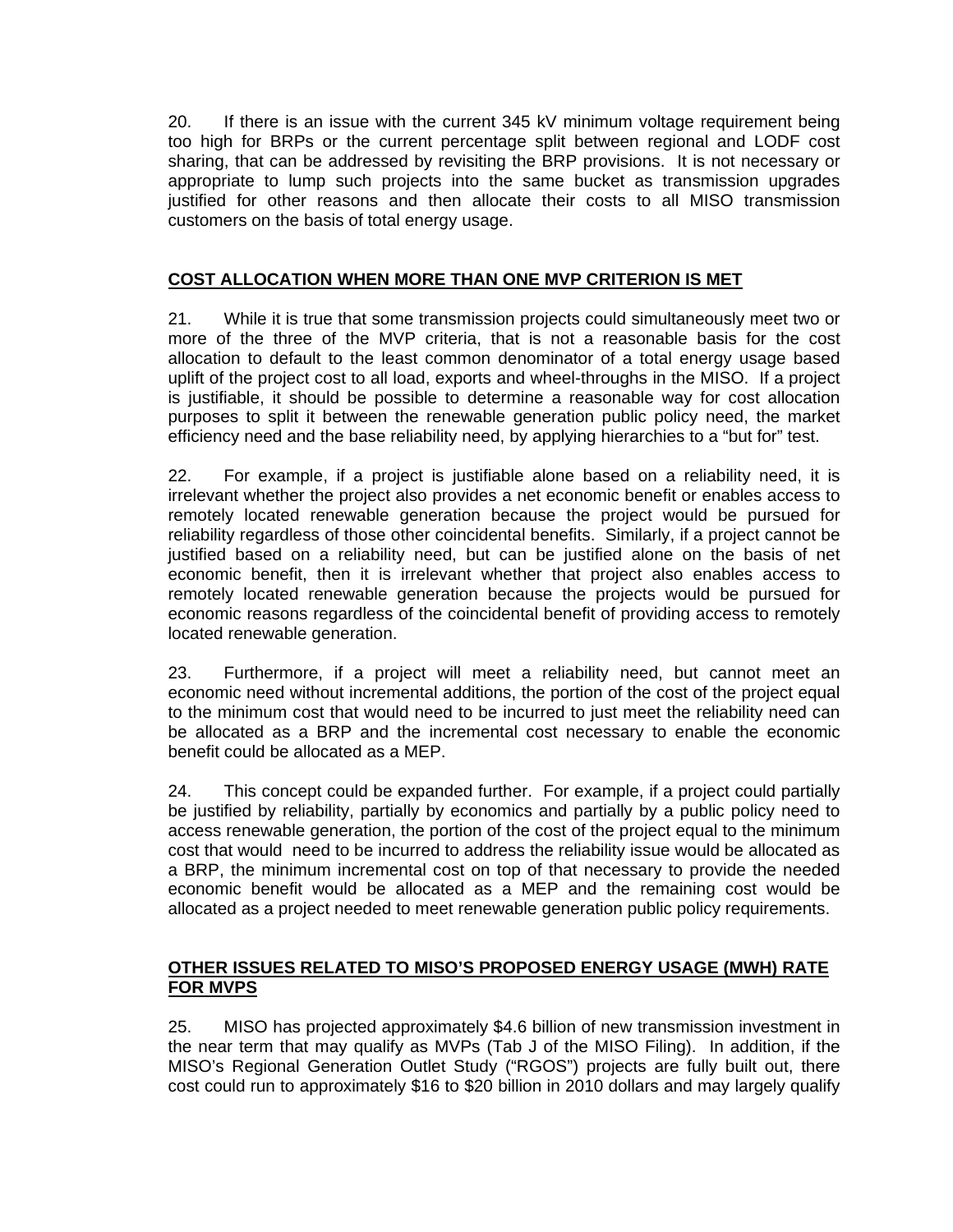20. If there is an issue with the current 345 kV minimum voltage requirement being too high for BRPs or the current percentage split between regional and LODF cost sharing, that can be addressed by revisiting the BRP provisions. It is not necessary or appropriate to lump such projects into the same bucket as transmission upgrades justified for other reasons and then allocate their costs to all MISO transmission customers on the basis of total energy usage.

## COST ALLOCATION WHEN MORE THAN ONE MVP CRITERION IS MET

21. While it is true that some transmission projects could simultaneously meet two or more of the three of the MVP criteria, that is not a reasonable basis for the cost allocation to default to the least common denominator of a total energy usage based uplift of the project cost to all load, exports and wheel-throughs in the MISO. If a project is justifiable, it should be possible to determine a reasonable way for cost allocation purposes to split it between the renewable generation public policy need, the market efficiency need and the base reliability need, by applying hierarchies to a "but for" test.

22. For example, if a project is justifiable alone based on a reliability need, it is irrelevant whether the project also provides a net economic benefit or enables access to remotely located renewable generation because the project would be pursued for reliability regardless of those other coincidental benefits. Similarly, if a project cannot be justified based on a reliability need, but can be justified alone on the basis of net economic benefit, then it is irrelevant whether that project also enables access to remotely located renewable generation because the projects would be pursued for economic reasons regardless of the coincidental benefit of providing access to remotely located renewable generation.

23. Furthermore, if a project will meet a reliability need, but cannot meet an economic need without incremental additions, the portion of the cost of the project equal to the minimum cost that would need to be incurred to just meet the reliability need can be allocated as a BRP and the incremental cost necessary to enable the economic benefit could be allocated as a MEP.

24. This concept could be expanded further. For example, if a project could partially be justified by reliability, partially by economics and partially by a public policy need to access renewable generation, the portion of the cost of the project equal to the minimum cost that would need to be incurred to address the reliability issue would be allocated as a BRP, the minimum incremental cost on top of that necessary to provide the needed economic benefit would be allocated as a MEP and the remaining cost would be allocated as a project needed to meet renewable generation public policy requirements.

## OTHER ISSUES RELATED TO MISO'S PROPOSED ENERGY USAGE (MWH) RATE FOR MVPS

25. MISO has projected approximately $4.6 billion of new transmission investment in the near term that may qualify as MVPs (Tab J of the MISO Filing). In addition, if the MISO's Regional Generation Outlet Study ("RGOS") projects are fully built out, there cost could run to approximately $16 to $20 billion in 2010 dollars and may largely qualify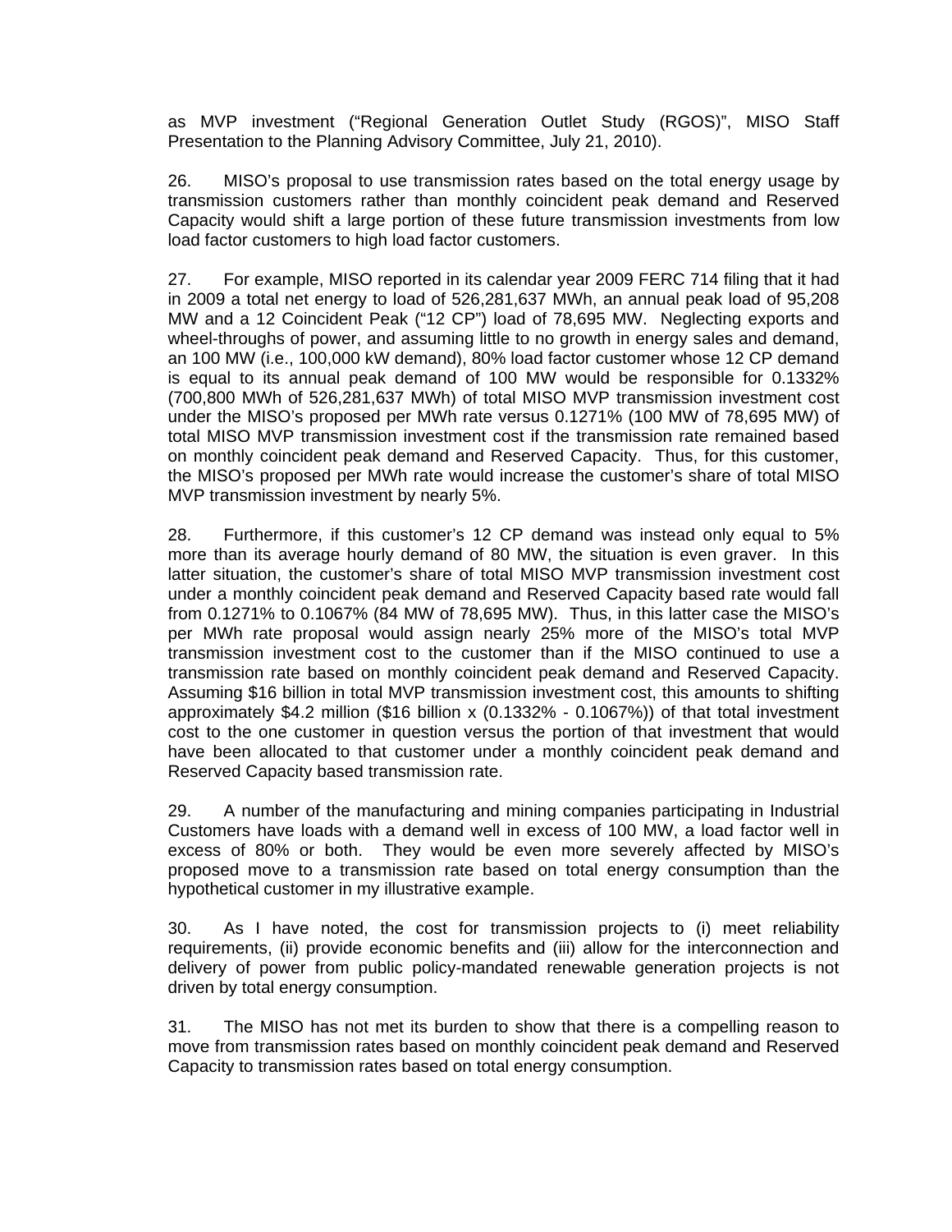as MVP investment ("Regional Generation Outlet Study (RGOS)", MISO Staff Presentation to the Planning Advisory Committee, July 21, 2010).

26. MISO's proposal to use transmission rates based on the total energy usage by transmission customers rather than monthly coincident peak demand and Reserved Capacity would shift a large portion of these future transmission investments from low load factor customers to high load factor customers.

27. For example, MISO reported in its calendar year 2009 FERC 714 filing that it had in 2009 a total net energy to load of 526,281,637 MWh, an annual peak load of 95,208 MW and a 12 Coincident Peak ("12 CP") load of 78,695 MW. Neglecting exports and wheel-throughs of power, and assuming little to no growth in energy sales and demand, an 100 MW (i.e., 100,000 kW demand), 80% load factor customer whose 12 CP demand is equal to its annual peak demand of 100 MW would be responsible for 0.1332% (700,800 MWh of 526,281,637 MWh) of total MISO MVP transmission investment cost under the MISO's proposed per MWh rate versus 0.1271% (100 MW of 78,695 MW) of total MISO MVP transmission investment cost if the transmission rate remained based on monthly coincident peak demand and Reserved Capacity. Thus, for this customer, the MISO's proposed per MWh rate would increase the customer's share of total MISO MVP transmission investment by nearly 5%.

28. Furthermore, if this customer's 12 CP demand was instead only equal to 5% more than its average hourly demand of 80 MW, the situation is even graver. In this latter situation, the customer's share of total MISO MVP transmission investment cost under a monthly coincident peak demand and Reserved Capacity based rate would fall from 0.1271% to 0.1067% (84 MW of 78,695 MW). Thus, in this latter case the MISO's per MWh rate proposal would assign nearly 25% more of the MISO's total MVP transmission investment cost to the customer than if the MISO continued to use a transmission rate based on monthly coincident peak demand and Reserved Capacity. Assuming $16 billion in total MVP transmission investment cost, this amounts to shifting approximately $4.2 million ($16 billion x (0.1332% - 0.1067%)) of that total investment cost to the one customer in question versus the portion of that investment that would have been allocated to that customer under a monthly coincident peak demand and Reserved Capacity based transmission rate.

29. A number of the manufacturing and mining companies participating in Industrial Customers have loads with a demand well in excess of 100 MW, a load factor well in excess of 80% or both. They would be even more severely affected by MISO's proposed move to a transmission rate based on total energy consumption than the hypothetical customer in my illustrative example.

30. As I have noted, the cost for transmission projects to (i) meet reliability requirements, (ii) provide economic benefits and (iii) allow for the interconnection and delivery of power from public policy-mandated renewable generation projects is not driven by total energy consumption.

31. The MISO has not met its burden to show that there is a compelling reason to move from transmission rates based on monthly coincident peak demand and Reserved Capacity to transmission rates based on total energy consumption.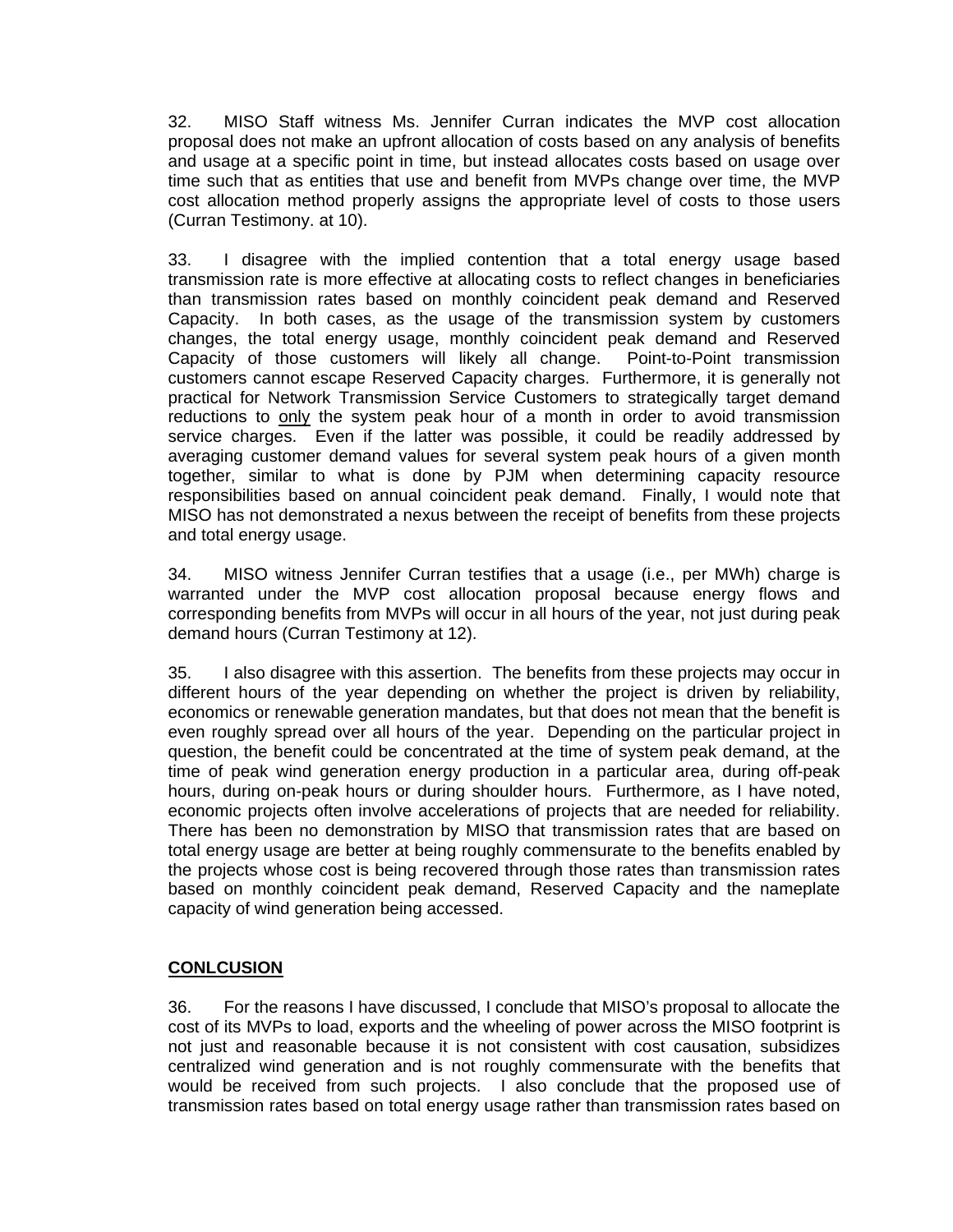32. MISO Staff witness Ms. Jennifer Curran indicates the MVP cost allocation proposal does not make an upfront allocation of costs based on any analysis of benefits and usage at a specific point in time, but instead allocates costs based on usage over time such that as entities that use and benefit from MVPs change over time, the MVP cost allocation method properly assigns the appropriate level of costs to those users (Curran Testimony. at 10).

33. I disagree with the implied contention that a total energy usage based transmission rate is more effective at allocating costs to reflect changes in beneficiaries than transmission rates based on monthly coincident peak demand and Reserved Capacity. In both cases, as the usage of the transmission system by customers changes, the total energy usage, monthly coincident peak demand and Reserved Capacity of those customers will likely all change. Point-to-Point transmission customers cannot escape Reserved Capacity charges. Furthermore, it is generally not practical for Network Transmission Service Customers to strategically target demand reductions to only the system peak hour of a month in order to avoid transmission service charges. Even if the latter was possible, it could be readily addressed by averaging customer demand values for several system peak hours of a given month together, similar to what is done by PJM when determining capacity resource responsibilities based on annual coincident peak demand. Finally, I would note that MISO has not demonstrated a nexus between the receipt of benefits from these projects and total energy usage.

34. MISO witness Jennifer Curran testifies that a usage (i.e., per MWh) charge is warranted under the MVP cost allocation proposal because energy flows and corresponding benefits from MVPs will occur in all hours of the year, not just during peak demand hours (Curran Testimony at 12).

35. I also disagree with this assertion. The benefits from these projects may occur in different hours of the year depending on whether the project is driven by reliability, economics or renewable generation mandates, but that does not mean that the benefit is even roughly spread over all hours of the year. Depending on the particular project in question, the benefit could be concentrated at the time of system peak demand, at the time of peak wind generation energy production in a particular area, during off-peak hours, during on-peak hours or during shoulder hours. Furthermore, as I have noted, economic projects often involve accelerations of projects that are needed for reliability. There has been no demonstration by MISO that transmission rates that are based on total energy usage are better at being roughly commensurate to the benefits enabled by the projects whose cost is being recovered through those rates than transmission rates based on monthly coincident peak demand, Reserved Capacity and the nameplate capacity of wind generation being accessed.

## CONLCUSION

36. For the reasons I have discussed, I conclude that MISO's proposal to allocate the cost of its MVPs to load, exports and the wheeling of power across the MISO footprint is not just and reasonable because it is not consistent with cost causation, subsidizes centralized wind generation and is not roughly commensurate with the benefits that would be received from such projects. I also conclude that the proposed use of transmission rates based on total energy usage rather than transmission rates based on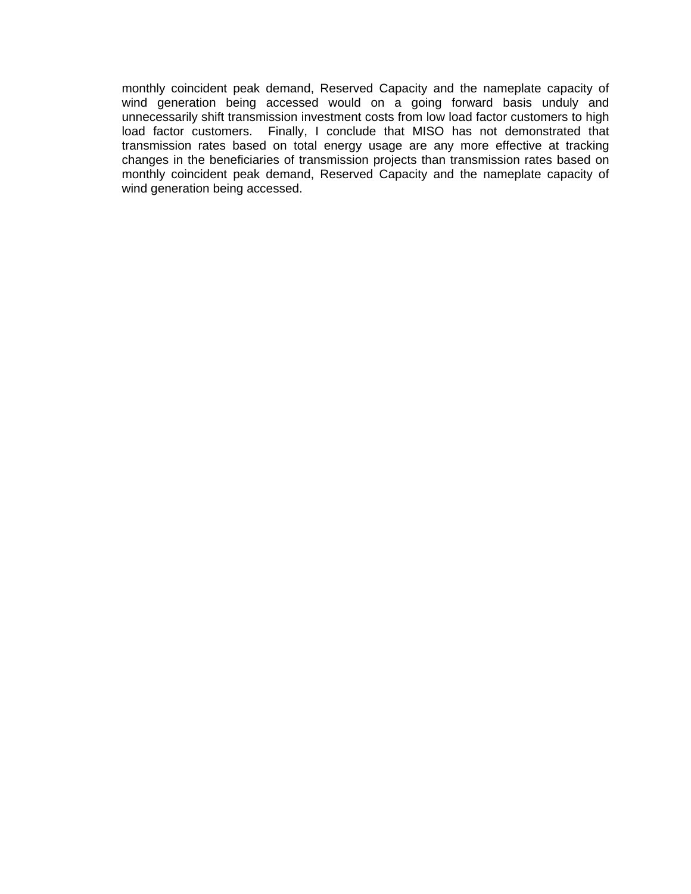monthly coincident peak demand, Reserved Capacity and the nameplate capacity of wind generation being accessed would on a going forward basis unduly and unnecessarily shift transmission investment costs from low load factor customers to high load factor customers. Finally, I conclude that MISO has not demonstrated that transmission rates based on total energy usage are any more effective at tracking changes in the beneficiaries of transmission projects than transmission rates based on monthly coincident peak demand, Reserved Capacity and the nameplate capacity of wind generation being accessed.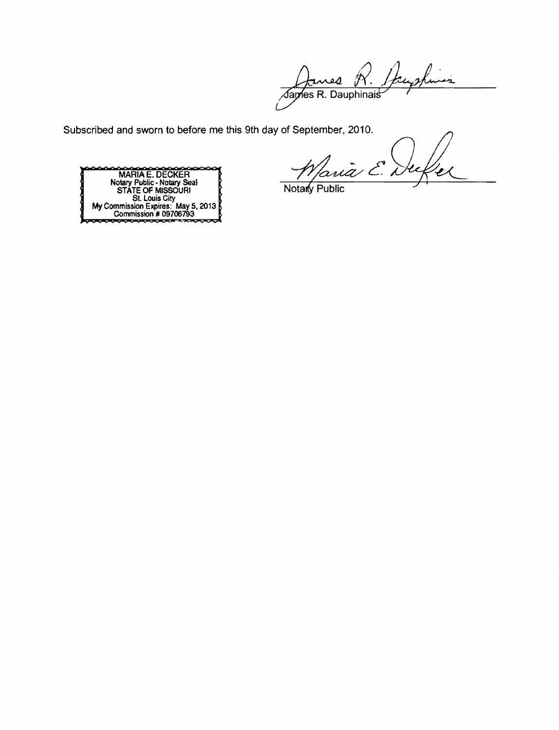James R. Dauphinais

Subscribed and sworn to before me this 9th day of September, 2010.

MARIA E. DECKER
Notary Public - Notary Seal
STATE OF MISSOURI
St. Louis City
My Commission Expires: May 5, 2013
Commission # 09706793

Notary Public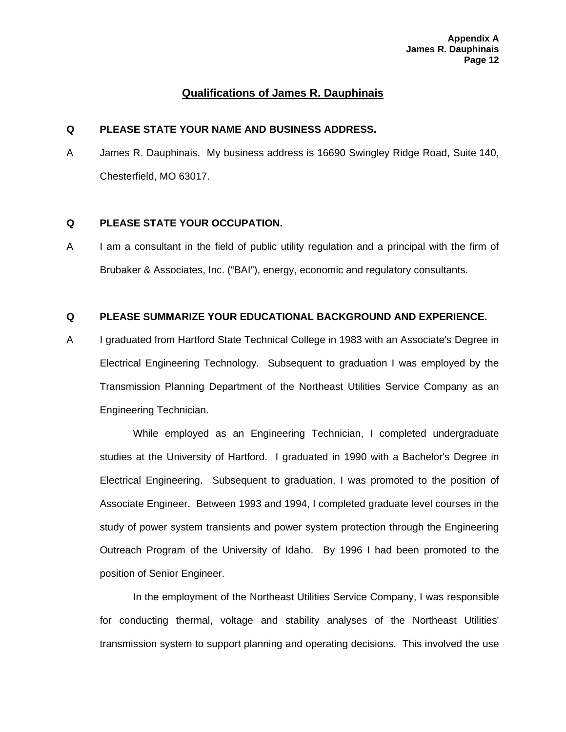## Qualifications of James R. Dauphinais

**Q PLEASE STATE YOUR NAME AND BUSINESS ADDRESS.**

A James R. Dauphinais. My business address is 16690 Swingley Ridge Road, Suite 140, Chesterfield, MO 63017.

**Q PLEASE STATE YOUR OCCUPATION.**

A I am a consultant in the field of public utility regulation and a principal with the firm of Brubaker & Associates, Inc. ("BAI"), energy, economic and regulatory consultants.

**Q PLEASE SUMMARIZE YOUR EDUCATIONAL BACKGROUND AND EXPERIENCE.**

A I graduated from Hartford State Technical College in 1983 with an Associate's Degree in Electrical Engineering Technology. Subsequent to graduation I was employed by the Transmission Planning Department of the Northeast Utilities Service Company as an Engineering Technician.

While employed as an Engineering Technician, I completed undergraduate studies at the University of Hartford. I graduated in 1990 with a Bachelor's Degree in Electrical Engineering. Subsequent to graduation, I was promoted to the position of Associate Engineer. Between 1993 and 1994, I completed graduate level courses in the study of power system transients and power system protection through the Engineering Outreach Program of the University of Idaho. By 1996 I had been promoted to the position of Senior Engineer.

In the employment of the Northeast Utilities Service Company, I was responsible for conducting thermal, voltage and stability analyses of the Northeast Utilities' transmission system to support planning and operating decisions. This involved the use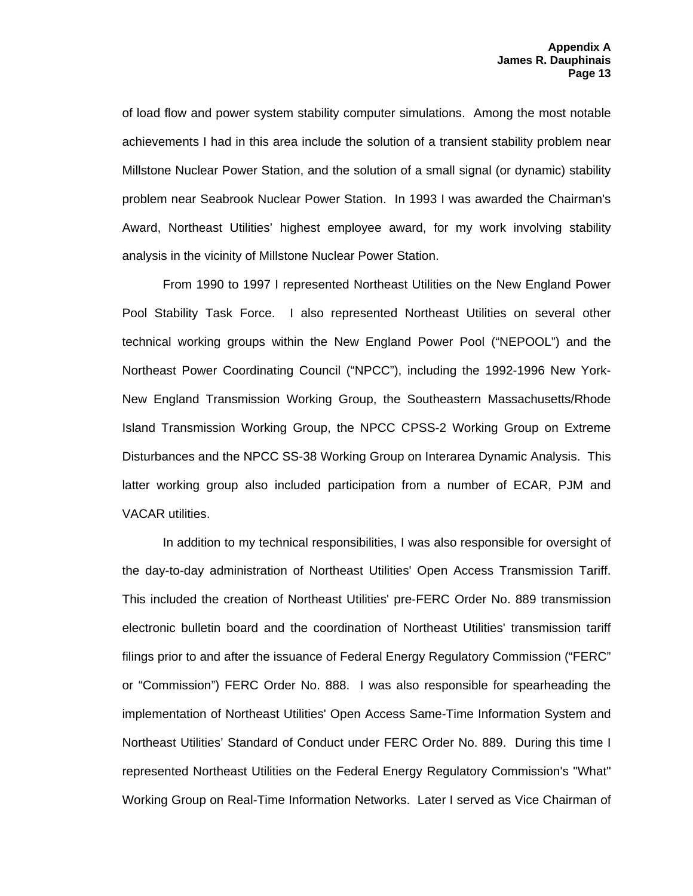of load flow and power system stability computer simulations. Among the most notable achievements I had in this area include the solution of a transient stability problem near Millstone Nuclear Power Station, and the solution of a small signal (or dynamic) stability problem near Seabrook Nuclear Power Station. In 1993 I was awarded the Chairman's Award, Northeast Utilities' highest employee award, for my work involving stability analysis in the vicinity of Millstone Nuclear Power Station.

From 1990 to 1997 I represented Northeast Utilities on the New England Power Pool Stability Task Force. I also represented Northeast Utilities on several other technical working groups within the New England Power Pool ("NEPOOL") and the Northeast Power Coordinating Council ("NPCC"), including the 1992-1996 New York-New England Transmission Working Group, the Southeastern Massachusetts/Rhode Island Transmission Working Group, the NPCC CPSS-2 Working Group on Extreme Disturbances and the NPCC SS-38 Working Group on Interarea Dynamic Analysis. This latter working group also included participation from a number of ECAR, PJM and VACAR utilities.

In addition to my technical responsibilities, I was also responsible for oversight of the day-to-day administration of Northeast Utilities' Open Access Transmission Tariff. This included the creation of Northeast Utilities' pre-FERC Order No. 889 transmission electronic bulletin board and the coordination of Northeast Utilities' transmission tariff filings prior to and after the issuance of Federal Energy Regulatory Commission ("FERC" or "Commission") FERC Order No. 888. I was also responsible for spearheading the implementation of Northeast Utilities' Open Access Same-Time Information System and Northeast Utilities' Standard of Conduct under FERC Order No. 889. During this time I represented Northeast Utilities on the Federal Energy Regulatory Commission's "What" Working Group on Real-Time Information Networks. Later I served as Vice Chairman of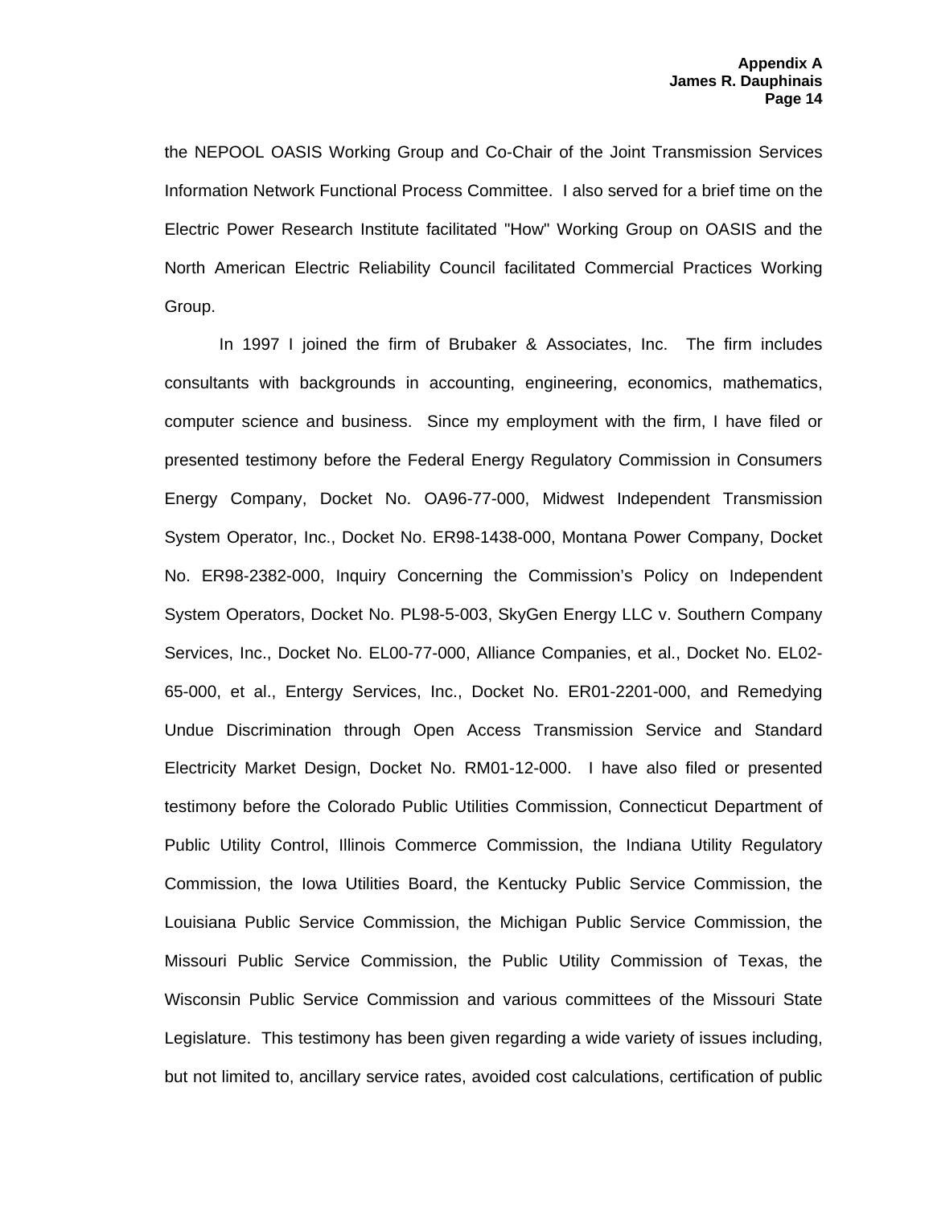the NEPOOL OASIS Working Group and Co-Chair of the Joint Transmission Services Information Network Functional Process Committee. I also served for a brief time on the Electric Power Research Institute facilitated "How" Working Group on OASIS and the North American Electric Reliability Council facilitated Commercial Practices Working Group.

In 1997 I joined the firm of Brubaker & Associates, Inc. The firm includes consultants with backgrounds in accounting, engineering, economics, mathematics, computer science and business. Since my employment with the firm, I have filed or presented testimony before the Federal Energy Regulatory Commission in Consumers Energy Company, Docket No. OA96-77-000, Midwest Independent Transmission System Operator, Inc., Docket No. ER98-1438-000, Montana Power Company, Docket No. ER98-2382-000, Inquiry Concerning the Commission's Policy on Independent System Operators, Docket No. PL98-5-003, SkyGen Energy LLC v. Southern Company Services, Inc., Docket No. EL00-77-000, Alliance Companies, et al., Docket No. EL02-65-000, et al., Entergy Services, Inc., Docket No. ER01-2201-000, and Remedying Undue Discrimination through Open Access Transmission Service and Standard Electricity Market Design, Docket No. RM01-12-000. I have also filed or presented testimony before the Colorado Public Utilities Commission, Connecticut Department of Public Utility Control, Illinois Commerce Commission, the Indiana Utility Regulatory Commission, the Iowa Utilities Board, the Kentucky Public Service Commission, the Louisiana Public Service Commission, the Michigan Public Service Commission, the Missouri Public Service Commission, the Public Utility Commission of Texas, the Wisconsin Public Service Commission and various committees of the Missouri State Legislature. This testimony has been given regarding a wide variety of issues including, but not limited to, ancillary service rates, avoided cost calculations, certification of public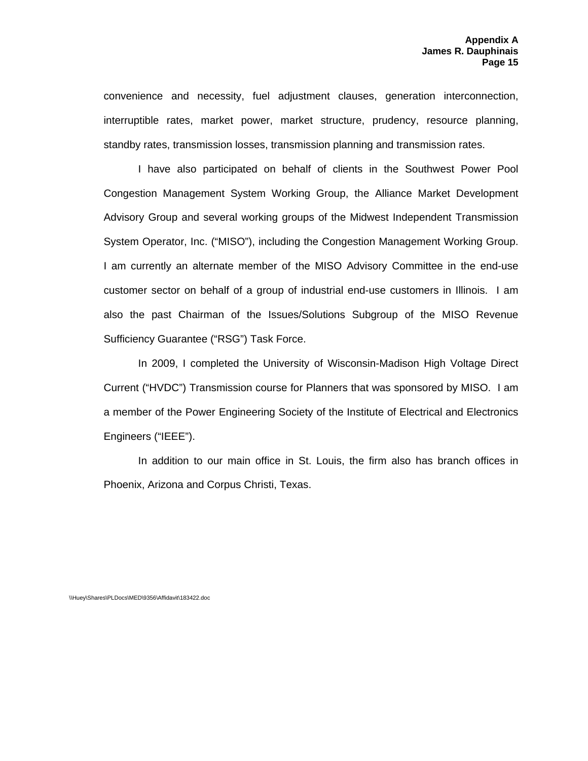convenience and necessity, fuel adjustment clauses, generation interconnection, interruptible rates, market power, market structure, prudency, resource planning, standby rates, transmission losses, transmission planning and transmission rates.

I have also participated on behalf of clients in the Southwest Power Pool Congestion Management System Working Group, the Alliance Market Development Advisory Group and several working groups of the Midwest Independent Transmission System Operator, Inc. ("MISO"), including the Congestion Management Working Group. I am currently an alternate member of the MISO Advisory Committee in the end-use customer sector on behalf of a group of industrial end-use customers in Illinois. I am also the past Chairman of the Issues/Solutions Subgroup of the MISO Revenue Sufficiency Guarantee ("RSG") Task Force.

In 2009, I completed the University of Wisconsin-Madison High Voltage Direct Current ("HVDC") Transmission course for Planners that was sponsored by MISO. I am a member of the Power Engineering Society of the Institute of Electrical and Electronics Engineers ("IEEE").

In addition to our main office in St. Louis, the firm also has branch offices in Phoenix, Arizona and Corpus Christi, Texas.

\\Huey\Shares\PLDocs\MED\9356\Affidavit\183422.doc